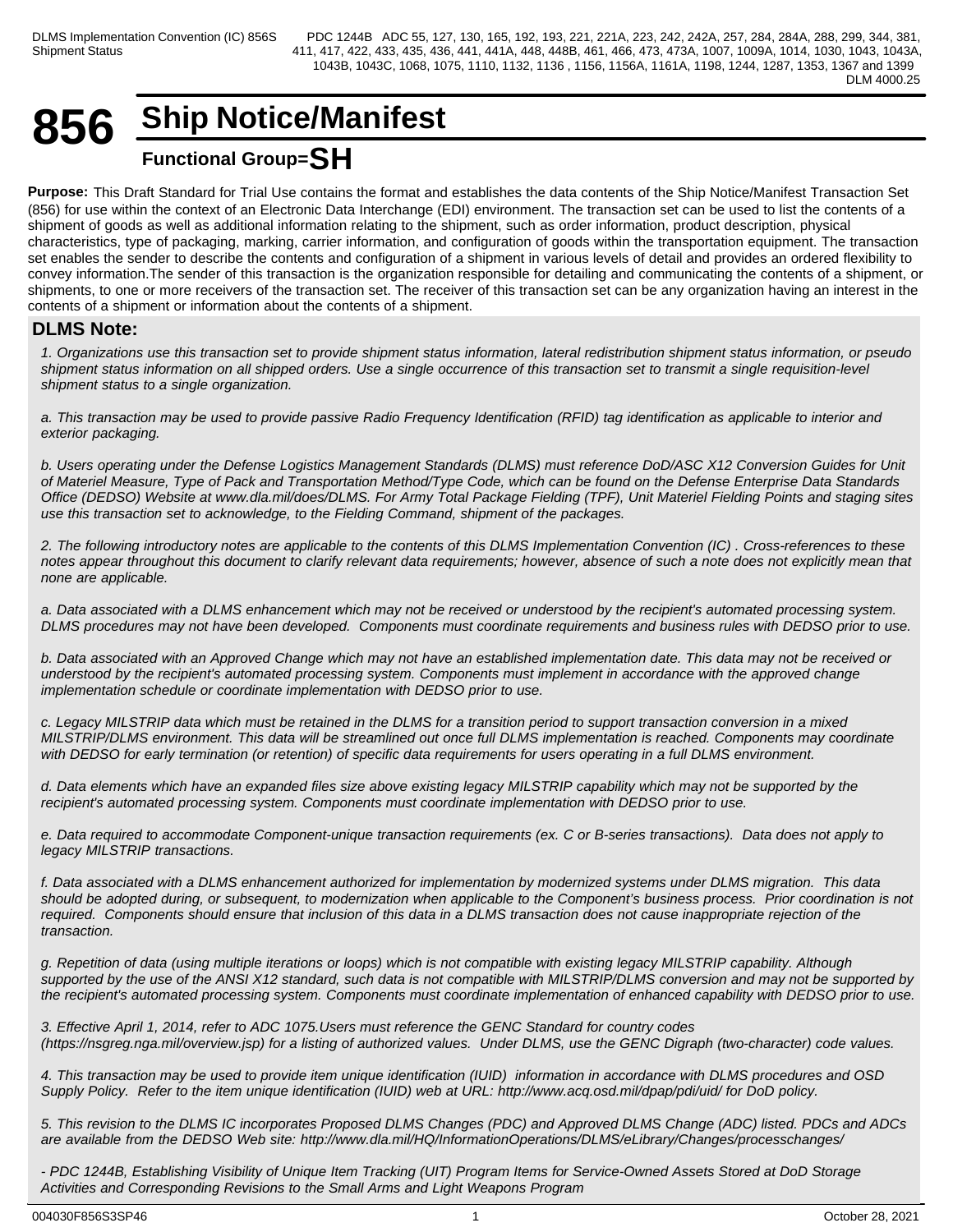# 856 Ship Notice/Manifest

**Functional Group=SH**

**Purpose:** This Draft Standard for Trial Use contains the format and establishes the data contents of the Ship Notice/Manifest Transaction Set (856) for use within the context of an Electronic Data Interchange (EDI) environment. The transaction set can be used to list the contents of a shipment of goods as well as additional information relating to the shipment, such as order information, product description, physical characteristics, type of packaging, marking, carrier information, and configuration of goods within the transportation equipment. The transaction set enables the sender to describe the contents and configuration of a shipment in various levels of detail and provides an ordered flexibility to convey information.The sender of this transaction is the organization responsible for detailing and communicating the contents of a shipment, or shipments, to one or more receivers of the transaction set. The receiver of this transaction set can be any organization having an interest in the contents of a shipment or information about the contents of a shipment.

## DLMS Note:

*1. Organizations use this transaction set to provide shipment status information, lateral redistribution shipment status information, or pseudo shipment status information on all shipped orders. Use a single occurrence of this transaction set to transmit a single requisition-level shipment status to a single organization.*

*a. This transaction may be used to provide passive Radio Frequency Identification (RFID) tag identification as applicable to interior and exterior packaging.*

*b. Users operating under the Defense Logistics Management Standards (DLMS) must reference DoD/ASC X12 Conversion Guides for Unit of Materiel Measure, Type of Pack and Transportation Method/Type Code, which can be found on the Defense Enterprise Data Standards Office (DEDSO) Website at www.dla.mil/does/DLMS. For Army Total Package Fielding (TPF), Unit Materiel Fielding Points and staging sites use this transaction set to acknowledge, to the Fielding Command, shipment of the packages.*

*2. The following introductory notes are applicable to the contents of this DLMS Implementation Convention (IC) . Cross-references to these notes appear throughout this document to clarify relevant data requirements; however, absence of such a note does not explicitly mean that none are applicable.*

*a. Data associated with a DLMS enhancement which may not be received or understood by the recipient's automated processing system. DLMS procedures may not have been developed.  Components must coordinate requirements and business rules with DEDSO prior to use.*

*b. Data associated with an Approved Change which may not have an established implementation date. This data may not be received or understood by the recipient's automated processing system. Components must implement in accordance with the approved change implementation schedule or coordinate implementation with DEDSO prior to use.*

*c. Legacy MILSTRIP data which must be retained in the DLMS for a transition period to support transaction conversion in a mixed MILSTRIP/DLMS environment. This data will be streamlined out once full DLMS implementation is reached. Components may coordinate with DEDSO for early termination (or retention) of specific data requirements for users operating in a full DLMS environment.*

*d. Data elements which have an expanded files size above existing legacy MILSTRIP capability which may not be supported by the recipient's automated processing system. Components must coordinate implementation with DEDSO prior to use.*

*e. Data required to accommodate Component-unique transaction requirements (ex. C or B-series transactions).  Data does not apply to legacy MILSTRIP transactions.*

*f. Data associated with a DLMS enhancement authorized for implementation by modernized systems under DLMS migration.  This data should be adopted during, or subsequent, to modernization when applicable to the Component's business process.  Prior coordination is not required.  Components should ensure that inclusion of this data in a DLMS transaction does not cause inappropriate rejection of the transaction.*

*g. Repetition of data (using multiple iterations or loops) which is not compatible with existing legacy MILSTRIP capability. Although supported by the use of the ANSI X12 standard, such data is not compatible with MILSTRIP/DLMS conversion and may not be supported by the recipient's automated processing system. Components must coordinate implementation of enhanced capability with DEDSO prior to use.*

*3. Effective April 1, 2014, refer to ADC 1075.Users must reference the GENC Standard for country codes (https://nsgreg.nga.mil/overview.jsp) for a listing of authorized values.  Under DLMS, use the GENC Digraph (two-character) code values.*

*4. This transaction may be used to provide item unique identification (IUID)  information in accordance with DLMS procedures and OSD Supply Policy.  Refer to the item unique identification (IUID) web at URL: http://www.acq.osd.mil/dpap/pdi/uid/ for DoD policy.*

*5. This revision to the DLMS IC incorporates Proposed DLMS Changes (PDC) and Approved DLMS Change (ADC) listed. PDCs and ADCs are available from the DEDSO Web site: http://www.dla.mil/HQ/InformationOperations/DLMS/eLibrary/Changes/processchanges/*

*- PDC 1244B, Establishing Visibility of Unique Item Tracking (UIT) Program Items for Service-Owned Assets Stored at DoD Storage Activities and Corresponding Revisions to the Small Arms and Light Weapons Program*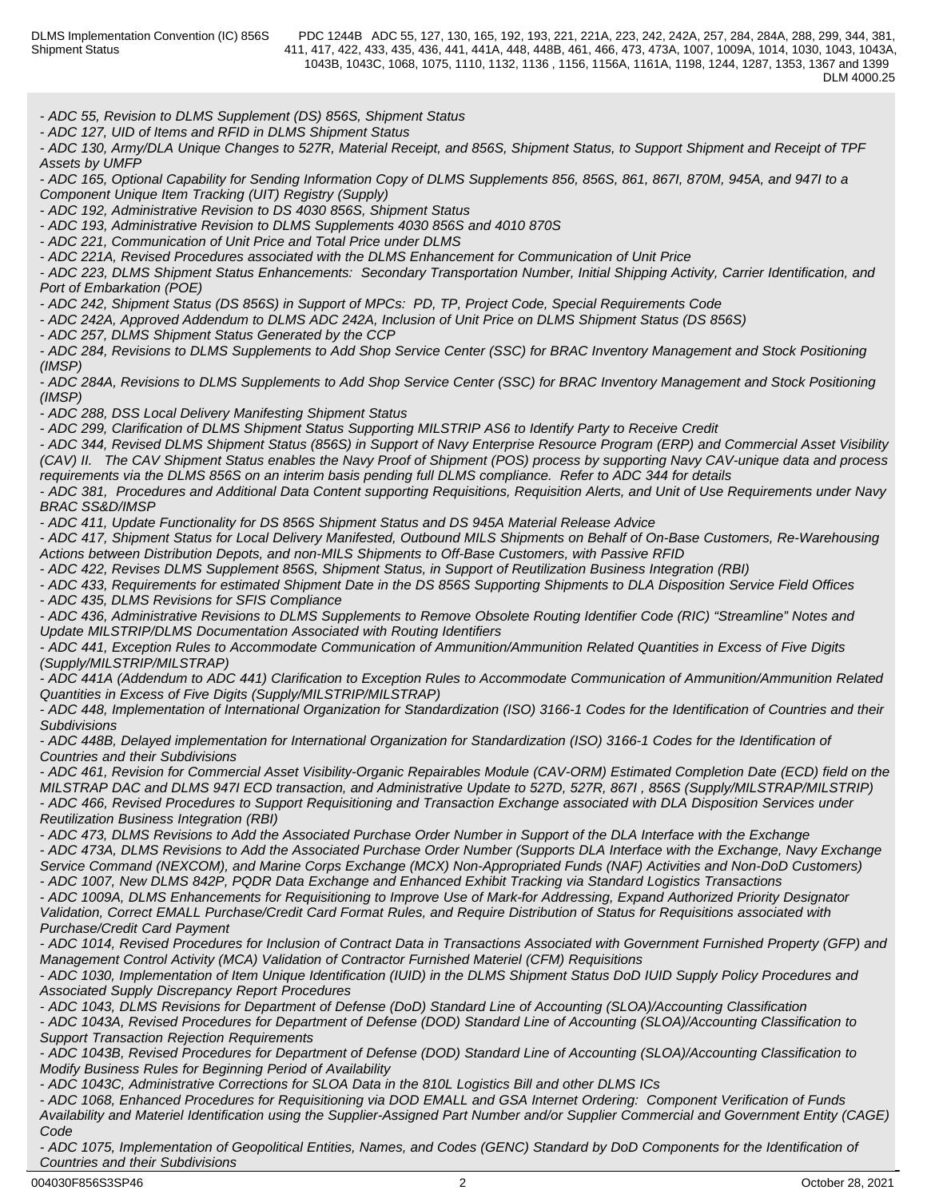- *ADC 55, Revision to DLMS Supplement (DS) 856S, Shipment Status*
- *ADC 127, UID of Items and RFID in DLMS Shipment Status*
- *ADC 130, Army/DLA Unique Changes to 527R, Material Receipt, and 856S, Shipment Status, to Support Shipment and Receipt of TPF Assets by UMFP*
- *ADC 165, Optional Capability for Sending Information Copy of DLMS Supplements 856, 856S, 861, 867I, 870M, 945A, and 947I to a Component Unique Item Tracking (UIT) Registry (Supply)*
- *ADC 192, Administrative Revision to DS 4030 856S, Shipment Status*
- *ADC 193, Administrative Revision to DLMS Supplements 4030 856S and 4010 870S*
- *ADC 221, Communication of Unit Price and Total Price under DLMS*
- *ADC 221A, Revised Procedures associated with the DLMS Enhancement for Communication of Unit Price*
- *ADC 223, DLMS Shipment Status Enhancements: Secondary Transportation Number, Initial Shipping Activity, Carrier Identification, and Port of Embarkation (POE)*
- *ADC 242, Shipment Status (DS 856S) in Support of MPCs: PD, TP, Project Code, Special Requirements Code*
- *ADC 242A, Approved Addendum to DLMS ADC 242A, Inclusion of Unit Price on DLMS Shipment Status (DS 856S)*
- *ADC 257, DLMS Shipment Status Generated by the CCP*
- *ADC 284, Revisions to DLMS Supplements to Add Shop Service Center (SSC) for BRAC Inventory Management and Stock Positioning (IMSP)*
- *ADC 284A, Revisions to DLMS Supplements to Add Shop Service Center (SSC) for BRAC Inventory Management and Stock Positioning (IMSP)*
- *ADC 288, DSS Local Delivery Manifesting Shipment Status*
- *ADC 299, Clarification of DLMS Shipment Status Supporting MILSTRIP AS6 to Identify Party to Receive Credit*
- *ADC 344, Revised DLMS Shipment Status (856S) in Support of Navy Enterprise Resource Program (ERP) and Commercial Asset Visibility (CAV) II. The CAV Shipment Status enables the Navy Proof of Shipment (POS) process by supporting Navy CAV-unique data and process requirements via the DLMS 856S on an interim basis pending full DLMS compliance. Refer to ADC 344 for details*
- *ADC 381, Procedures and Additional Data Content supporting Requisitions, Requisition Alerts, and Unit of Use Requirements under Navy BRAC SS&D/IMSP*
- *ADC 411, Update Functionality for DS 856S Shipment Status and DS 945A Material Release Advice*
- *ADC 417, Shipment Status for Local Delivery Manifested, Outbound MILS Shipments on Behalf of On-Base Customers, Re-Warehousing Actions between Distribution Depots, and non-MILS Shipments to Off-Base Customers, with Passive RFID*
- *ADC 422, Revises DLMS Supplement 856S, Shipment Status, in Support of Reutilization Business Integration (RBI)*
- *ADC 433, Requirements for estimated Shipment Date in the DS 856S Supporting Shipments to DLA Disposition Service Field Offices*
- *ADC 435, DLMS Revisions for SFIS Compliance*
- *ADC 436, Administrative Revisions to DLMS Supplements to Remove Obsolete Routing Identifier Code (RIC) "Streamline" Notes and Update MILSTRIP/DLMS Documentation Associated with Routing Identifiers*
- *ADC 441, Exception Rules to Accommodate Communication of Ammunition/Ammunition Related Quantities in Excess of Five Digits (Supply/MILSTRIP/MILSTRAP)*
- *ADC 441A (Addendum to ADC 441) Clarification to Exception Rules to Accommodate Communication of Ammunition/Ammunition Related Quantities in Excess of Five Digits (Supply/MILSTRIP/MILSTRAP)*
- *ADC 448, Implementation of International Organization for Standardization (ISO) 3166-1 Codes for the Identification of Countries and their Subdivisions*
- *ADC 448B, Delayed implementation for International Organization for Standardization (ISO) 3166-1 Codes for the Identification of Countries and their Subdivisions*
- *ADC 461, Revision for Commercial Asset Visibility-Organic Repairables Module (CAV-ORM) Estimated Completion Date (ECD) field on the MILSTRAP DAC and DLMS 947I ECD transaction, and Administrative Update to 527D, 527R, 867I , 856S (Supply/MILSTRAP/MILSTRIP)*
- *ADC 466, Revised Procedures to Support Requisitioning and Transaction Exchange associated with DLA Disposition Services under Reutilization Business Integration (RBI)*
- *ADC 473, DLMS Revisions to Add the Associated Purchase Order Number in Support of the DLA Interface with the Exchange*
- *ADC 473A, DLMS Revisions to Add the Associated Purchase Order Number (Supports DLA Interface with the Exchange, Navy Exchange Service Command (NEXCOM), and Marine Corps Exchange (MCX) Non-Appropriated Funds (NAF) Activities and Non-DoD Customers)*
- *ADC 1007, New DLMS 842P, PQDR Data Exchange and Enhanced Exhibit Tracking via Standard Logistics Transactions*
- *ADC 1009A, DLMS Enhancements for Requisitioning to Improve Use of Mark-for Addressing, Expand Authorized Priority Designator Validation, Correct EMALL Purchase/Credit Card Format Rules, and Require Distribution of Status for Requisitions associated with Purchase/Credit Card Payment*
- *ADC 1014, Revised Procedures for Inclusion of Contract Data in Transactions Associated with Government Furnished Property (GFP) and Management Control Activity (MCA) Validation of Contractor Furnished Materiel (CFM) Requisitions*
- *ADC 1030, Implementation of Item Unique Identification (IUID) in the DLMS Shipment Status DoD IUID Supply Policy Procedures and Associated Supply Discrepancy Report Procedures*
- *ADC 1043, DLMS Revisions for Department of Defense (DoD) Standard Line of Accounting (SLOA)/Accounting Classification*
- *ADC 1043A, Revised Procedures for Department of Defense (DOD) Standard Line of Accounting (SLOA)/Accounting Classification to Support Transaction Rejection Requirements*
- *ADC 1043B, Revised Procedures for Department of Defense (DOD) Standard Line of Accounting (SLOA)/Accounting Classification to Modify Business Rules for Beginning Period of Availability*
- *ADC 1043C, Administrative Corrections for SLOA Data in the 810L Logistics Bill and other DLMS ICs*
- *ADC 1068, Enhanced Procedures for Requisitioning via DOD EMALL and GSA Internet Ordering: Component Verification of Funds Availability and Materiel Identification using the Supplier-Assigned Part Number and/or Supplier Commercial and Government Entity (CAGE) Code*
- *ADC 1075, Implementation of Geopolitical Entities, Names, and Codes (GENC) Standard by DoD Components for the Identification of Countries and their Subdivisions*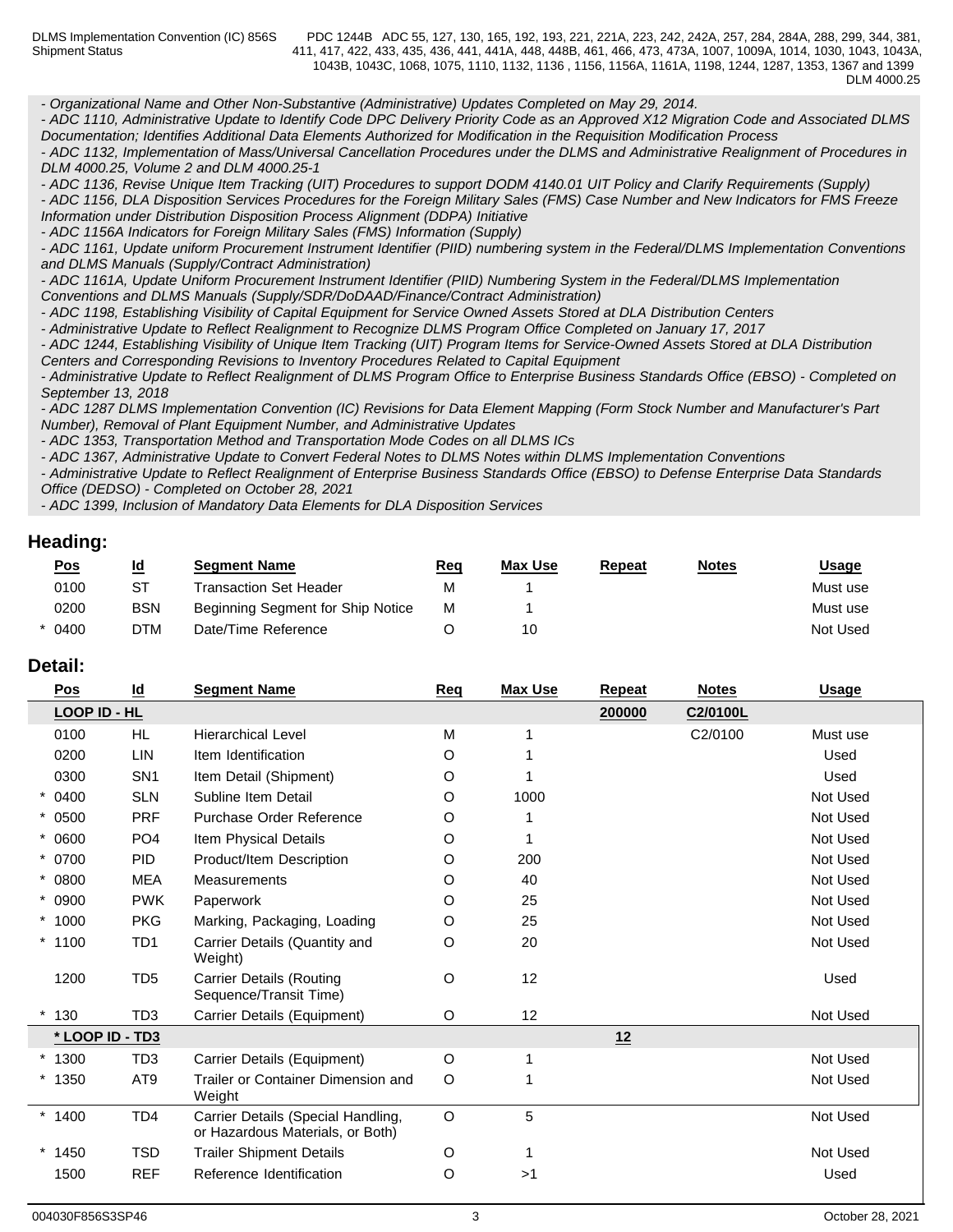*- Organizational Name and Other Non-Substantive (Administrative) Updates Completed on May 29, 2014.*
*- ADC 1110, Administrative Update to Identify Code DPC Delivery Priority Code as an Approved X12 Migration Code and Associated DLMS Documentation; Identifies Additional Data Elements Authorized for Modification in the Requisition Modification Process*
*- ADC 1132, Implementation of Mass/Universal Cancellation Procedures under the DLMS and Administrative Realignment of Procedures in DLM 4000.25, Volume 2 and DLM 4000.25-1*
*- ADC 1136, Revise Unique Item Tracking (UIT) Procedures to support DODM 4140.01 UIT Policy and Clarify Requirements (Supply)*
*- ADC 1156, DLA Disposition Services Procedures for the Foreign Military Sales (FMS) Case Number and New Indicators for FMS Freeze Information under Distribution Disposition Process Alignment (DDPA) Initiative*
*- ADC 1156A Indicators for Foreign Military Sales (FMS) Information (Supply)*
*- ADC 1161, Update uniform Procurement Instrument Identifier (PIID) numbering system in the Federal/DLMS Implementation Conventions and DLMS Manuals (Supply/Contract Administration)*
*- ADC 1161A, Update Uniform Procurement Instrument Identifier (PIID) Numbering System in the Federal/DLMS Implementation Conventions and DLMS Manuals (Supply/SDR/DoDAAD/Finance/Contract Administration)*
*- ADC 1198, Establishing Visibility of Capital Equipment for Service Owned Assets Stored at DLA Distribution Centers*
*- Administrative Update to Reflect Realignment to Recognize DLMS Program Office Completed on January 17, 2017*
*- ADC 1244, Establishing Visibility of Unique Item Tracking (UIT) Program Items for Service-Owned Assets Stored at DLA Distribution Centers and Corresponding Revisions to Inventory Procedures Related to Capital Equipment*
*- Administrative Update to Reflect Realignment of DLMS Program Office to Enterprise Business Standards Office (EBSO) - Completed on September 13, 2018*
*- ADC 1287 DLMS Implementation Convention (IC) Revisions for Data Element Mapping (Form Stock Number and Manufacturer's Part Number), Removal of Plant Equipment Number, and Administrative Updates*
*- ADC 1353, Transportation Method and Transportation Mode Codes on all DLMS ICs*
*- ADC 1367, Administrative Update to Convert Federal Notes to DLMS Notes within DLMS Implementation Conventions*
*- Administrative Update to Reflect Realignment of Enterprise Business Standards Office (EBSO) to Defense Enterprise Data Standards Office (DEDSO) - Completed on October 28, 2021*
*- ADC 1399, Inclusion of Mandatory Data Elements for DLA Disposition Services*

## Heading:

| Pos | Id | Segment Name | Req | Max Use | Repeat | Notes | Usage |
|---|---|---|---|---|---|---|---|
| 0100 | ST | Transaction Set Header | M | 1 | | | Must use |
| 0200 | BSN | Beginning Segment for Ship Notice | M | 1 | | | Must use |
| * 0400 | DTM | Date/Time Reference | O | 10 | | | Not Used |

## Detail:

| Pos | Id | Segment Name | Req | Max Use | Repeat | Notes | Usage |
|---|---|---|---|---|---|---|---|
| **LOOP ID - HL** | | | | | **200000** | **C2/0100L** | |
| 0100 | HL | Hierarchical Level | M | 1 | | C2/0100 | Must use |
| 0200 | LIN | Item Identification | O | 1 | | | Used |
| 0300 | SN1 | Item Detail (Shipment) | O | 1 | | | Used |
| * 0400 | SLN | Subline Item Detail | O | 1000 | | | Not Used |
| * 0500 | PRF | Purchase Order Reference | O | 1 | | | Not Used |
| * 0600 | PO4 | Item Physical Details | O | 1 | | | Not Used |
| * 0700 | PID | Product/Item Description | O | 200 | | | Not Used |
| * 0800 | MEA | Measurements | O | 40 | | | Not Used |
| * 0900 | PWK | Paperwork | O | 25 | | | Not Used |
| * 1000 | PKG | Marking, Packaging, Loading | O | 25 | | | Not Used |
| * 1100 | TD1 | Carrier Details (Quantity and Weight) | O | 20 | | | Not Used |
| 1200 | TD5 | Carrier Details (Routing Sequence/Transit Time) | O | 12 | | | Used |
| * 130 | TD3 | Carrier Details (Equipment) | O | 12 | | | Not Used |
| **\* LOOP ID - TD3** | | | | | **12** | | |
| * 1300 | TD3 | Carrier Details (Equipment) | O | 1 | | | Not Used |
| * 1350 | AT9 | Trailer or Container Dimension and Weight | O | 1 | | | Not Used |
| * 1400 | TD4 | Carrier Details (Special Handling, or Hazardous Materials, or Both) | O | 5 | | | Not Used |
| * 1450 | TSD | Trailer Shipment Details | O | 1 | | | Not Used |
| 1500 | REF | Reference Identification | O | >1 | | | Used |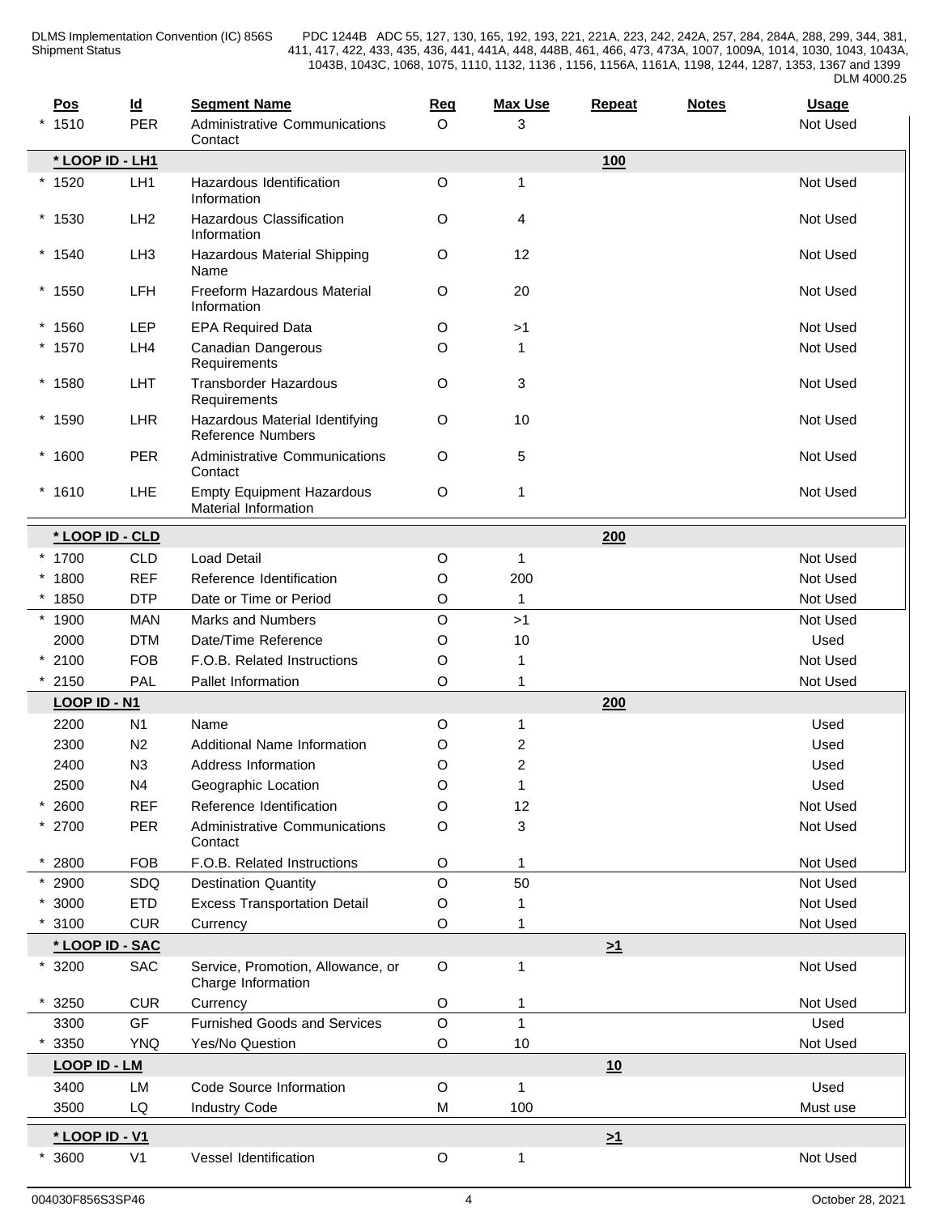| Pos | Id | Segment Name | Req | Max Use | Repeat | Notes | Usage |
|---|---|---|---|---|---|---|---|
| * 1510 | PER | Administrative Communications Contact | O | 3 | | | Not Used |
| **\* LOOP ID - LH1** | | | | | **100** | | |
| * 1520 | LH1 | Hazardous Identification Information | O | 1 | | | Not Used |
| * 1530 | LH2 | Hazardous Classification Information | O | 4 | | | Not Used |
| * 1540 | LH3 | Hazardous Material Shipping Name | O | 12 | | | Not Used |
| * 1550 | LFH | Freeform Hazardous Material Information | O | 20 | | | Not Used |
| * 1560 | LEP | EPA Required Data | O | >1 | | | Not Used |
| * 1570 | LH4 | Canadian Dangerous Requirements | O | 1 | | | Not Used |
| * 1580 | LHT | Transborder Hazardous Requirements | O | 3 | | | Not Used |
| * 1590 | LHR | Hazardous Material Identifying Reference Numbers | O | 10 | | | Not Used |
| * 1600 | PER | Administrative Communications Contact | O | 5 | | | Not Used |
| * 1610 | LHE | Empty Equipment Hazardous Material Information | O | 1 | | | Not Used |
| **\* LOOP ID - CLD** | | | | | **200** | | |
| * 1700 | CLD | Load Detail | O | 1 | | | Not Used |
| * 1800 | REF | Reference Identification | O | 200 | | | Not Used |
| * 1850 | DTP | Date or Time or Period | O | 1 | | | Not Used |
| * 1900 | MAN | Marks and Numbers | O | >1 | | | Not Used |
| 2000 | DTM | Date/Time Reference | O | 10 | | | Used |
| * 2100 | FOB | F.O.B. Related Instructions | O | 1 | | | Not Used |
| * 2150 | PAL | Pallet Information | O | 1 | | | Not Used |
| **LOOP ID - N1** | | | | | **200** | | |
| 2200 | N1 | Name | O | 1 | | | Used |
| 2300 | N2 | Additional Name Information | O | 2 | | | Used |
| 2400 | N3 | Address Information | O | 2 | | | Used |
| 2500 | N4 | Geographic Location | O | 1 | | | Used |
| * 2600 | REF | Reference Identification | O | 12 | | | Not Used |
| * 2700 | PER | Administrative Communications Contact | O | 3 | | | Not Used |
| * 2800 | FOB | F.O.B. Related Instructions | O | 1 | | | Not Used |
| * 2900 | SDQ | Destination Quantity | O | 50 | | | Not Used |
| * 3000 | ETD | Excess Transportation Detail | O | 1 | | | Not Used |
| * 3100 | CUR | Currency | O | 1 | | | Not Used |
| **\* LOOP ID - SAC** | | | | | **>1** | | |
| * 3200 | SAC | Service, Promotion, Allowance, or Charge Information | O | 1 | | | Not Used |
| * 3250 | CUR | Currency | O | 1 | | | Not Used |
| 3300 | GF | Furnished Goods and Services | O | 1 | | | Used |
| * 3350 | YNQ | Yes/No Question | O | 10 | | | Not Used |
| **LOOP ID - LM** | | | | | **10** | | |
| 3400 | LM | Code Source Information | O | 1 | | | Used |
| 3500 | LQ | Industry Code | M | 100 | | | Must use |
| **\* LOOP ID - V1** | | | | | **>1** | | |
| * 3600 | V1 | Vessel Identification | O | 1 | | | Not Used |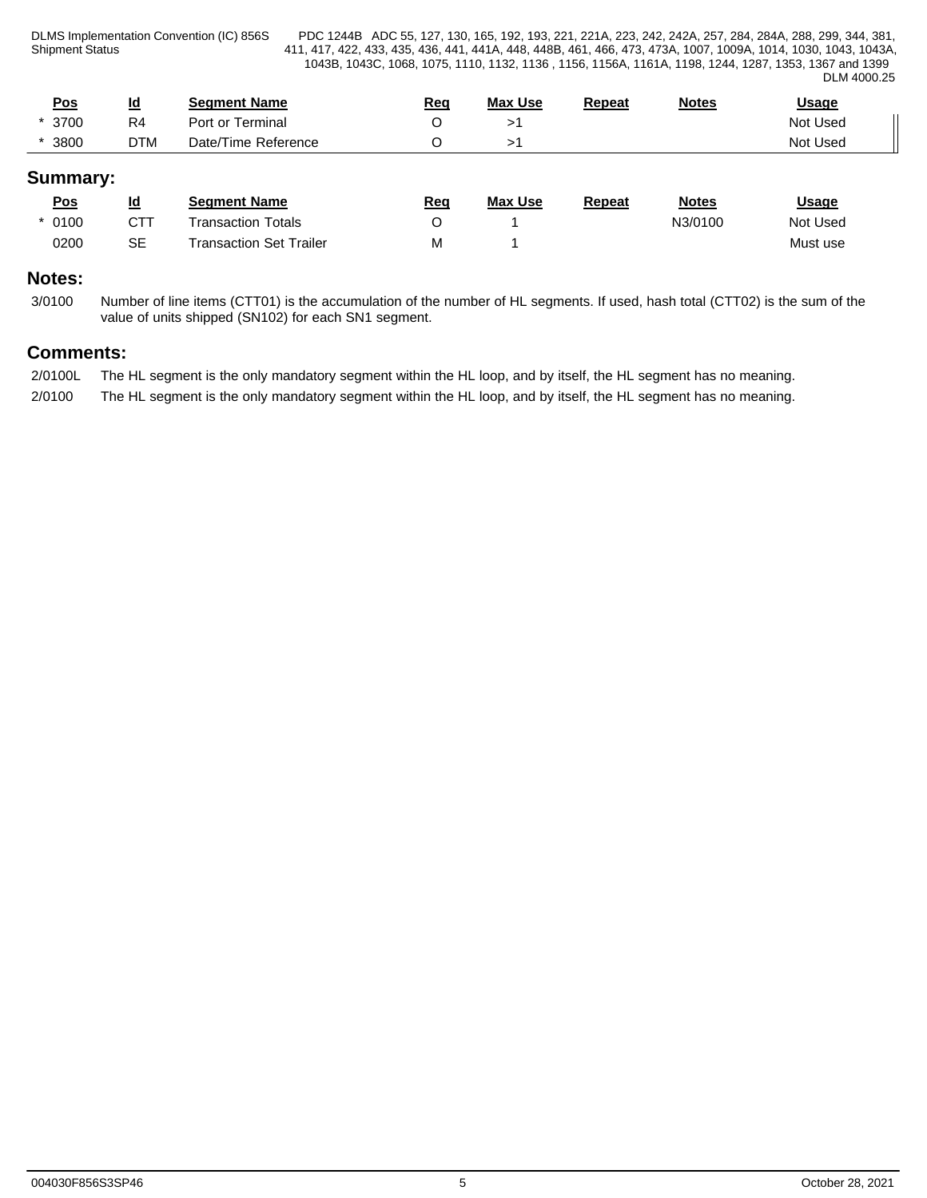| Pos | Id | Segment Name | Req | Max Use | Repeat | Notes | Usage |
|---|---|---|---|---|---|---|---|
| * 3700 | R4 | Port or Terminal | O | >1 | | | Not Used |
| * 3800 | DTM | Date/Time Reference | O | >1 | | | Not Used |

## Summary:

| Pos | Id | Segment Name | Req | Max Use | Repeat | Notes | Usage |
|---|---|---|---|---|---|---|---|
| * 0100 | CTT | Transaction Totals | O | 1 | | N3/0100 | Not Used |
| 0200 | SE | Transaction Set Trailer | M | 1 | | | Must use |

## Notes:

3/0100 Number of line items (CTT01) is the accumulation of the number of HL segments. If used, hash total (CTT02) is the sum of the value of units shipped (SN102) for each SN1 segment.

## Comments:

2/0100L The HL segment is the only mandatory segment within the HL loop, and by itself, the HL segment has no meaning.

2/0100 The HL segment is the only mandatory segment within the HL loop, and by itself, the HL segment has no meaning.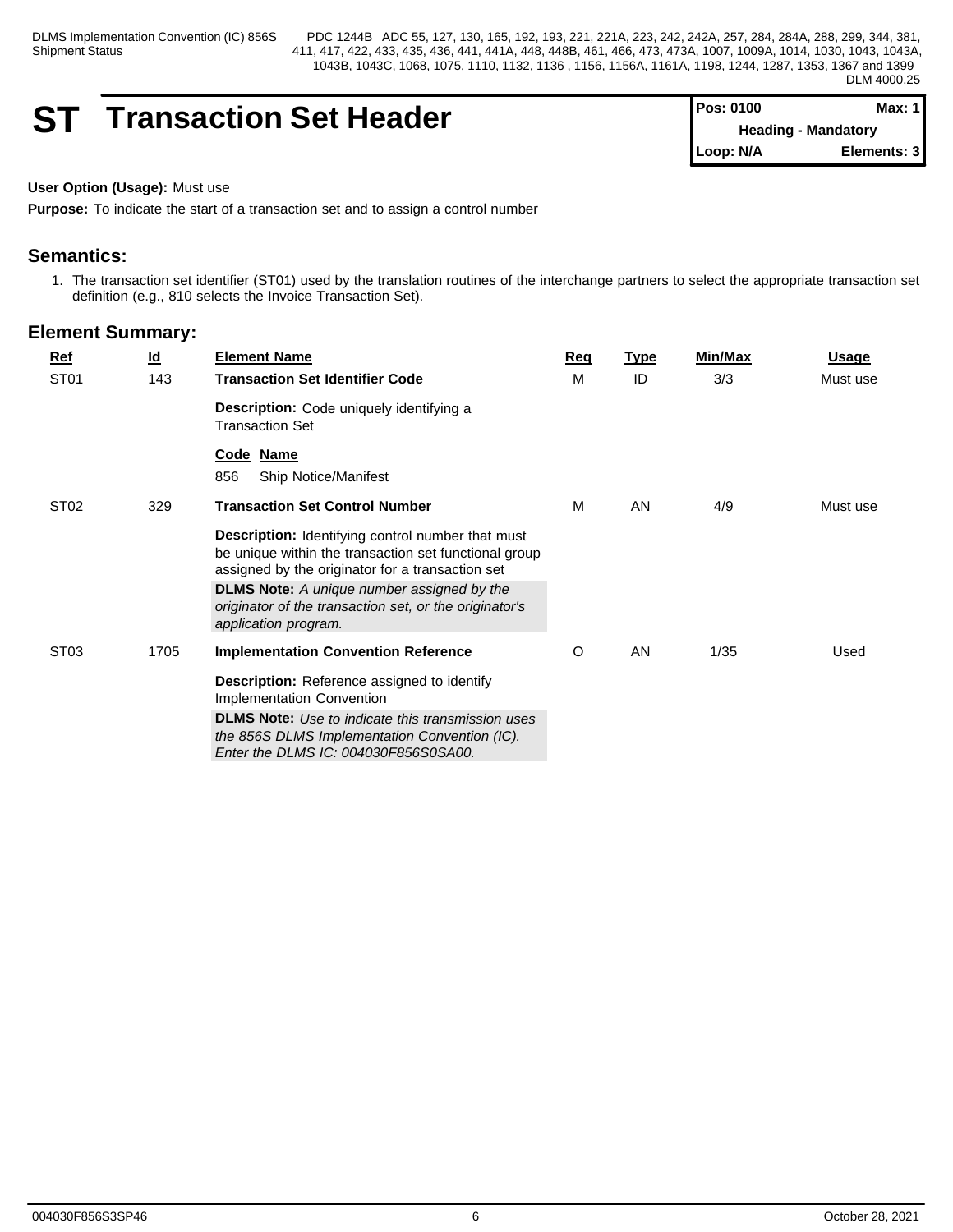# ST Transaction Set Header

| Pos: 0100 | Max: 1 |
|---|---|
| Heading - Mandatory | |
| Loop: N/A | Elements: 3 |

**User Option (Usage):** Must use

**Purpose:** To indicate the start of a transaction set and to assign a control number

## Semantics:

1. The transaction set identifier (ST01) used by the translation routines of the interchange partners to select the appropriate transaction set definition (e.g., 810 selects the Invoice Transaction Set).

## Element Summary:

| Ref | Id | Element Name | Req | Type | Min/Max | Usage |
|---|---|---|---|---|---|---|
| ST01 | 143 | **Transaction Set Identifier Code**<br><br>**Description:** Code uniquely identifying a Transaction Set<br><br>**Code Name**<br>856 Ship Notice/Manifest | M | ID | 3/3 | Must use |
| ST02 | 329 | **Transaction Set Control Number**<br><br>**Description:** Identifying control number that must be unique within the transaction set functional group assigned by the originator for a transaction set<br>**DLMS Note:** *A unique number assigned by the originator of the transaction set, or the originator's application program.* | M | AN | 4/9 | Must use |
| ST03 | 1705 | **Implementation Convention Reference**<br><br>**Description:** Reference assigned to identify Implementation Convention<br>**DLMS Note:** *Use to indicate this transmission uses the 856S DLMS Implementation Convention (IC). Enter the DLMS IC: 004030F856S0SA00.* | O | AN | 1/35 | Used |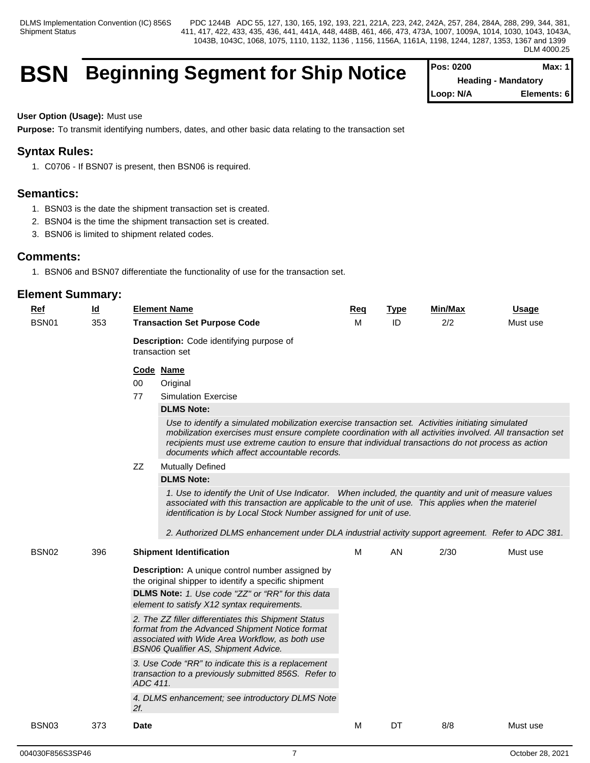# BSN Beginning Segment for Ship Notice

**Pos: 0200** **Max: 1**
**Heading - Mandatory**
**Loop: N/A** **Elements: 6**

**User Option (Usage):** Must use

**Purpose:** To transmit identifying numbers, dates, and other basic data relating to the transaction set

## Syntax Rules:

1. C0706 - If BSN07 is present, then BSN06 is required.

## Semantics:

1. BSN03 is the date the shipment transaction set is created.
2. BSN04 is the time the shipment transaction set is created.
3. BSN06 is limited to shipment related codes.

## Comments:

1. BSN06 and BSN07 differentiate the functionality of use for the transaction set.

## Element Summary:

| Ref | Id | Element Name | Req | Type | Min/Max | Usage |
|---|---|---|---|---|---|---|
| BSN01 | 353 | **Transaction Set Purpose Code** | M | ID | 2/2 | Must use |

**Description:** Code identifying purpose of transaction set

| Code | Name |
|---|---|
| 00 | Original |
| 77 | Simulation Exercise |
| ZZ | Mutually Defined |

**77 – DLMS Note:**

*Use to identify a simulated mobilization exercise transaction set. Activities initiating simulated mobilization exercises must ensure complete coordination with all activities involved. All transaction set recipients must use extreme caution to ensure that individual transactions do not process as action documents which affect accountable records.*

**ZZ – DLMS Note:**

*1. Use to identify the Unit of Use Indicator. When included, the quantity and unit of measure values associated with this transaction are applicable to the unit of use. This applies when the materiel identification is by Local Stock Number assigned for unit of use.*

*2. Authorized DLMS enhancement under DLA industrial activity support agreement. Refer to ADC 381.*

| Ref | Id | Element Name | Req | Type | Min/Max | Usage |
|---|---|---|---|---|---|---|
| BSN02 | 396 | **Shipment Identification** | M | AN | 2/30 | Must use |

**Description:** A unique control number assigned by the original shipper to identify a specific shipment

**DLMS Note:** *1. Use code "ZZ" or "RR" for this data element to satisfy X12 syntax requirements.*

*2. The ZZ filler differentiates this Shipment Status format from the Advanced Shipment Notice format associated with Wide Area Workflow, as both use BSN06 Qualifier AS, Shipment Advice.*

*3. Use Code "RR" to indicate this is a replacement transaction to a previously submitted 856S. Refer to ADC 411.*

*4. DLMS enhancement; see introductory DLMS Note 2f.*

| Ref | Id | Element Name | Req | Type | Min/Max | Usage |
|---|---|---|---|---|---|---|
| BSN03 | 373 | **Date** | M | DT | 8/8 | Must use |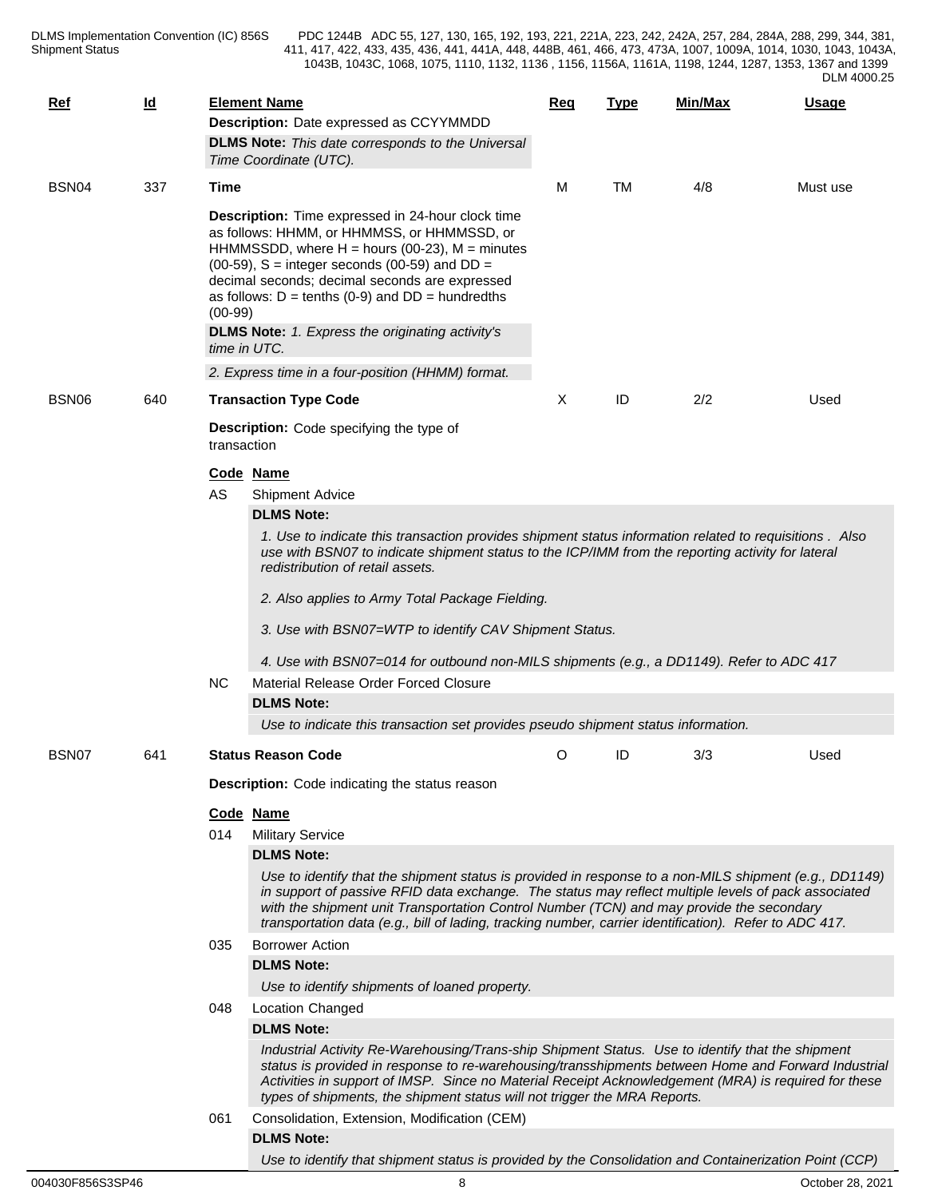| Ref | Id | Element Name | Req | Type | Min/Max | Usage |
|---|---|---|---|---|---|---|
| | | **Description:** Date expressed as CCYYMMDD<br>**DLMS Note:** *This date corresponds to the Universal Time Coordinate (UTC).* | | | | |
| BSN04 | 337 | **Time** | M | TM | 4/8 | Must use |
| | | **Description:** Time expressed in 24-hour clock time as follows: HHMM, or HHMMSS, or HHMMSSD, or HHMMSSDD, where H = hours (00-23), M = minutes (00-59), S = integer seconds (00-59) and DD = decimal seconds; decimal seconds are expressed as follows: D = tenths (0-9) and DD = hundredths (00-99)<br>**DLMS Note:** *1. Express the originating activity's time in UTC.*<br>*2. Express time in a four-position (HHMM) format.* | | | | |
| BSN06 | 640 | **Transaction Type Code** | X | ID | 2/2 | Used |
| BSN07 | 641 | **Status Reason Code** | O | ID | 3/3 | Used |

**BSN06 – Transaction Type Code**

**Description:** Code specifying the type of transaction

| Code | Name |
|---|---|
| AS | Shipment Advice |
| NC | Material Release Order Forced Closure |

**AS – Shipment Advice**

**DLMS Note:**

*1. Use to indicate this transaction provides shipment status information related to requisitions . Also use with BSN07 to indicate shipment status to the ICP/IMM from the reporting activity for lateral redistribution of retail assets.*

*2. Also applies to Army Total Package Fielding.*

*3. Use with BSN07=WTP to identify CAV Shipment Status.*

*4. Use with BSN07=014 for outbound non-MILS shipments (e.g., a DD1149). Refer to ADC 417*

**NC – Material Release Order Forced Closure**

**DLMS Note:**

*Use to indicate this transaction set provides pseudo shipment status information.*

**BSN07 – Status Reason Code**

**Description:** Code indicating the status reason

| Code | Name |
|---|---|
| 014 | Military Service |
| 035 | Borrower Action |
| 048 | Location Changed |
| 061 | Consolidation, Extension, Modification (CEM) |

**014 – Military Service**

**DLMS Note:**

*Use to identify that the shipment status is provided in response to a non-MILS shipment (e.g., DD1149) in support of passive RFID data exchange. The status may reflect multiple levels of pack associated with the shipment unit Transportation Control Number (TCN) and may provide the secondary transportation data (e.g., bill of lading, tracking number, carrier identification). Refer to ADC 417.*

**035 – Borrower Action**

**DLMS Note:**

*Use to identify shipments of loaned property.*

**048 – Location Changed**

**DLMS Note:**

*Industrial Activity Re-Warehousing/Trans-ship Shipment Status. Use to identify that the shipment status is provided in response to re-warehousing/transshipments between Home and Forward Industrial Activities in support of IMSP. Since no Material Receipt Acknowledgement (MRA) is required for these types of shipments, the shipment status will not trigger the MRA Reports.*

**061 – Consolidation, Extension, Modification (CEM)**

**DLMS Note:**

*Use to identify that shipment status is provided by the Consolidation and Containerization Point (CCP)*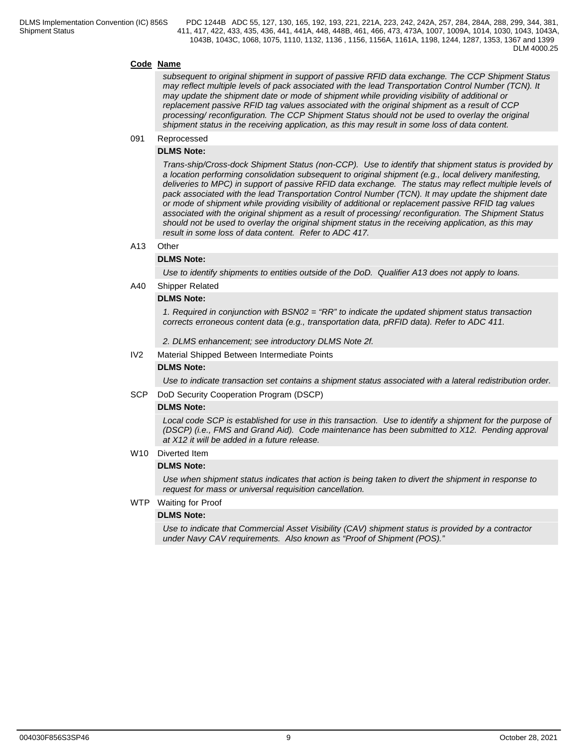**Code Name**

*subsequent to original shipment in support of passive RFID data exchange. The CCP Shipment Status may reflect multiple levels of pack associated with the lead Transportation Control Number (TCN). It may update the shipment date or mode of shipment while providing visibility of additional or replacement passive RFID tag values associated with the original shipment as a result of CCP processing/ reconfiguration. The CCP Shipment Status should not be used to overlay the original shipment status in the receiving application, as this may result in some loss of data content.*

091 Reprocessed

**DLMS Note:**

*Trans-ship/Cross-dock Shipment Status (non-CCP). Use to identify that shipment status is provided by a location performing consolidation subsequent to original shipment (e.g., local delivery manifesting, deliveries to MPC) in support of passive RFID data exchange. The status may reflect multiple levels of pack associated with the lead Transportation Control Number (TCN). It may update the shipment date or mode of shipment while providing visibility of additional or replacement passive RFID tag values associated with the original shipment as a result of processing/ reconfiguration. The Shipment Status should not be used to overlay the original shipment status in the receiving application, as this may result in some loss of data content. Refer to ADC 417.*

A13 Other

**DLMS Note:**

*Use to identify shipments to entities outside of the DoD. Qualifier A13 does not apply to loans.*

A40 Shipper Related

**DLMS Note:**

*1. Required in conjunction with BSN02 = "RR" to indicate the updated shipment status transaction corrects erroneous content data (e.g., transportation data, pRFID data). Refer to ADC 411.*

*2. DLMS enhancement; see introductory DLMS Note 2f.*

IV2 Material Shipped Between Intermediate Points

**DLMS Note:**

*Use to indicate transaction set contains a shipment status associated with a lateral redistribution order.*

SCP DoD Security Cooperation Program (DSCP)

**DLMS Note:**

*Local code SCP is established for use in this transaction. Use to identify a shipment for the purpose of (DSCP) (i.e., FMS and Grand Aid). Code maintenance has been submitted to X12. Pending approval at X12 it will be added in a future release.*

W10 Diverted Item

**DLMS Note:**

*Use when shipment status indicates that action is being taken to divert the shipment in response to request for mass or universal requisition cancellation.*

WTP Waiting for Proof

**DLMS Note:**

*Use to indicate that Commercial Asset Visibility (CAV) shipment status is provided by a contractor under Navy CAV requirements. Also known as "Proof of Shipment (POS)."*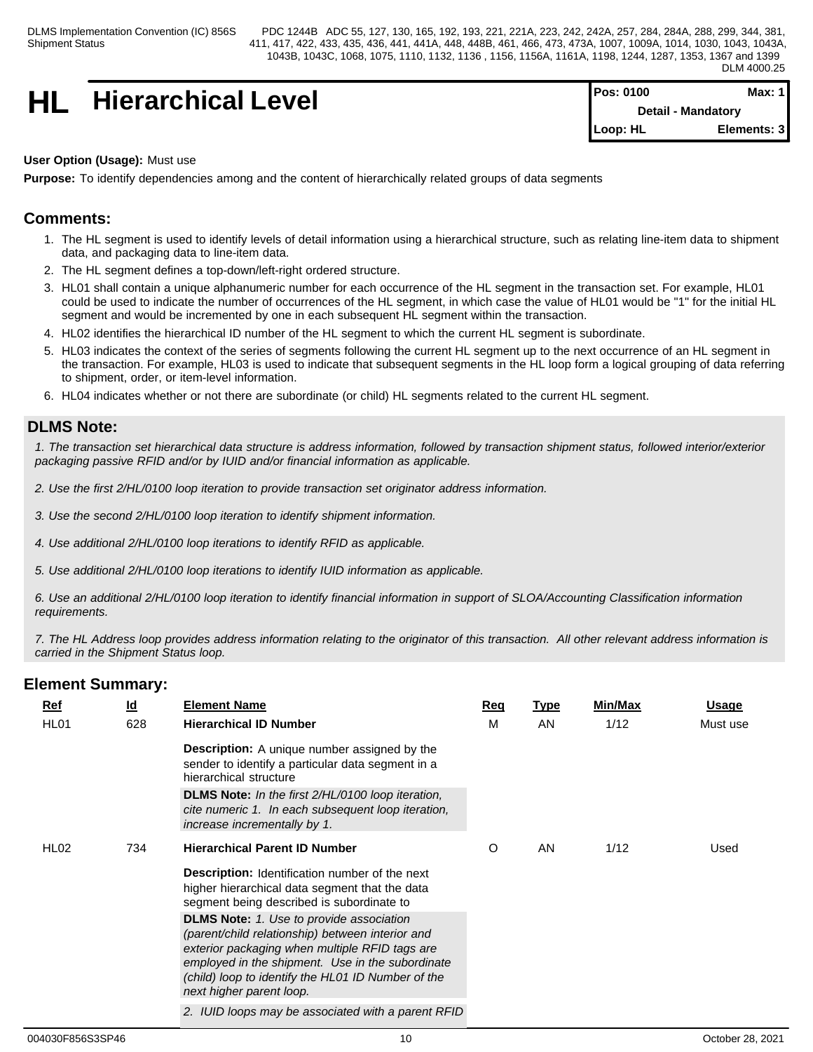# HL Hierarchical Level

| Pos: 0100 | Max: 1 |
|---|---|
| Detail - Mandatory | |
| Loop: HL | Elements: 3 |

**User Option (Usage):** Must use

**Purpose:** To identify dependencies among and the content of hierarchically related groups of data segments

## Comments:

1. The HL segment is used to identify levels of detail information using a hierarchical structure, such as relating line-item data to shipment data, and packaging data to line-item data.
2. The HL segment defines a top-down/left-right ordered structure.
3. HL01 shall contain a unique alphanumeric number for each occurrence of the HL segment in the transaction set. For example, HL01 could be used to indicate the number of occurrences of the HL segment, in which case the value of HL01 would be "1" for the initial HL segment and would be incremented by one in each subsequent HL segment within the transaction.
4. HL02 identifies the hierarchical ID number of the HL segment to which the current HL segment is subordinate.
5. HL03 indicates the context of the series of segments following the current HL segment up to the next occurrence of an HL segment in the transaction. For example, HL03 is used to indicate that subsequent segments in the HL loop form a logical grouping of data referring to shipment, order, or item-level information.
6. HL04 indicates whether or not there are subordinate (or child) HL segments related to the current HL segment.

## DLMS Note:

*1. The transaction set hierarchical data structure is address information, followed by transaction shipment status, followed interior/exterior packaging passive RFID and/or by IUID and/or financial information as applicable.*

*2. Use the first 2/HL/0100 loop iteration to provide transaction set originator address information.*

*3. Use the second 2/HL/0100 loop iteration to identify shipment information.*

*4. Use additional 2/HL/0100 loop iterations to identify RFID as applicable.*

*5. Use additional 2/HL/0100 loop iterations to identify IUID information as applicable.*

*6. Use an additional 2/HL/0100 loop iteration to identify financial information in support of SLOA/Accounting Classification information requirements.*

*7. The HL Address loop provides address information relating to the originator of this transaction. All other relevant address information is carried in the Shipment Status loop.*

## Element Summary:

| Ref | Id | Element Name | Req | Type | Min/Max | Usage |
|---|---|---|---|---|---|---|
| HL01 | 628 | **Hierarchical ID Number**<br><br>**Description:** A unique number assigned by the sender to identify a particular data segment in a hierarchical structure<br><br>**DLMS Note:** *In the first 2/HL/0100 loop iteration, cite numeric 1. In each subsequent loop iteration, increase incrementally by 1.* | M | AN | 1/12 | Must use |
| HL02 | 734 | **Hierarchical Parent ID Number**<br><br>**Description:** Identification number of the next higher hierarchical data segment that the data segment being described is subordinate to<br><br>**DLMS Note:** *1. Use to provide association (parent/child relationship) between interior and exterior packaging when multiple RFID tags are employed in the shipment. Use in the subordinate (child) loop to identify the HL01 ID Number of the next higher parent loop.*<br><br>*2. IUID loops may be associated with a parent RFID* | O | AN | 1/12 | Used |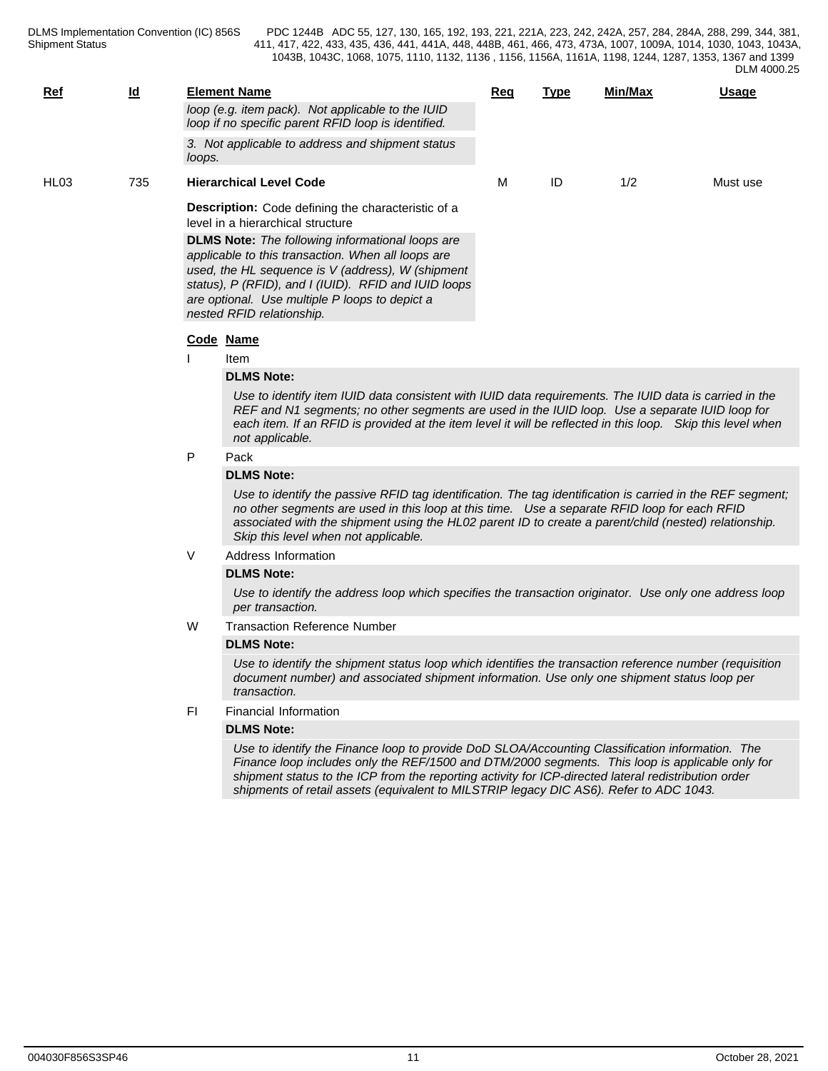| Ref | Id | Element Name | Req | Type | Min/Max | Usage |
|---|---|---|---|---|---|---|
| | | *loop (e.g. item pack). Not applicable to the IUID loop if no specific parent RFID loop is identified.* | | | | |
| | | *3. Not applicable to address and shipment status loops.* | | | | |
| HL03 | 735 | **Hierarchical Level Code** | M | ID | 1/2 | Must use |

**Description:** Code defining the characteristic of a level in a hierarchical structure

**DLMS Note:** *The following informational loops are applicable to this transaction. When all loops are used, the HL sequence is V (address), W (shipment status), P (RFID), and I (IUID). RFID and IUID loops are optional. Use multiple P loops to depict a nested RFID relationship.*

**Code Name**

I Item

**DLMS Note:**

*Use to identify item IUID data consistent with IUID data requirements. The IUID data is carried in the REF and N1 segments; no other segments are used in the IUID loop. Use a separate IUID loop for each item. If an RFID is provided at the item level it will be reflected in this loop. Skip this level when not applicable.*

P Pack

**DLMS Note:**

*Use to identify the passive RFID tag identification. The tag identification is carried in the REF segment; no other segments are used in this loop at this time. Use a separate RFID loop for each RFID associated with the shipment using the HL02 parent ID to create a parent/child (nested) relationship. Skip this level when not applicable.*

V Address Information

**DLMS Note:**

*Use to identify the address loop which specifies the transaction originator. Use only one address loop per transaction.*

W Transaction Reference Number

**DLMS Note:**

*Use to identify the shipment status loop which identifies the transaction reference number (requisition document number) and associated shipment information. Use only one shipment status loop per transaction.*

FI Financial Information

**DLMS Note:**

*Use to identify the Finance loop to provide DoD SLOA/Accounting Classification information. The Finance loop includes only the REF/1500 and DTM/2000 segments. This loop is applicable only for shipment status to the ICP from the reporting activity for ICP-directed lateral redistribution order shipments of retail assets (equivalent to MILSTRIP legacy DIC AS6). Refer to ADC 1043.*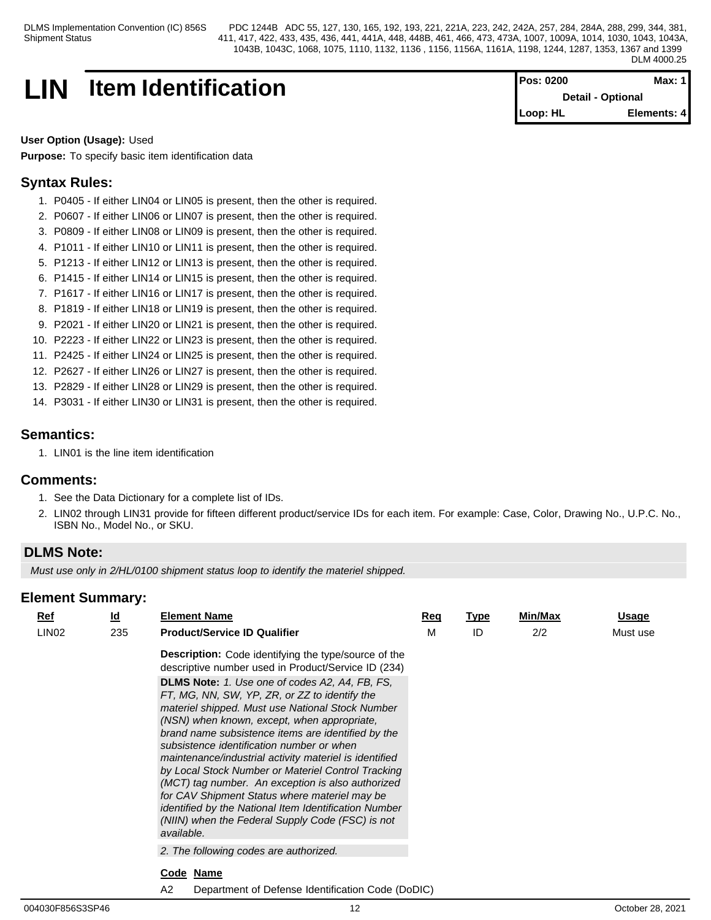# LIN Item Identification

| Pos: 0200 | Max: 1 |
|---|---|
| Detail - Optional | |
| Loop: HL | Elements: 4 |

**User Option (Usage):** Used

**Purpose:** To specify basic item identification data

## Syntax Rules:

1. P0405 - If either LIN04 or LIN05 is present, then the other is required.
2. P0607 - If either LIN06 or LIN07 is present, then the other is required.
3. P0809 - If either LIN08 or LIN09 is present, then the other is required.
4. P1011 - If either LIN10 or LIN11 is present, then the other is required.
5. P1213 - If either LIN12 or LIN13 is present, then the other is required.
6. P1415 - If either LIN14 or LIN15 is present, then the other is required.
7. P1617 - If either LIN16 or LIN17 is present, then the other is required.
8. P1819 - If either LIN18 or LIN19 is present, then the other is required.
9. P2021 - If either LIN20 or LIN21 is present, then the other is required.
10. P2223 - If either LIN22 or LIN23 is present, then the other is required.
11. P2425 - If either LIN24 or LIN25 is present, then the other is required.
12. P2627 - If either LIN26 or LIN27 is present, then the other is required.
13. P2829 - If either LIN28 or LIN29 is present, then the other is required.
14. P3031 - If either LIN30 or LIN31 is present, then the other is required.

## Semantics:

1. LIN01 is the line item identification

## Comments:

1. See the Data Dictionary for a complete list of IDs.
2. LIN02 through LIN31 provide for fifteen different product/service IDs for each item. For example: Case, Color, Drawing No., U.P.C. No., ISBN No., Model No., or SKU.

## DLMS Note:

*Must use only in 2/HL/0100 shipment status loop to identify the materiel shipped.*

## Element Summary:

| Ref | Id | Element Name | Req | Type | Min/Max | Usage |
|---|---|---|---|---|---|---|
| LIN02 | 235 | **Product/Service ID Qualifier** | M | ID | 2/2 | Must use |

**Description:** Code identifying the type/source of the descriptive number used in Product/Service ID (234)

**DLMS Note:** *1. Use one of codes A2, A4, FB, FS, FT, MG, NN, SW, YP, ZR, or ZZ to identify the materiel shipped. Must use National Stock Number (NSN) when known, except, when appropriate, brand name subsistence items are identified by the subsistence identification number or when maintenance/industrial activity materiel is identified by Local Stock Number or Materiel Control Tracking (MCT) tag number. An exception is also authorized for CAV Shipment Status where materiel may be identified by the National Item Identification Number (NIIN) when the Federal Supply Code (FSC) is not available.*

*2. The following codes are authorized.*

| Code | Name |
|---|---|
| A2 | Department of Defense Identification Code (DoDIC) |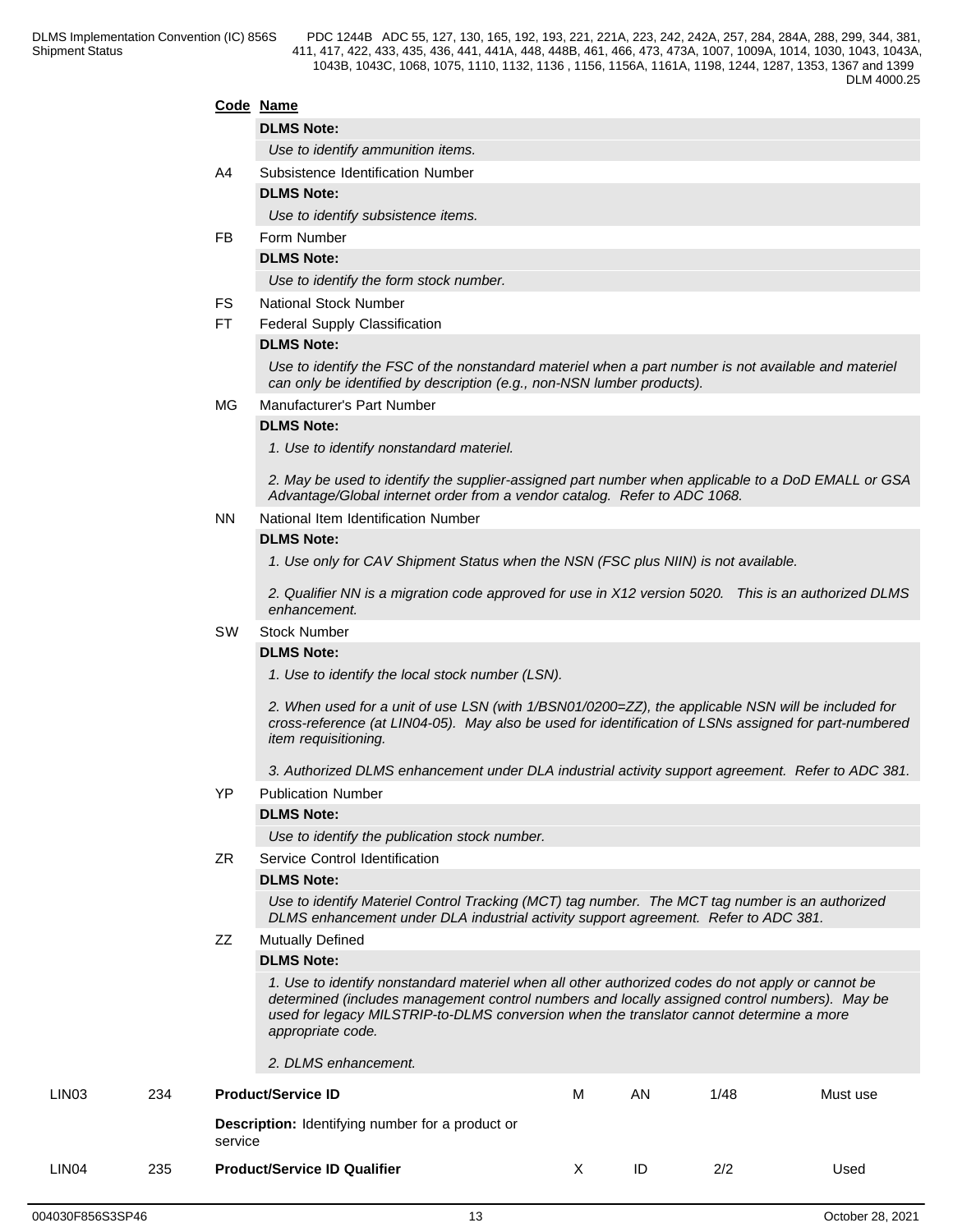| Code | Name |
|---|---|
| | **DLMS Note:** |
| | *Use to identify ammunition items.* |
| A4 | Subsistence Identification Number |
| | **DLMS Note:** |
| | *Use to identify subsistence items.* |
| FB | Form Number |
| | **DLMS Note:** |
| | *Use to identify the form stock number.* |
| FS | National Stock Number |
| FT | Federal Supply Classification |
| | **DLMS Note:** |
| | *Use to identify the FSC of the nonstandard materiel when a part number is not available and materiel can only be identified by description (e.g., non-NSN lumber products).* |
| MG | Manufacturer's Part Number |
| | **DLMS Note:** |
| | *1. Use to identify nonstandard materiel.* <br><br> *2. May be used to identify the supplier-assigned part number when applicable to a DoD EMALL or GSA Advantage/Global internet order from a vendor catalog. Refer to ADC 1068.* |
| NN | National Item Identification Number |
| | **DLMS Note:** |
| | *1. Use only for CAV Shipment Status when the NSN (FSC plus NIIN) is not available.* <br><br> *2. Qualifier NN is a migration code approved for use in X12 version 5020. This is an authorized DLMS enhancement.* |
| SW | Stock Number |
| | **DLMS Note:** |
| | *1. Use to identify the local stock number (LSN).* <br><br> *2. When used for a unit of use LSN (with 1/BSN01/0200=ZZ), the applicable NSN will be included for cross-reference (at LIN04-05). May also be used for identification of LSNs assigned for part-numbered item requisitioning.* <br><br> *3. Authorized DLMS enhancement under DLA industrial activity support agreement. Refer to ADC 381.* |
| YP | Publication Number |
| | **DLMS Note:** |
| | *Use to identify the publication stock number.* |
| ZR | Service Control Identification |
| | **DLMS Note:** |
| | *Use to identify Materiel Control Tracking (MCT) tag number. The MCT tag number is an authorized DLMS enhancement under DLA industrial activity support agreement. Refer to ADC 381.* |
| ZZ | Mutually Defined |
| | **DLMS Note:** |
| | *1. Use to identify nonstandard materiel when all other authorized codes do not apply or cannot be determined (includes management control numbers and locally assigned control numbers). May be used for legacy MILSTRIP-to-DLMS conversion when the translator cannot determine a more appropriate code.* <br><br> *2. DLMS enhancement.* |

| Ref | ID | Name | Req | Type | Min/Max | Usage |
|---|---|---|---|---|---|---|
| LIN03 | 234 | **Product/Service ID** <br> **Description:** Identifying number for a product or service | M | AN | 1/48 | Must use |
| LIN04 | 235 | **Product/Service ID Qualifier** | X | ID | 2/2 | Used |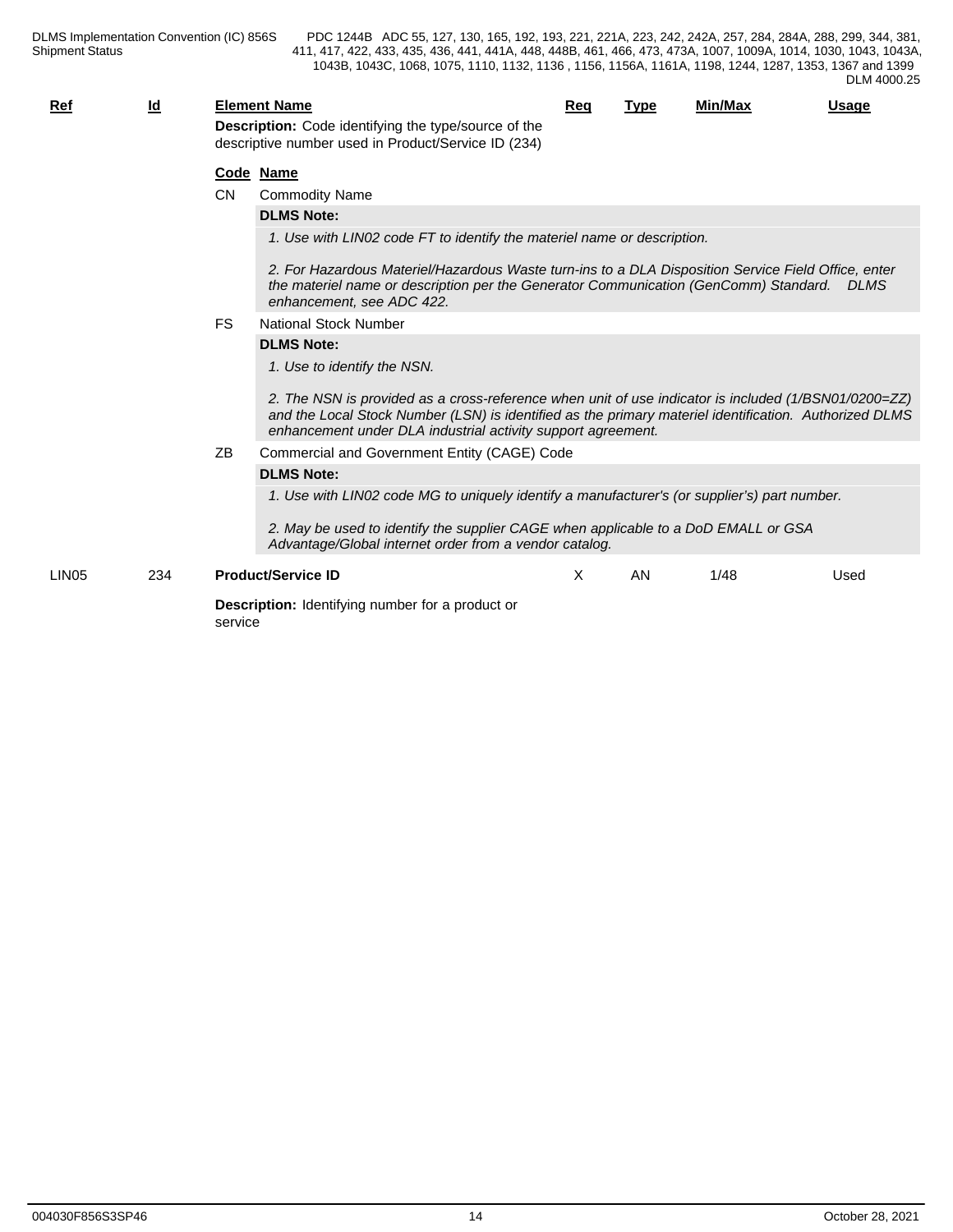| Ref | Id | Element Name | Req | Type | Min/Max | Usage |
|---|---|---|---|---|---|---|
| | | **Description:** Code identifying the type/source of the descriptive number used in Product/Service ID (234) | | | | |

**Code Name**

**CN** Commodity Name

**DLMS Note:**

*1. Use with LIN02 code FT to identify the materiel name or description.*

*2. For Hazardous Materiel/Hazardous Waste turn-ins to a DLA Disposition Service Field Office, enter the materiel name or description per the Generator Communication (GenComm) Standard. DLMS enhancement, see ADC 422.*

**FS** National Stock Number

**DLMS Note:**

*1. Use to identify the NSN.*

*2. The NSN is provided as a cross-reference when unit of use indicator is included (1/BSN01/0200=ZZ) and the Local Stock Number (LSN) is identified as the primary materiel identification. Authorized DLMS enhancement under DLA industrial activity support agreement.*

**ZB** Commercial and Government Entity (CAGE) Code

**DLMS Note:**

*1. Use with LIN02 code MG to uniquely identify a manufacturer's (or supplier's) part number.*

*2. May be used to identify the supplier CAGE when applicable to a DoD EMALL or GSA Advantage/Global internet order from a vendor catalog.*

| Ref | Id | Element Name | Req | Type | Min/Max | Usage |
|---|---|---|---|---|---|---|
| LIN05 | 234 | **Product/Service ID** | X | AN | 1/48 | Used |
| | | **Description:** Identifying number for a product or service | | | | |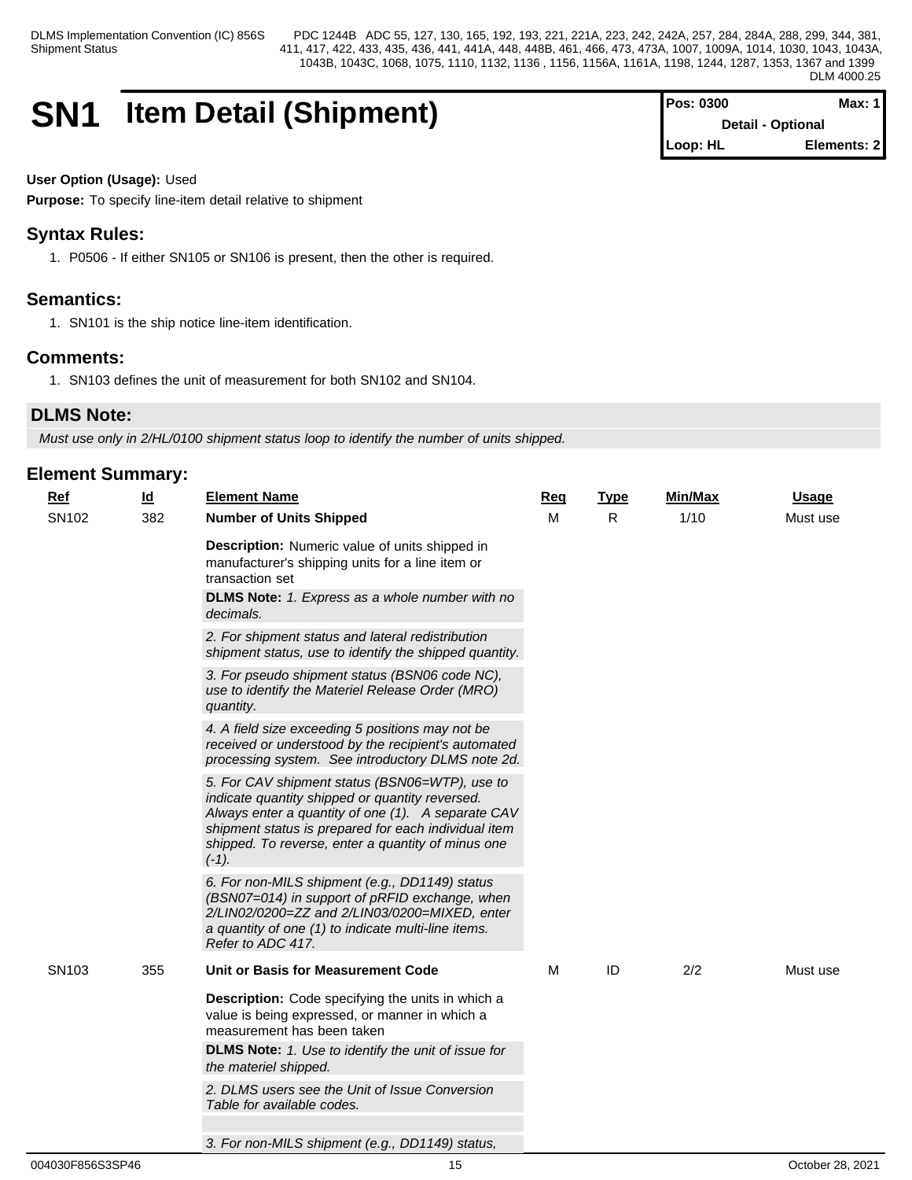# SN1 Item Detail (Shipment)

| Pos: 0300 | Max: 1 |
|---|---|
| Detail - Optional | |
| Loop: HL | Elements: 2 |

**User Option (Usage):** Used

**Purpose:** To specify line-item detail relative to shipment

## Syntax Rules:

1. P0506 - If either SN105 or SN106 is present, then the other is required.

## Semantics:

1. SN101 is the ship notice line-item identification.

## Comments:

1. SN103 defines the unit of measurement for both SN102 and SN104.

## DLMS Note:

*Must use only in 2/HL/0100 shipment status loop to identify the number of units shipped.*

## Element Summary:

| Ref | Id | Element Name | Req | Type | Min/Max | Usage |
|---|---|---|---|---|---|---|
| SN102 | 382 | **Number of Units Shipped**<br>**Description:** Numeric value of units shipped in manufacturer's shipping units for a line item or transaction set<br>**DLMS Note:** *1. Express as a whole number with no decimals.*<br>*2. For shipment status and lateral redistribution shipment status, use to identify the shipped quantity.*<br>*3. For pseudo shipment status (BSN06 code NC), use to identify the Materiel Release Order (MRO) quantity.*<br>*4. A field size exceeding 5 positions may not be received or understood by the recipient's automated processing system. See introductory DLMS note 2d.*<br>*5. For CAV shipment status (BSN06=WTP), use to indicate quantity shipped or quantity reversed. Always enter a quantity of one (1). A separate CAV shipment status is prepared for each individual item shipped. To reverse, enter a quantity of minus one (-1).*<br>*6. For non-MILS shipment (e.g., DD1149) status (BSN07=014) in support of pRFID exchange, when 2/LIN02/0200=ZZ and 2/LIN03/0200=MIXED, enter a quantity of one (1) to indicate multi-line items. Refer to ADC 417.* | M | R | 1/10 | Must use |
| SN103 | 355 | **Unit or Basis for Measurement Code**<br>**Description:** Code specifying the units in which a value is being expressed, or manner in which a measurement has been taken<br>**DLMS Note:** *1. Use to identify the unit of issue for the materiel shipped.*<br>*2. DLMS users see the Unit of Issue Conversion Table for available codes.*<br>*3. For non-MILS shipment (e.g., DD1149) status,* | M | ID | 2/2 | Must use |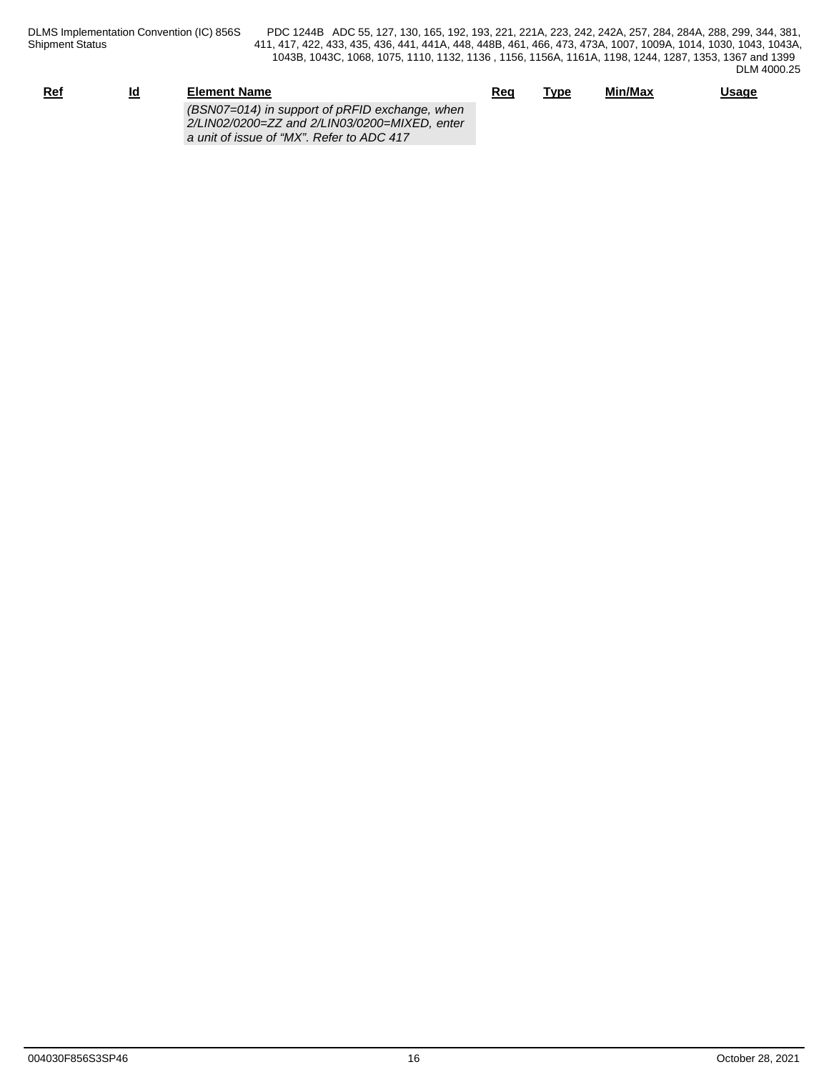| Ref | Id | Element Name | Req | Type | Min/Max | Usage |
| --- | --- | --- | --- | --- | --- | --- |
| | | *(BSN07=014) in support of pRFID exchange, when 2/LIN02/0200=ZZ and 2/LIN03/0200=MIXED, enter a unit of issue of “MX”. Refer to ADC 417* | | | | |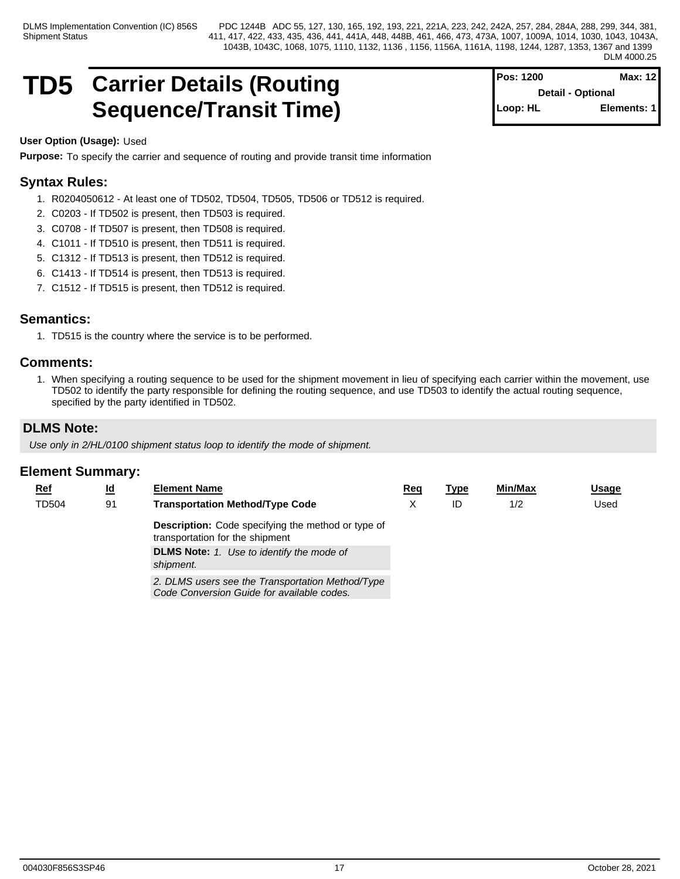# TD5 Carrier Details (Routing Sequence/Transit Time)

| Pos: 1200 | Max: 12 |
|---|---|
| Detail - Optional | |
| Loop: HL | Elements: 1 |

**User Option (Usage):** Used

**Purpose:** To specify the carrier and sequence of routing and provide transit time information

## Syntax Rules:

1. R0204050612 - At least one of TD502, TD504, TD505, TD506 or TD512 is required.
2. C0203 - If TD502 is present, then TD503 is required.
3. C0708 - If TD507 is present, then TD508 is required.
4. C1011 - If TD510 is present, then TD511 is required.
5. C1312 - If TD513 is present, then TD512 is required.
6. C1413 - If TD514 is present, then TD513 is required.
7. C1512 - If TD515 is present, then TD512 is required.

## Semantics:

1. TD515 is the country where the service is to be performed.

## Comments:

1. When specifying a routing sequence to be used for the shipment movement in lieu of specifying each carrier within the movement, use TD502 to identify the party responsible for defining the routing sequence, and use TD503 to identify the actual routing sequence, specified by the party identified in TD502.

## DLMS Note:

*Use only in 2/HL/0100 shipment status loop to identify the mode of shipment.*

## Element Summary:

| Ref | Id | Element Name | Req | Type | Min/Max | Usage |
|---|---|---|---|---|---|---|
| TD504 | 91 | **Transportation Method/Type Code**<br>**Description:** Code specifying the method or type of transportation for the shipment<br>**DLMS Note:** *1. Use to identify the mode of shipment.*<br>*2. DLMS users see the Transportation Method/Type Code Conversion Guide for available codes.* | X | ID | 1/2 | Used |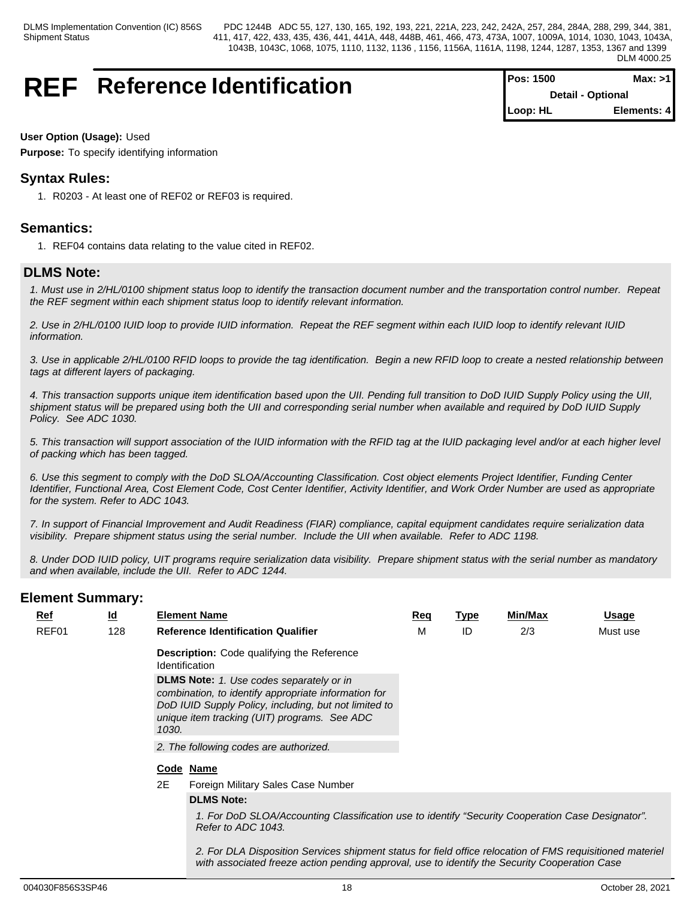# REF Reference Identification

| Pos: 1500 | Max: >1 |
|---|---|
| Detail - Optional | |
| Loop: HL | Elements: 4 |

**User Option (Usage):** Used

**Purpose:** To specify identifying information

## Syntax Rules:

1. R0203 - At least one of REF02 or REF03 is required.

## Semantics:

1. REF04 contains data relating to the value cited in REF02.

## DLMS Note:

*1. Must use in 2/HL/0100 shipment status loop to identify the transaction document number and the transportation control number. Repeat the REF segment within each shipment status loop to identify relevant information.*

*2. Use in 2/HL/0100 IUID loop to provide IUID information. Repeat the REF segment within each IUID loop to identify relevant IUID information.*

*3. Use in applicable 2/HL/0100 RFID loops to provide the tag identification. Begin a new RFID loop to create a nested relationship between tags at different layers of packaging.*

*4. This transaction supports unique item identification based upon the UII. Pending full transition to DoD IUID Supply Policy using the UII, shipment status will be prepared using both the UII and corresponding serial number when available and required by DoD IUID Supply Policy. See ADC 1030.*

*5. This transaction will support association of the IUID information with the RFID tag at the IUID packaging level and/or at each higher level of packing which has been tagged.*

*6. Use this segment to comply with the DoD SLOA/Accounting Classification. Cost object elements Project Identifier, Funding Center Identifier, Functional Area, Cost Element Code, Cost Center Identifier, Activity Identifier, and Work Order Number are used as appropriate for the system. Refer to ADC 1043.*

*7. In support of Financial Improvement and Audit Readiness (FIAR) compliance, capital equipment candidates require serialization data visibility. Prepare shipment status using the serial number. Include the UII when available. Refer to ADC 1198.*

*8. Under DOD IUID policy, UIT programs require serialization data visibility. Prepare shipment status with the serial number as mandatory and when available, include the UII. Refer to ADC 1244.*

## Element Summary:

| Ref | Id | Element Name | Req | Type | Min/Max | Usage |
|---|---|---|---|---|---|---|
| REF01 | 128 | **Reference Identification Qualifier** | M | ID | 2/3 | Must use |

**Description:** Code qualifying the Reference Identification

**DLMS Note:** *1. Use codes separately or in combination, to identify appropriate information for DoD IUID Supply Policy, including, but not limited to unique item tracking (UIT) programs. See ADC 1030.*

*2. The following codes are authorized.*

| Code | Name |
|---|---|
| 2E | Foreign Military Sales Case Number |

**DLMS Note:**

*1. For DoD SLOA/Accounting Classification use to identify "Security Cooperation Case Designator". Refer to ADC 1043.*

*2. For DLA Disposition Services shipment status for field office relocation of FMS requisitioned materiel with associated freeze action pending approval, use to identify the Security Cooperation Case*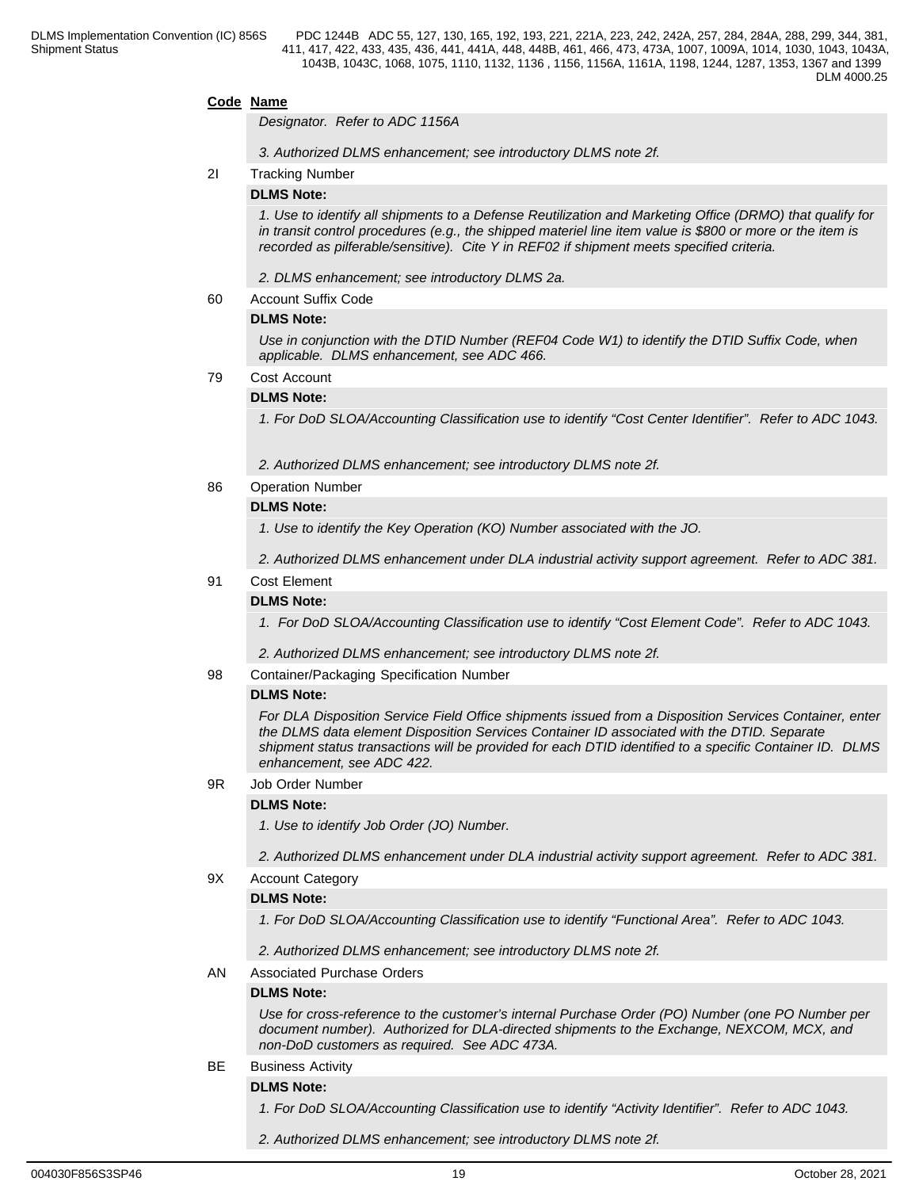**Code** **Name**

*Designator. Refer to ADC 1156A*

*3. Authorized DLMS enhancement; see introductory DLMS note 2f.*

2I Tracking Number

**DLMS Note:**

*1. Use to identify all shipments to a Defense Reutilization and Marketing Office (DRMO) that qualify for in transit control procedures (e.g., the shipped materiel line item value is $800 or more or the item is recorded as pilferable/sensitive). Cite Y in REF02 if shipment meets specified criteria.*

*2. DLMS enhancement; see introductory DLMS 2a.*

60 Account Suffix Code

**DLMS Note:**

*Use in conjunction with the DTID Number (REF04 Code W1) to identify the DTID Suffix Code, when applicable. DLMS enhancement, see ADC 466.*

79 Cost Account

**DLMS Note:**

*1. For DoD SLOA/Accounting Classification use to identify "Cost Center Identifier". Refer to ADC 1043.*

*2. Authorized DLMS enhancement; see introductory DLMS note 2f.*

86 Operation Number

**DLMS Note:**

*1. Use to identify the Key Operation (KO) Number associated with the JO.*

*2. Authorized DLMS enhancement under DLA industrial activity support agreement. Refer to ADC 381.*

91 Cost Element

**DLMS Note:**

*1. For DoD SLOA/Accounting Classification use to identify "Cost Element Code". Refer to ADC 1043.*

*2. Authorized DLMS enhancement; see introductory DLMS note 2f.*

98 Container/Packaging Specification Number

**DLMS Note:**

*For DLA Disposition Service Field Office shipments issued from a Disposition Services Container, enter the DLMS data element Disposition Services Container ID associated with the DTID. Separate shipment status transactions will be provided for each DTID identified to a specific Container ID. DLMS enhancement, see ADC 422.*

9R Job Order Number

**DLMS Note:**

*1. Use to identify Job Order (JO) Number.*

*2. Authorized DLMS enhancement under DLA industrial activity support agreement. Refer to ADC 381.*

9X Account Category

**DLMS Note:**

*1. For DoD SLOA/Accounting Classification use to identify "Functional Area". Refer to ADC 1043.*

*2. Authorized DLMS enhancement; see introductory DLMS note 2f.*

AN Associated Purchase Orders

**DLMS Note:**

*Use for cross-reference to the customer's internal Purchase Order (PO) Number (one PO Number per document number). Authorized for DLA-directed shipments to the Exchange, NEXCOM, MCX, and non-DoD customers as required. See ADC 473A.*

BE Business Activity

**DLMS Note:**

*1. For DoD SLOA/Accounting Classification use to identify "Activity Identifier". Refer to ADC 1043.*

*2. Authorized DLMS enhancement; see introductory DLMS note 2f.*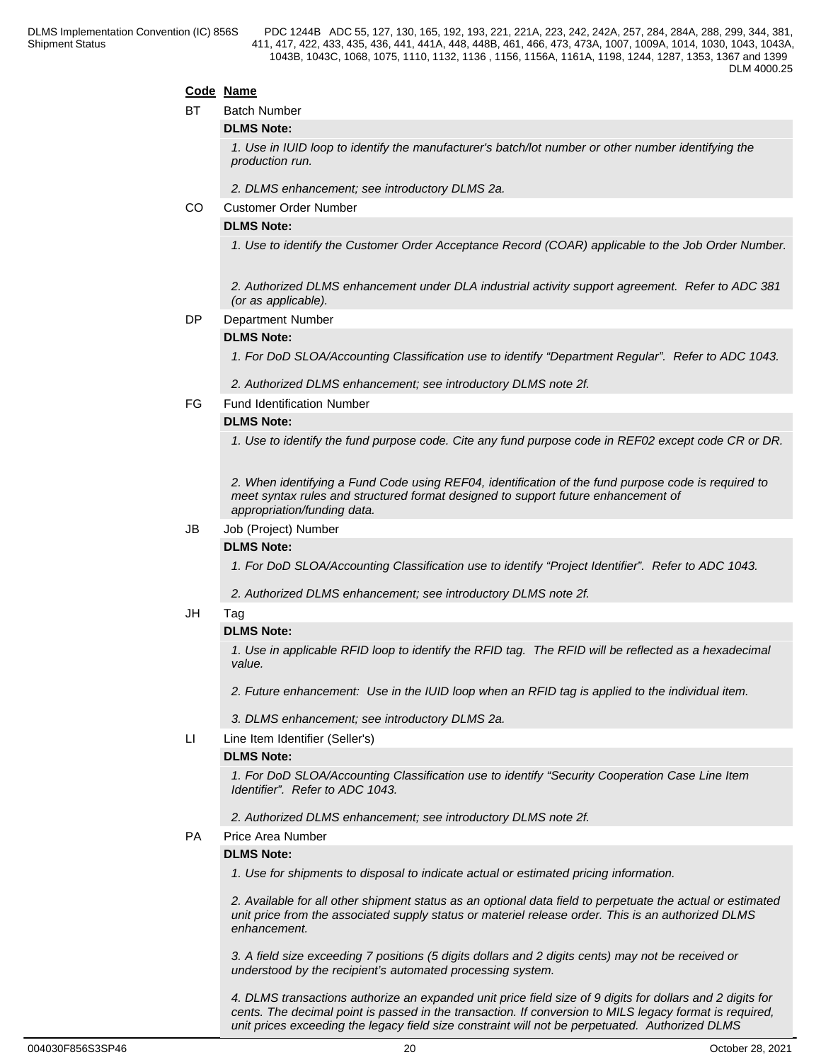**Code Name**

BT Batch Number

**DLMS Note:**

*1. Use in IUID loop to identify the manufacturer's batch/lot number or other number identifying the production run.*

*2. DLMS enhancement; see introductory DLMS 2a.*

CO Customer Order Number

**DLMS Note:**

*1. Use to identify the Customer Order Acceptance Record (COAR) applicable to the Job Order Number.*

*2. Authorized DLMS enhancement under DLA industrial activity support agreement. Refer to ADC 381 (or as applicable).*

DP Department Number

**DLMS Note:**

*1. For DoD SLOA/Accounting Classification use to identify “Department Regular”. Refer to ADC 1043.*

*2. Authorized DLMS enhancement; see introductory DLMS note 2f.*

FG Fund Identification Number

**DLMS Note:**

*1. Use to identify the fund purpose code. Cite any fund purpose code in REF02 except code CR or DR.*

*2. When identifying a Fund Code using REF04, identification of the fund purpose code is required to meet syntax rules and structured format designed to support future enhancement of appropriation/funding data.*

JB Job (Project) Number

**DLMS Note:**

*1. For DoD SLOA/Accounting Classification use to identify “Project Identifier”. Refer to ADC 1043.*

*2. Authorized DLMS enhancement; see introductory DLMS note 2f.*

JH Tag

**DLMS Note:**

*1. Use in applicable RFID loop to identify the RFID tag. The RFID will be reflected as a hexadecimal value.*

*2. Future enhancement: Use in the IUID loop when an RFID tag is applied to the individual item.*

*3. DLMS enhancement; see introductory DLMS 2a.*

LI Line Item Identifier (Seller's)

**DLMS Note:**

*1. For DoD SLOA/Accounting Classification use to identify “Security Cooperation Case Line Item Identifier”. Refer to ADC 1043.*

*2. Authorized DLMS enhancement; see introductory DLMS note 2f.*

PA Price Area Number

**DLMS Note:**

*1. Use for shipments to disposal to indicate actual or estimated pricing information.*

*2. Available for all other shipment status as an optional data field to perpetuate the actual or estimated unit price from the associated supply status or materiel release order. This is an authorized DLMS enhancement.*

*3. A field size exceeding 7 positions (5 digits dollars and 2 digits cents) may not be received or understood by the recipient's automated processing system.*

*4. DLMS transactions authorize an expanded unit price field size of 9 digits for dollars and 2 digits for cents. The decimal point is passed in the transaction. If conversion to MILS legacy format is required, unit prices exceeding the legacy field size constraint will not be perpetuated. Authorized DLMS*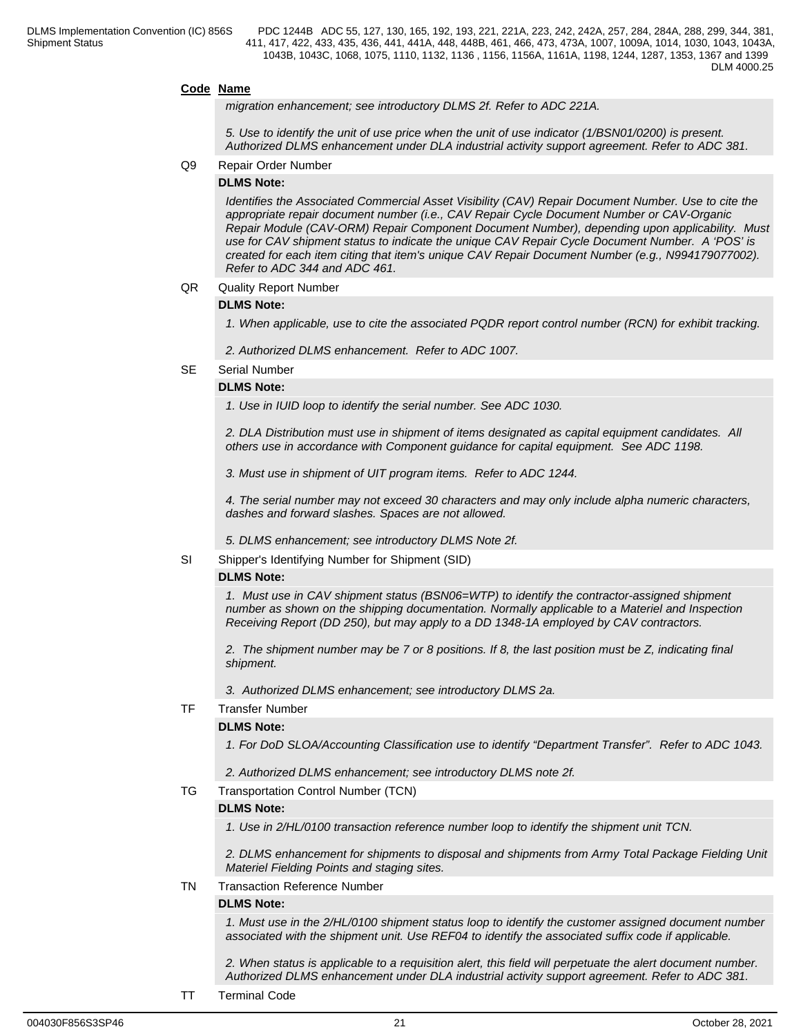**Code Name**

*migration enhancement; see introductory DLMS 2f. Refer to ADC 221A.*

*5. Use to identify the unit of use price when the unit of use indicator (1/BSN01/0200) is present. Authorized DLMS enhancement under DLA industrial activity support agreement. Refer to ADC 381.*

Q9 Repair Order Number

**DLMS Note:**

*Identifies the Associated Commercial Asset Visibility (CAV) Repair Document Number. Use to cite the appropriate repair document number (i.e., CAV Repair Cycle Document Number or CAV-Organic Repair Module (CAV-ORM) Repair Component Document Number), depending upon applicability. Must use for CAV shipment status to indicate the unique CAV Repair Cycle Document Number. A 'POS' is created for each item citing that item's unique CAV Repair Document Number (e.g., N994179077002). Refer to ADC 344 and ADC 461.*

QR Quality Report Number

**DLMS Note:**

*1. When applicable, use to cite the associated PQDR report control number (RCN) for exhibit tracking.*

*2. Authorized DLMS enhancement. Refer to ADC 1007.*

SE Serial Number

**DLMS Note:**

*1. Use in IUID loop to identify the serial number. See ADC 1030.*

*2. DLA Distribution must use in shipment of items designated as capital equipment candidates. All others use in accordance with Component guidance for capital equipment. See ADC 1198.*

*3. Must use in shipment of UIT program items. Refer to ADC 1244.*

*4. The serial number may not exceed 30 characters and may only include alpha numeric characters, dashes and forward slashes. Spaces are not allowed.*

*5. DLMS enhancement; see introductory DLMS Note 2f.*

SI Shipper's Identifying Number for Shipment (SID)

**DLMS Note:**

*1. Must use in CAV shipment status (BSN06=WTP) to identify the contractor-assigned shipment number as shown on the shipping documentation. Normally applicable to a Materiel and Inspection Receiving Report (DD 250), but may apply to a DD 1348-1A employed by CAV contractors.*

*2. The shipment number may be 7 or 8 positions. If 8, the last position must be Z, indicating final shipment.*

*3. Authorized DLMS enhancement; see introductory DLMS 2a.*

TF Transfer Number

**DLMS Note:**

*1. For DoD SLOA/Accounting Classification use to identify "Department Transfer". Refer to ADC 1043.*

*2. Authorized DLMS enhancement; see introductory DLMS note 2f.*

TG Transportation Control Number (TCN)

**DLMS Note:**

*1. Use in 2/HL/0100 transaction reference number loop to identify the shipment unit TCN.*

*2. DLMS enhancement for shipments to disposal and shipments from Army Total Package Fielding Unit Materiel Fielding Points and staging sites.*

TN Transaction Reference Number

**DLMS Note:**

*1. Must use in the 2/HL/0100 shipment status loop to identify the customer assigned document number associated with the shipment unit. Use REF04 to identify the associated suffix code if applicable.*

*2. When status is applicable to a requisition alert, this field will perpetuate the alert document number. Authorized DLMS enhancement under DLA industrial activity support agreement. Refer to ADC 381.*

TT Terminal Code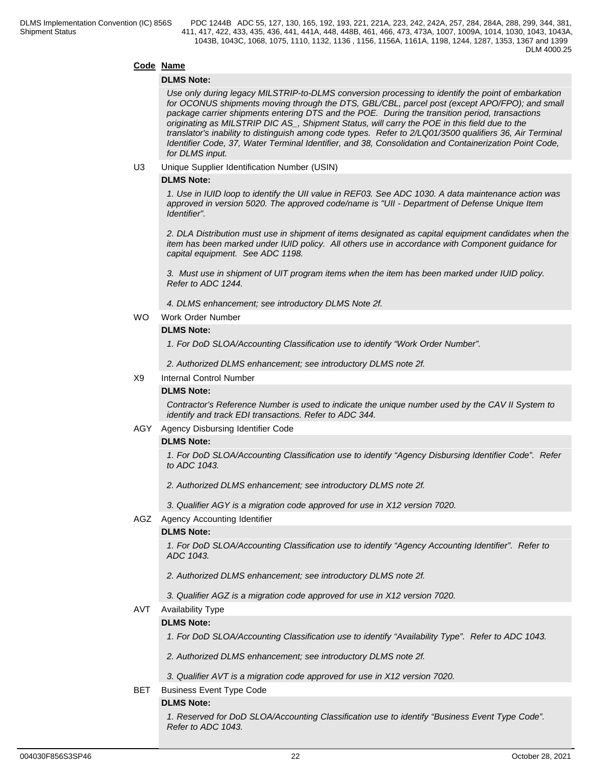**Code Name**

**DLMS Note:**

*Use only during legacy MILSTRIP-to-DLMS conversion processing to identify the point of embarkation for OCONUS shipments moving through the DTS, GBL/CBL, parcel post (except APO/FPO); and small package carrier shipments entering DTS and the POE. During the transition period, transactions originating as MILSTRIP DIC AS_, Shipment Status, will carry the POE in this field due to the translator's inability to distinguish among code types. Refer to 2/LQ01/3500 qualifiers 36, Air Terminal Identifier Code, 37, Water Terminal Identifier, and 38, Consolidation and Containerization Point Code, for DLMS input.*

U3 Unique Supplier Identification Number (USIN)

**DLMS Note:**

*1. Use in IUID loop to identify the UII value in REF03. See ADC 1030. A data maintenance action was approved in version 5020. The approved code/name is "UII - Department of Defense Unique Item Identifier".*

*2. DLA Distribution must use in shipment of items designated as capital equipment candidates when the item has been marked under IUID policy. All others use in accordance with Component guidance for capital equipment. See ADC 1198.*

*3. Must use in shipment of UIT program items when the item has been marked under IUID policy. Refer to ADC 1244.*

*4. DLMS enhancement; see introductory DLMS Note 2f.*

WO Work Order Number

**DLMS Note:**

*1. For DoD SLOA/Accounting Classification use to identify “Work Order Number”.*

*2. Authorized DLMS enhancement; see introductory DLMS note 2f.*

X9 Internal Control Number

**DLMS Note:**

*Contractor’s Reference Number is used to indicate the unique number used by the CAV II System to identify and track EDI transactions. Refer to ADC 344.*

AGY Agency Disbursing Identifier Code

**DLMS Note:**

*1. For DoD SLOA/Accounting Classification use to identify “Agency Disbursing Identifier Code”. Refer to ADC 1043.*

*2. Authorized DLMS enhancement; see introductory DLMS note 2f.*

*3. Qualifier AGY is a migration code approved for use in X12 version 7020.*

AGZ Agency Accounting Identifier

**DLMS Note:**

*1. For DoD SLOA/Accounting Classification use to identify “Agency Accounting Identifier”. Refer to ADC 1043.*

*2. Authorized DLMS enhancement; see introductory DLMS note 2f.*

*3. Qualifier AGZ is a migration code approved for use in X12 version 7020.*

AVT Availability Type

**DLMS Note:**

*1. For DoD SLOA/Accounting Classification use to identify “Availability Type”. Refer to ADC 1043.*

*2. Authorized DLMS enhancement; see introductory DLMS note 2f.*

*3. Qualifier AVT is a migration code approved for use in X12 version 7020.*

BET Business Event Type Code

**DLMS Note:**

*1. Reserved for DoD SLOA/Accounting Classification use to identify “Business Event Type Code”. Refer to ADC 1043.*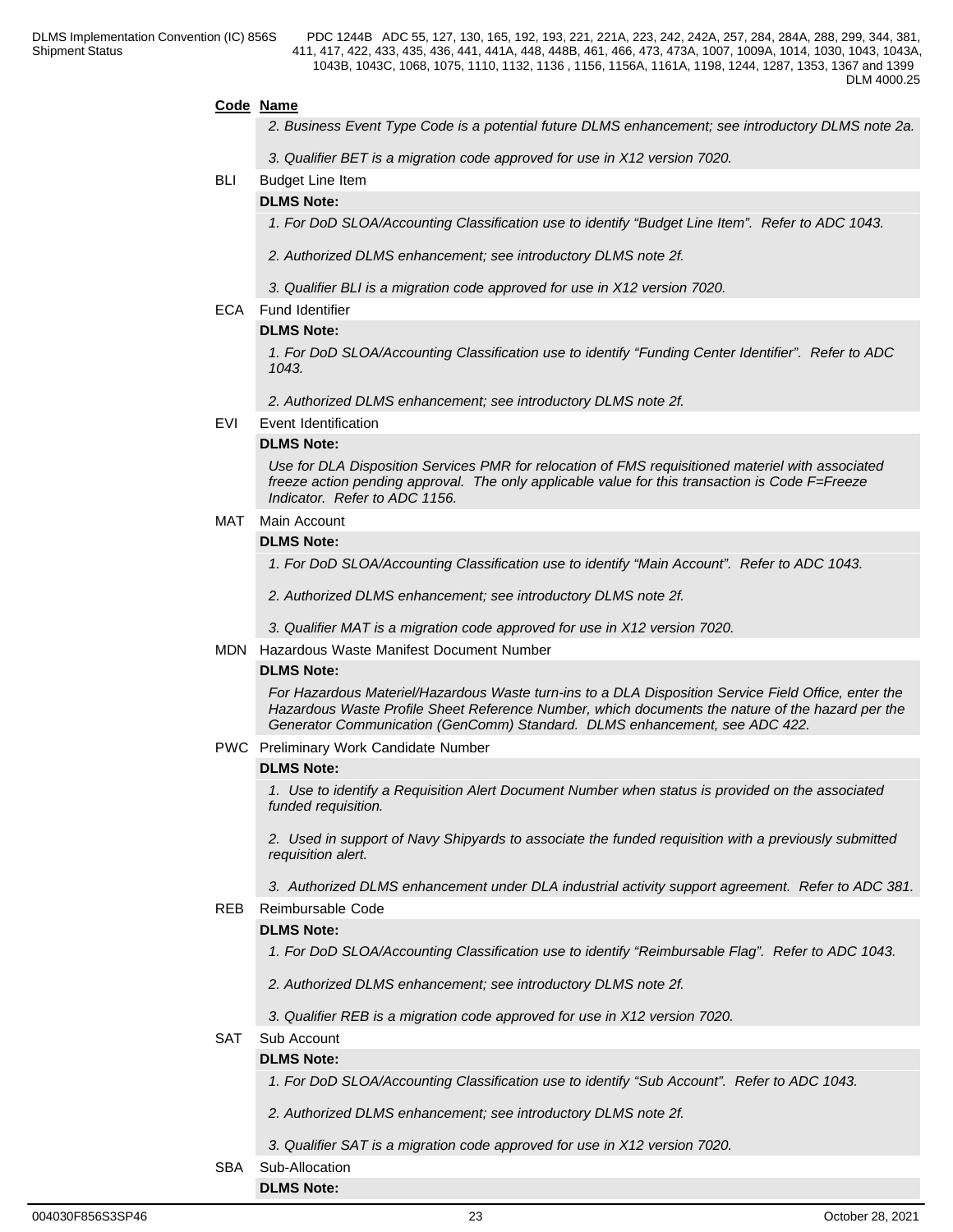**Code Name**

*2. Business Event Type Code is a potential future DLMS enhancement; see introductory DLMS note 2a.*

*3. Qualifier BET is a migration code approved for use in X12 version 7020.*

BLI Budget Line Item

**DLMS Note:**

*1. For DoD SLOA/Accounting Classification use to identify "Budget Line Item". Refer to ADC 1043.*

*2. Authorized DLMS enhancement; see introductory DLMS note 2f.*

*3. Qualifier BLI is a migration code approved for use in X12 version 7020.*

ECA Fund Identifier

**DLMS Note:**

*1. For DoD SLOA/Accounting Classification use to identify "Funding Center Identifier". Refer to ADC 1043.*

*2. Authorized DLMS enhancement; see introductory DLMS note 2f.*

EVI Event Identification

**DLMS Note:**

*Use for DLA Disposition Services PMR for relocation of FMS requisitioned materiel with associated freeze action pending approval. The only applicable value for this transaction is Code F=Freeze Indicator. Refer to ADC 1156.*

MAT Main Account

**DLMS Note:**

*1. For DoD SLOA/Accounting Classification use to identify "Main Account". Refer to ADC 1043.*

*2. Authorized DLMS enhancement; see introductory DLMS note 2f.*

*3. Qualifier MAT is a migration code approved for use in X12 version 7020.*

MDN Hazardous Waste Manifest Document Number

**DLMS Note:**

*For Hazardous Materiel/Hazardous Waste turn-ins to a DLA Disposition Service Field Office, enter the Hazardous Waste Profile Sheet Reference Number, which documents the nature of the hazard per the Generator Communication (GenComm) Standard. DLMS enhancement, see ADC 422.*

PWC Preliminary Work Candidate Number

**DLMS Note:**

*1. Use to identify a Requisition Alert Document Number when status is provided on the associated funded requisition.*

*2. Used in support of Navy Shipyards to associate the funded requisition with a previously submitted requisition alert.*

*3. Authorized DLMS enhancement under DLA industrial activity support agreement. Refer to ADC 381.*

REB Reimbursable Code

**DLMS Note:**

*1. For DoD SLOA/Accounting Classification use to identify "Reimbursable Flag". Refer to ADC 1043.*

*2. Authorized DLMS enhancement; see introductory DLMS note 2f.*

*3. Qualifier REB is a migration code approved for use in X12 version 7020.*

SAT Sub Account

**DLMS Note:**

*1. For DoD SLOA/Accounting Classification use to identify "Sub Account". Refer to ADC 1043.*

*2. Authorized DLMS enhancement; see introductory DLMS note 2f.*

*3. Qualifier SAT is a migration code approved for use in X12 version 7020.*

SBA Sub-Allocation

**DLMS Note:**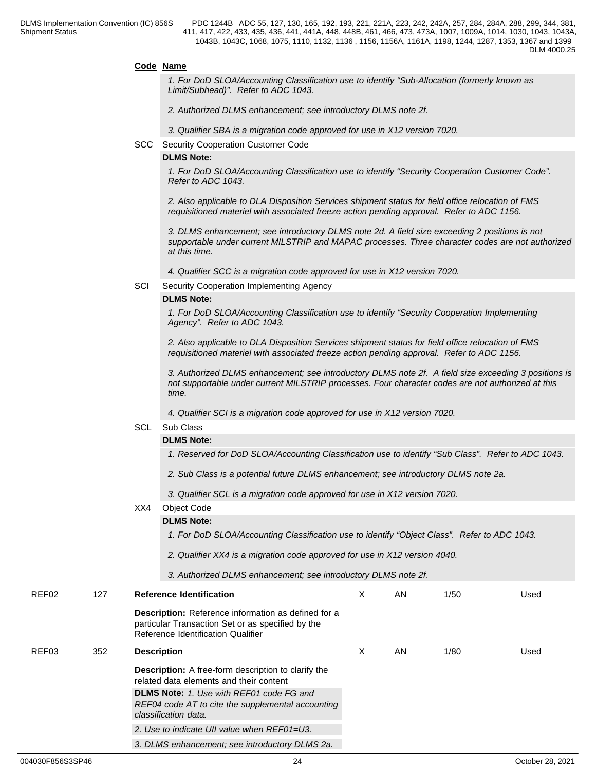**Code Name**

*1. For DoD SLOA/Accounting Classification use to identify "Sub-Allocation (formerly known as Limit/Subhead)". Refer to ADC 1043.*

*2. Authorized DLMS enhancement; see introductory DLMS note 2f.*

*3. Qualifier SBA is a migration code approved for use in X12 version 7020.*

SCC Security Cooperation Customer Code

**DLMS Note:**

*1. For DoD SLOA/Accounting Classification use to identify "Security Cooperation Customer Code". Refer to ADC 1043.*

*2. Also applicable to DLA Disposition Services shipment status for field office relocation of FMS requisitioned materiel with associated freeze action pending approval. Refer to ADC 1156.*

*3. DLMS enhancement; see introductory DLMS note 2d. A field size exceeding 2 positions is not supportable under current MILSTRIP and MAPAC processes. Three character codes are not authorized at this time.*

*4. Qualifier SCC is a migration code approved for use in X12 version 7020.*

SCI Security Cooperation Implementing Agency

**DLMS Note:**

*1. For DoD SLOA/Accounting Classification use to identify "Security Cooperation Implementing Agency". Refer to ADC 1043.*

*2. Also applicable to DLA Disposition Services shipment status for field office relocation of FMS requisitioned materiel with associated freeze action pending approval. Refer to ADC 1156.*

*3. Authorized DLMS enhancement; see introductory DLMS note 2f. A field size exceeding 3 positions is not supportable under current MILSTRIP processes. Four character codes are not authorized at this time.*

*4. Qualifier SCI is a migration code approved for use in X12 version 7020.*

SCL Sub Class

**DLMS Note:**

*1. Reserved for DoD SLOA/Accounting Classification use to identify "Sub Class". Refer to ADC 1043.*

*2. Sub Class is a potential future DLMS enhancement; see introductory DLMS note 2a.*

*3. Qualifier SCL is a migration code approved for use in X12 version 7020.*

XX4 Object Code

**DLMS Note:**

*1. For DoD SLOA/Accounting Classification use to identify "Object Class". Refer to ADC 1043.*

*2. Qualifier XX4 is a migration code approved for use in X12 version 4040.*

*3. Authorized DLMS enhancement; see introductory DLMS note 2f.*

| REF02 | 127 | **Reference Identification** | X | AN | 1/50 | Used |
|---|---|---|---|---|---|---|
| | | **Description:** Reference information as defined for a particular Transaction Set or as specified by the Reference Identification Qualifier | | | | |
| REF03 | 352 | **Description** | X | AN | 1/80 | Used |
| | | **Description:** A free-form description to clarify the related data elements and their content | | | | |
| | | **DLMS Note:** *1. Use with REF01 code FG and REF04 code AT to cite the supplemental accounting classification data.* | | | | |
| | | *2. Use to indicate UII value when REF01=U3.* | | | | |
| | | *3. DLMS enhancement; see introductory DLMS 2a.* | | | | |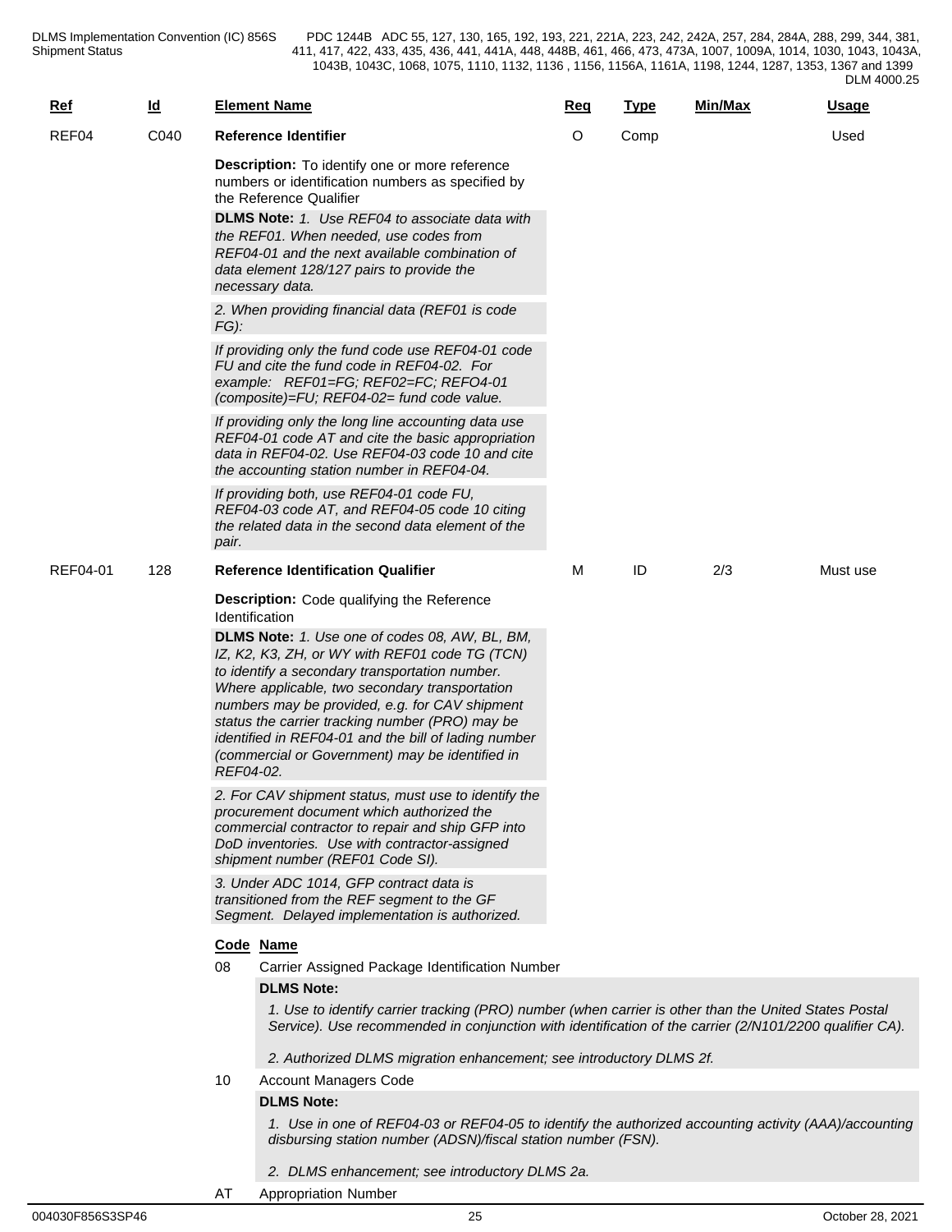| Ref | Id | Element Name | Req | Type | Min/Max | Usage |
|---|---|---|---|---|---|---|
| REF04 | C040 | **Reference Identifier** | O | Comp | | Used |

**Description:** To identify one or more reference numbers or identification numbers as specified by the Reference Qualifier

**DLMS Note:** *1. Use REF04 to associate data with the REF01. When needed, use codes from REF04-01 and the next available combination of data element 128/127 pairs to provide the necessary data.*

*2. When providing financial data (REF01 is code FG):*

*If providing only the fund code use REF04-01 code FU and cite the fund code in REF04-02. For example: REF01=FG; REF02=FC; REFO4-01 (composite)=FU; REF04-02= fund code value.*

*If providing only the long line accounting data use REF04-01 code AT and cite the basic appropriation data in REF04-02. Use REF04-03 code 10 and cite the accounting station number in REF04-04.*

*If providing both, use REF04-01 code FU, REF04-03 code AT, and REF04-05 code 10 citing the related data in the second data element of the pair.*

| Ref | Id | Element Name | Req | Type | Min/Max | Usage |
|---|---|---|---|---|---|---|
| REF04-01 | 128 | **Reference Identification Qualifier** | M | ID | 2/3 | Must use |

**Description:** Code qualifying the Reference Identification

**DLMS Note:** *1. Use one of codes 08, AW, BL, BM, IZ, K2, K3, ZH, or WY with REF01 code TG (TCN) to identify a secondary transportation number. Where applicable, two secondary transportation numbers may be provided, e.g. for CAV shipment status the carrier tracking number (PRO) may be identified in REF04-01 and the bill of lading number (commercial or Government) may be identified in REF04-02.*

*2. For CAV shipment status, must use to identify the procurement document which authorized the commercial contractor to repair and ship GFP into DoD inventories. Use with contractor-assigned shipment number (REF01 Code SI).*

*3. Under ADC 1014, GFP contract data is transitioned from the REF segment to the GF Segment. Delayed implementation is authorized.*

**Code Name**

08 Carrier Assigned Package Identification Number

**DLMS Note:**

*1. Use to identify carrier tracking (PRO) number (when carrier is other than the United States Postal Service). Use recommended in conjunction with identification of the carrier (2/N101/2200 qualifier CA).*

*2. Authorized DLMS migration enhancement; see introductory DLMS 2f.*

10 Account Managers Code

**DLMS Note:**

*1. Use in one of REF04-03 or REF04-05 to identify the authorized accounting activity (AAA)/accounting disbursing station number (ADSN)/fiscal station number (FSN).*

*2. DLMS enhancement; see introductory DLMS 2a.*

AT Appropriation Number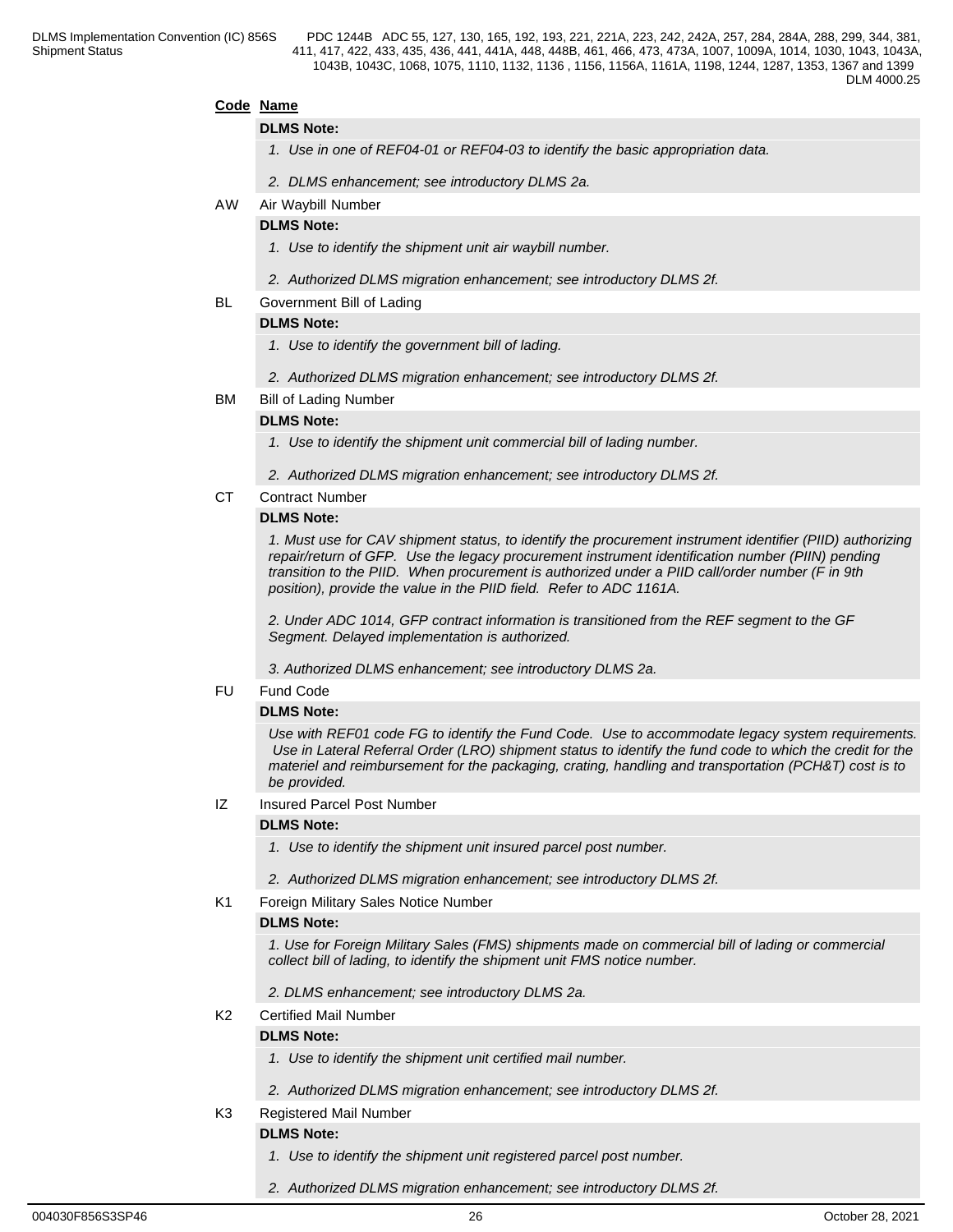**Code** **Name**

**DLMS Note:**

*1. Use in one of REF04-01 or REF04-03 to identify the basic appropriation data.*

*2. DLMS enhancement; see introductory DLMS 2a.*

AW Air Waybill Number

**DLMS Note:**

*1. Use to identify the shipment unit air waybill number.*

*2. Authorized DLMS migration enhancement; see introductory DLMS 2f.*

BL Government Bill of Lading

**DLMS Note:**

*1. Use to identify the government bill of lading.*

*2. Authorized DLMS migration enhancement; see introductory DLMS 2f.*

BM Bill of Lading Number

**DLMS Note:**

*1. Use to identify the shipment unit commercial bill of lading number.*

*2. Authorized DLMS migration enhancement; see introductory DLMS 2f.*

CT Contract Number

**DLMS Note:**

*1. Must use for CAV shipment status, to identify the procurement instrument identifier (PIID) authorizing repair/return of GFP. Use the legacy procurement instrument identification number (PIIN) pending transition to the PIID. When procurement is authorized under a PIID call/order number (F in 9th position), provide the value in the PIID field. Refer to ADC 1161A.*

*2. Under ADC 1014, GFP contract information is transitioned from the REF segment to the GF Segment. Delayed implementation is authorized.*

*3. Authorized DLMS enhancement; see introductory DLMS 2a.*

FU Fund Code

**DLMS Note:**

*Use with REF01 code FG to identify the Fund Code. Use to accommodate legacy system requirements. Use in Lateral Referral Order (LRO) shipment status to identify the fund code to which the credit for the materiel and reimbursement for the packaging, crating, handling and transportation (PCH&T) cost is to be provided.*

IZ Insured Parcel Post Number

**DLMS Note:**

*1. Use to identify the shipment unit insured parcel post number.*

*2. Authorized DLMS migration enhancement; see introductory DLMS 2f.*

K1 Foreign Military Sales Notice Number

**DLMS Note:**

*1. Use for Foreign Military Sales (FMS) shipments made on commercial bill of lading or commercial collect bill of lading, to identify the shipment unit FMS notice number.*

*2. DLMS enhancement; see introductory DLMS 2a.*

K2 Certified Mail Number

**DLMS Note:**

*1. Use to identify the shipment unit certified mail number.*

*2. Authorized DLMS migration enhancement; see introductory DLMS 2f.*

K3 Registered Mail Number

**DLMS Note:**

*1. Use to identify the shipment unit registered parcel post number.*

*2. Authorized DLMS migration enhancement; see introductory DLMS 2f.*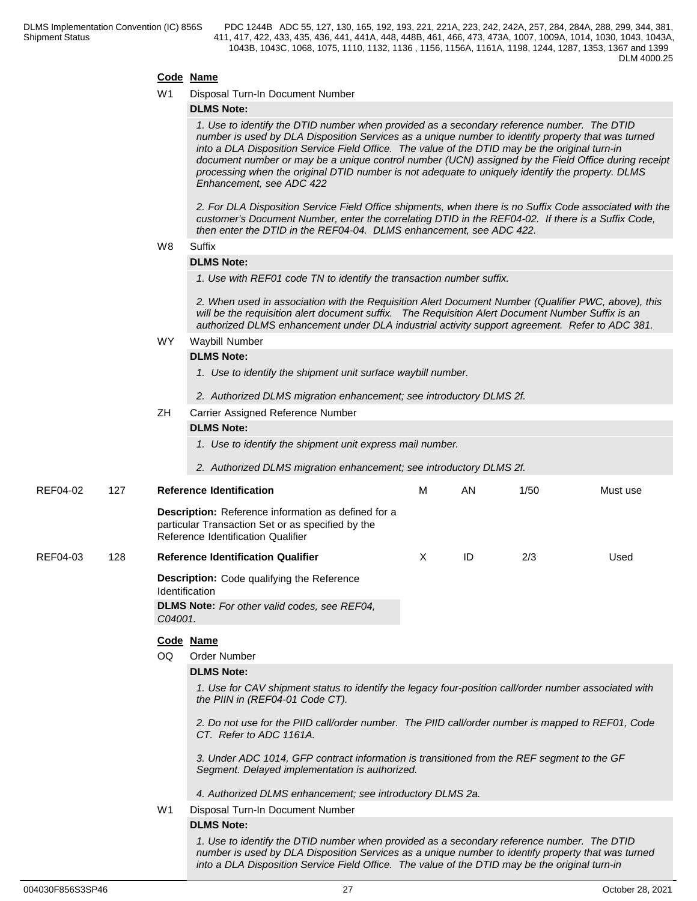**Code Name**

W1 Disposal Turn-In Document Number

**DLMS Note:**

*1. Use to identify the DTID number when provided as a secondary reference number. The DTID number is used by DLA Disposition Services as a unique number to identify property that was turned into a DLA Disposition Service Field Office. The value of the DTID may be the original turn-in document number or may be a unique control number (UCN) assigned by the Field Office during receipt processing when the original DTID number is not adequate to uniquely identify the property. DLMS Enhancement, see ADC 422*

*2. For DLA Disposition Service Field Office shipments, when there is no Suffix Code associated with the customer's Document Number, enter the correlating DTID in the REF04-02. If there is a Suffix Code, then enter the DTID in the REF04-04. DLMS enhancement, see ADC 422.*

W8 Suffix

**DLMS Note:**

*1. Use with REF01 code TN to identify the transaction number suffix.*

*2. When used in association with the Requisition Alert Document Number (Qualifier PWC, above), this will be the requisition alert document suffix. The Requisition Alert Document Number Suffix is an authorized DLMS enhancement under DLA industrial activity support agreement. Refer to ADC 381.*

WY Waybill Number

**DLMS Note:**

*1. Use to identify the shipment unit surface waybill number.*

*2. Authorized DLMS migration enhancement; see introductory DLMS 2f.*

ZH Carrier Assigned Reference Number

**DLMS Note:**

*1. Use to identify the shipment unit express mail number.*

*2. Authorized DLMS migration enhancement; see introductory DLMS 2f.*

| REF04-02 | 127 | **Reference Identification** | M | AN | 1/50 | Must use |
|---|---|---|---|---|---|---|

**Description:** Reference information as defined for a particular Transaction Set or as specified by the Reference Identification Qualifier

| REF04-03 | 128 | **Reference Identification Qualifier** | X | ID | 2/3 | Used |
|---|---|---|---|---|---|---|

**Description:** Code qualifying the Reference Identification

**DLMS Note:** *For other valid codes, see REF04, C04001.*

**Code Name**

OQ Order Number

**DLMS Note:**

*1. Use for CAV shipment status to identify the legacy four-position call/order number associated with the PIIN in (REF04-01 Code CT).*

*2. Do not use for the PIID call/order number. The PIID call/order number is mapped to REF01, Code CT. Refer to ADC 1161A.*

*3. Under ADC 1014, GFP contract information is transitioned from the REF segment to the GF Segment. Delayed implementation is authorized.*

*4. Authorized DLMS enhancement; see introductory DLMS 2a.*

W1 Disposal Turn-In Document Number

**DLMS Note:**

*1. Use to identify the DTID number when provided as a secondary reference number. The DTID number is used by DLA Disposition Services as a unique number to identify property that was turned into a DLA Disposition Service Field Office. The value of the DTID may be the original turn-in*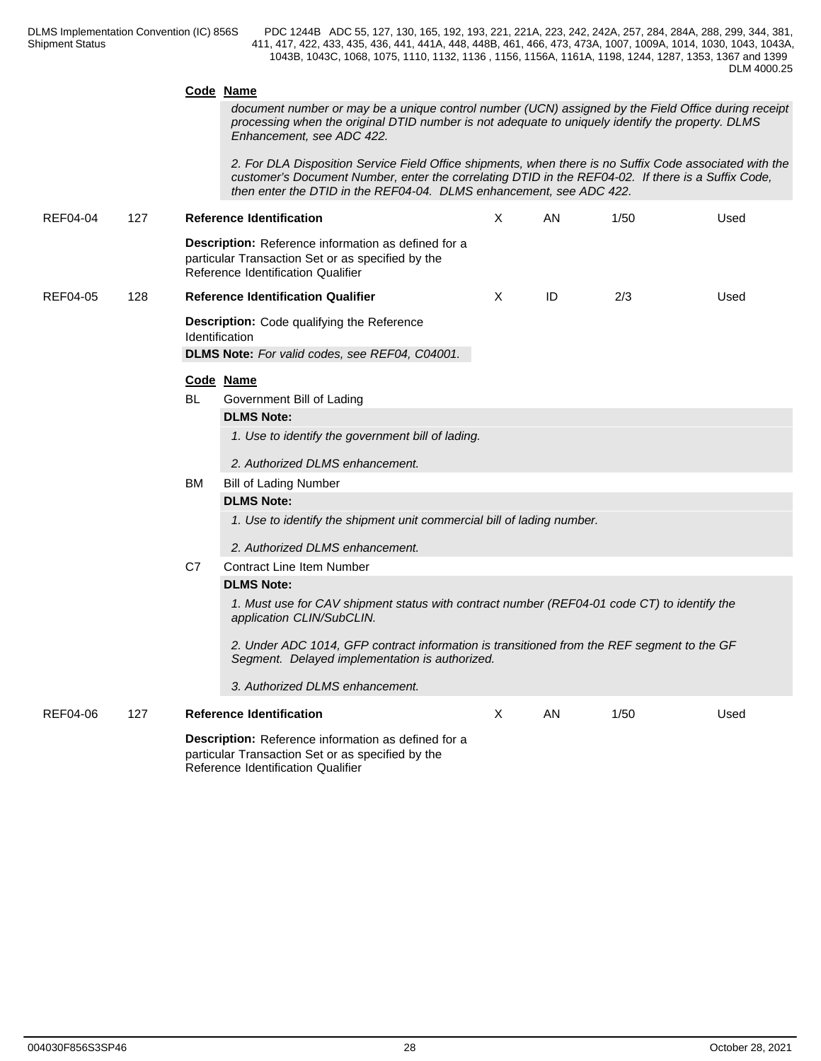**Code Name**

*document number or may be a unique control number (UCN) assigned by the Field Office during receipt processing when the original DTID number is not adequate to uniquely identify the property. DLMS Enhancement, see ADC 422.*

*2. For DLA Disposition Service Field Office shipments, when there is no Suffix Code associated with the customer's Document Number, enter the correlating DTID in the REF04-02. If there is a Suffix Code, then enter the DTID in the REF04-04. DLMS enhancement, see ADC 422.*

| REF04-04 | 127 | **Reference Identification** | X | AN | 1/50 | Used |
|---|---|---|---|---|---|---|

**Description:** Reference information as defined for a particular Transaction Set or as specified by the Reference Identification Qualifier

| REF04-05 | 128 | **Reference Identification Qualifier** | X | ID | 2/3 | Used |
|---|---|---|---|---|---|---|

**Description:** Code qualifying the Reference Identification

**DLMS Note:** *For valid codes, see REF04, C04001.*

**Code Name**

BL Government Bill of Lading

**DLMS Note:**

*1. Use to identify the government bill of lading.*

*2. Authorized DLMS enhancement.*

BM Bill of Lading Number

**DLMS Note:**

*1. Use to identify the shipment unit commercial bill of lading number.*

*2. Authorized DLMS enhancement.*

C7 Contract Line Item Number

**DLMS Note:**

*1. Must use for CAV shipment status with contract number (REF04-01 code CT) to identify the application CLIN/SubCLIN.*

*2. Under ADC 1014, GFP contract information is transitioned from the REF segment to the GF Segment. Delayed implementation is authorized.*

*3. Authorized DLMS enhancement.*

| REF04-06 | 127 | **Reference Identification** | X | AN | 1/50 | Used |
|---|---|---|---|---|---|---|

**Description:** Reference information as defined for a particular Transaction Set or as specified by the Reference Identification Qualifier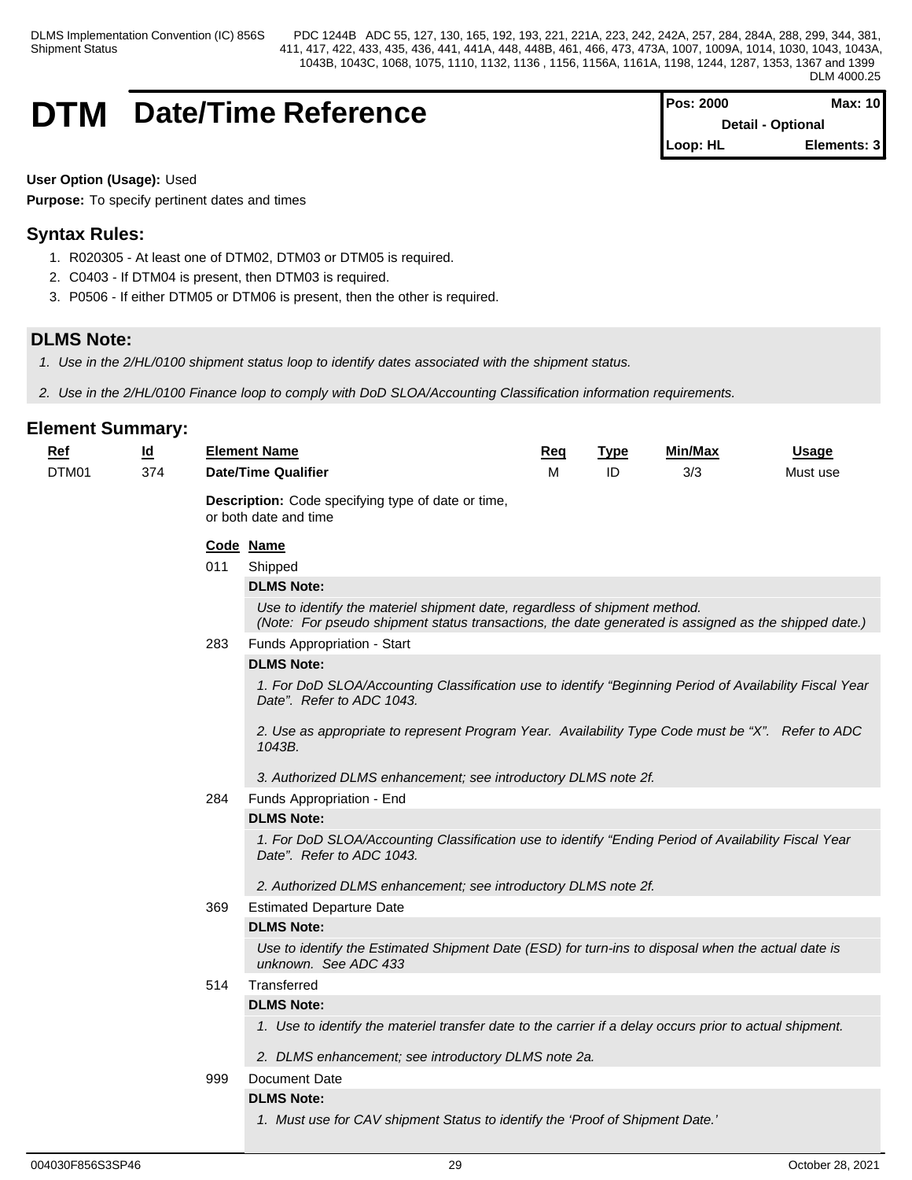# DTM Date/Time Reference

| Pos: 2000 | Max: 10 |
|---|---|
| Detail - Optional | |
| Loop: HL | Elements: 3 |

**User Option (Usage):** Used

**Purpose:** To specify pertinent dates and times

## Syntax Rules:

1. R020305 - At least one of DTM02, DTM03 or DTM05 is required.
2. C0403 - If DTM04 is present, then DTM03 is required.
3. P0506 - If either DTM05 or DTM06 is present, then the other is required.

## DLMS Note:

*1. Use in the 2/HL/0100 shipment status loop to identify dates associated with the shipment status.*

*2. Use in the 2/HL/0100 Finance loop to comply with DoD SLOA/Accounting Classification information requirements.*

## Element Summary:

| Ref | Id | Element Name | Req | Type | Min/Max | Usage |
|---|---|---|---|---|---|---|
| DTM01 | 374 | **Date/Time Qualifier** | M | ID | 3/3 | Must use |

**Description:** Code specifying type of date or time, or both date and time

**Code Name**

011 Shipped

**DLMS Note:**

*Use to identify the materiel shipment date, regardless of shipment method.*
*(Note: For pseudo shipment status transactions, the date generated is assigned as the shipped date.)*

283 Funds Appropriation - Start

**DLMS Note:**

*1. For DoD SLOA/Accounting Classification use to identify "Beginning Period of Availability Fiscal Year Date". Refer to ADC 1043.*

*2. Use as appropriate to represent Program Year. Availability Type Code must be "X". Refer to ADC 1043B.*

*3. Authorized DLMS enhancement; see introductory DLMS note 2f.*

284 Funds Appropriation - End

**DLMS Note:**

*1. For DoD SLOA/Accounting Classification use to identify "Ending Period of Availability Fiscal Year Date". Refer to ADC 1043.*

*2. Authorized DLMS enhancement; see introductory DLMS note 2f.*

369 Estimated Departure Date

**DLMS Note:**

*Use to identify the Estimated Shipment Date (ESD) for turn-ins to disposal when the actual date is unknown. See ADC 433*

514 Transferred

**DLMS Note:**

*1. Use to identify the materiel transfer date to the carrier if a delay occurs prior to actual shipment.*

*2. DLMS enhancement; see introductory DLMS note 2a.*

999 Document Date

**DLMS Note:**

*1. Must use for CAV shipment Status to identify the 'Proof of Shipment Date.'*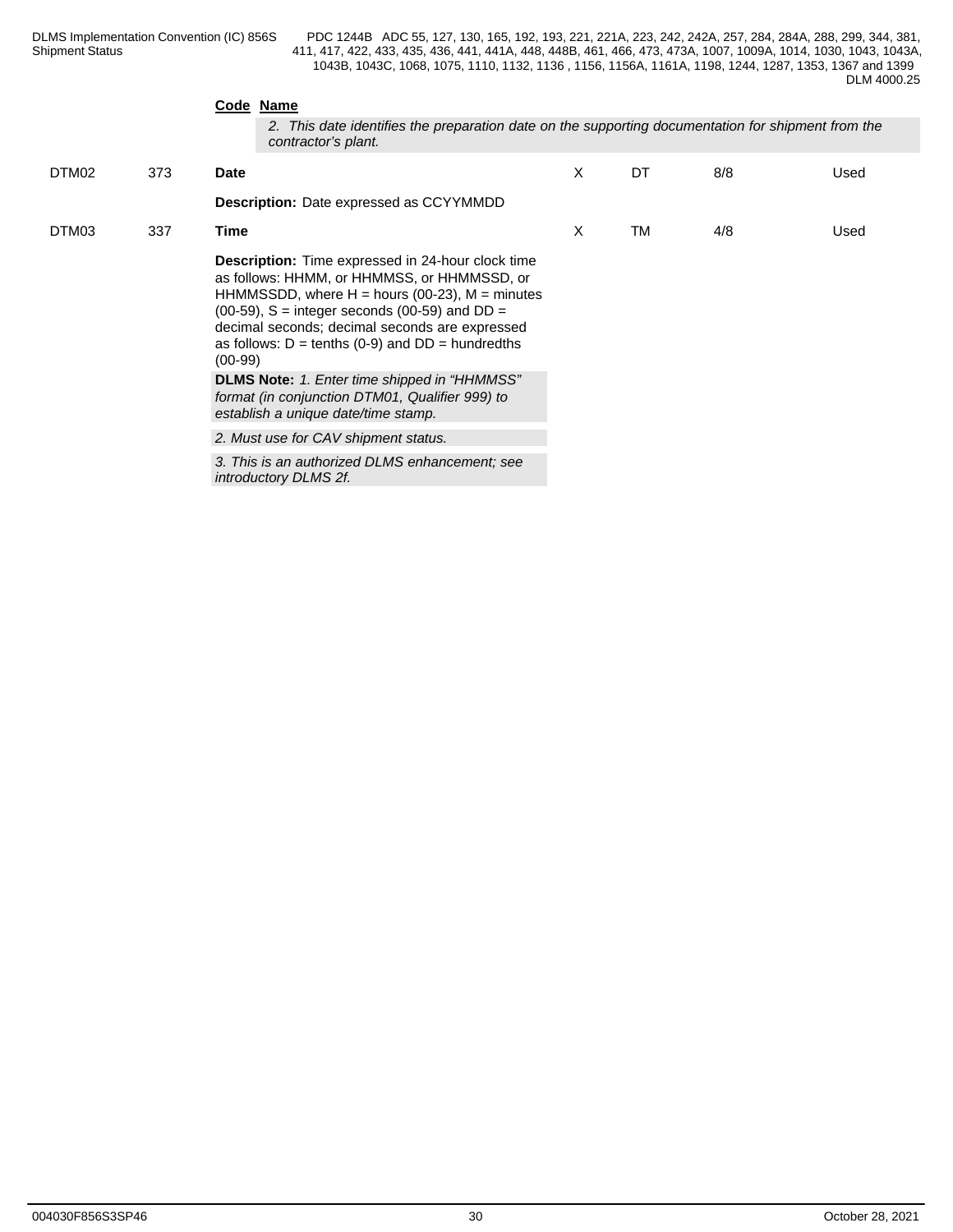**Code** **Name**

*2. This date identifies the preparation date on the supporting documentation for shipment from the contractor's plant.*

| | | | | | | |
|---|---|---|---|---|---|---|
| DTM02 | 373 | **Date** | X | DT | 8/8 | Used |
| | | **Description:** Date expressed as CCYYMMDD | | | | |
| DTM03 | 337 | **Time** | X | TM | 4/8 | Used |
| | | **Description:** Time expressed in 24-hour clock time as follows: HHMM, or HHMMSS, or HHMMSSD, or HHMMSSDD, where H = hours (00-23), M = minutes (00-59), S = integer seconds (00-59) and DD = decimal seconds; decimal seconds are expressed as follows: D = tenths (0-9) and DD = hundredths (00-99) | | | | |
| | | **DLMS Note:** *1. Enter time shipped in "HHMMSS" format (in conjunction DTM01, Qualifier 999) to establish a unique date/time stamp.* | | | | |
| | | *2. Must use for CAV shipment status.* | | | | |
| | | *3. This is an authorized DLMS enhancement; see introductory DLMS 2f.* | | | | |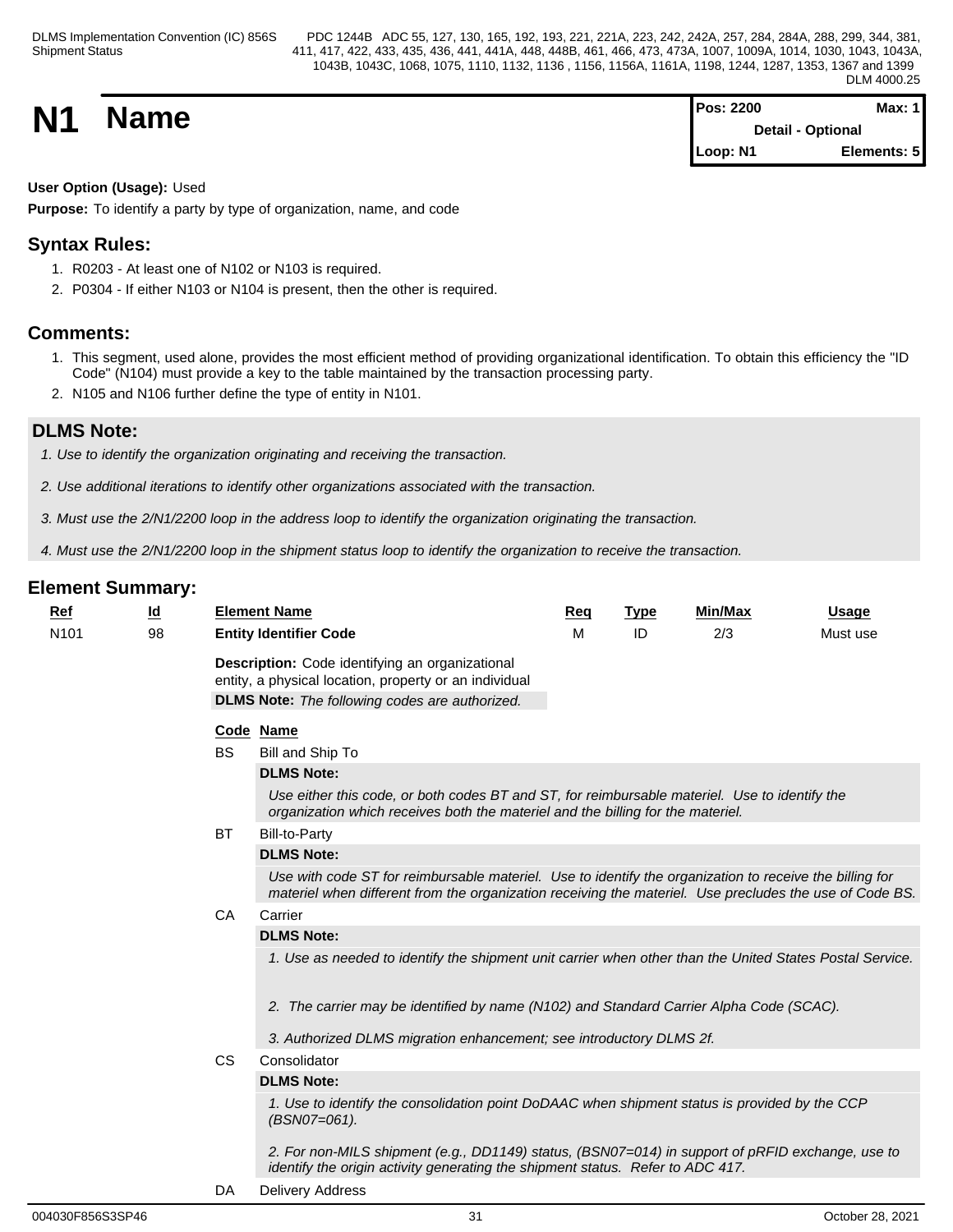# N1 Name

**Pos: 2200** | **Max: 1**
**Detail - Optional**
**Loop: N1** | **Elements: 5**

**User Option (Usage):** Used

**Purpose:** To identify a party by type of organization, name, and code

## Syntax Rules:

1. R0203 - At least one of N102 or N103 is required.
2. P0304 - If either N103 or N104 is present, then the other is required.

## Comments:

1. This segment, used alone, provides the most efficient method of providing organizational identification. To obtain this efficiency the "ID Code" (N104) must provide a key to the table maintained by the transaction processing party.
2. N105 and N106 further define the type of entity in N101.

## DLMS Note:

*1. Use to identify the organization originating and receiving the transaction.*

*2. Use additional iterations to identify other organizations associated with the transaction.*

*3. Must use the 2/N1/2200 loop in the address loop to identify the organization originating the transaction.*

*4. Must use the 2/N1/2200 loop in the shipment status loop to identify the organization to receive the transaction.*

## Element Summary:

| Ref | Id | Element Name | Req | Type | Min/Max | Usage |
|---|---|---|---|---|---|---|
| N101 | 98 | **Entity Identifier Code** | M | ID | 2/3 | Must use |

**Description:** Code identifying an organizational entity, a physical location, property or an individual

**DLMS Note:** *The following codes are authorized.*

| Code | Name |
|---|---|
| BS | Bill and Ship To |

**DLMS Note:**

*Use either this code, or both codes BT and ST, for reimbursable materiel. Use to identify the organization which receives both the materiel and the billing for the materiel.*

| Code | Name |
|---|---|
| BT | Bill-to-Party |

**DLMS Note:**

*Use with code ST for reimbursable materiel. Use to identify the organization to receive the billing for materiel when different from the organization receiving the materiel. Use precludes the use of Code BS.*

| Code | Name |
|---|---|
| CA | Carrier |

**DLMS Note:**

*1. Use as needed to identify the shipment unit carrier when other than the United States Postal Service.*

*2. The carrier may be identified by name (N102) and Standard Carrier Alpha Code (SCAC).*

*3. Authorized DLMS migration enhancement; see introductory DLMS 2f.*

| Code | Name |
|---|---|
| CS | Consolidator |

**DLMS Note:**

*1. Use to identify the consolidation point DoDAAC when shipment status is provided by the CCP (BSN07=061).*

*2. For non-MILS shipment (e.g., DD1149) status, (BSN07=014) in support of pRFID exchange, use to identify the origin activity generating the shipment status. Refer to ADC 417.*

| Code | Name |
|---|---|
| DA | Delivery Address |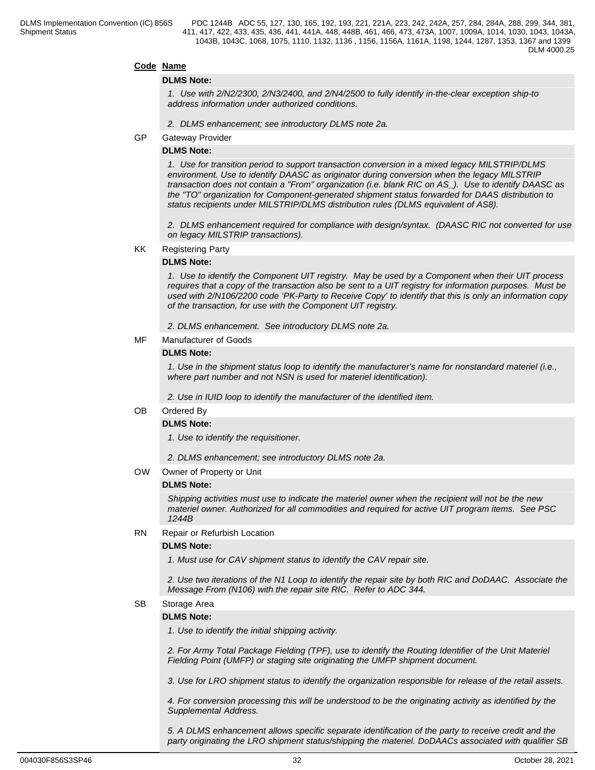**Code Name**

**DLMS Note:**

*1. Use with 2/N2/2300, 2/N3/2400, and 2/N4/2500 to fully identify in-the-clear exception ship-to address information under authorized conditions.*

*2. DLMS enhancement; see introductory DLMS note 2a.*

GP Gateway Provider

**DLMS Note:**

*1. Use for transition period to support transaction conversion in a mixed legacy MILSTRIP/DLMS environment. Use to identify DAASC as originator during conversion when the legacy MILSTRIP transaction does not contain a "From" organization (i.e. blank RIC on AS_). Use to identify DAASC as the "TO" organization for Component-generated shipment status forwarded for DAAS distribution to status recipients under MILSTRIP/DLMS distribution rules (DLMS equivalent of AS8).*

*2. DLMS enhancement required for compliance with design/syntax. (DAASC RIC not converted for use on legacy MILSTRIP transactions).*

KK Registering Party

**DLMS Note:**

*1. Use to identify the Component UIT registry. May be used by a Component when their UIT process requires that a copy of the transaction also be sent to a UIT registry for information purposes. Must be used with 2/N106/2200 code 'PK-Party to Receive Copy' to identify that this is only an information copy of the transaction, for use with the Component UIT registry.*

*2. DLMS enhancement. See introductory DLMS note 2a.*

MF Manufacturer of Goods

**DLMS Note:**

*1. Use in the shipment status loop to identify the manufacturer's name for nonstandard materiel (i.e., where part number and not NSN is used for materiel identification).*

*2. Use in IUID loop to identify the manufacturer of the identified item.*

OB Ordered By

**DLMS Note:**

*1. Use to identify the requisitioner.*

*2. DLMS enhancement; see introductory DLMS note 2a.*

OW Owner of Property or Unit

**DLMS Note:**

*Shipping activities must use to indicate the materiel owner when the recipient will not be the new materiel owner. Authorized for all commodities and required for active UIT program items. See PSC 1244B*

RN Repair or Refurbish Location

**DLMS Note:**

*1. Must use for CAV shipment status to identify the CAV repair site.*

*2. Use two iterations of the N1 Loop to identify the repair site by both RIC and DoDAAC. Associate the Message From (N106) with the repair site RIC. Refer to ADC 344.*

SB Storage Area

**DLMS Note:**

*1. Use to identify the initial shipping activity.*

*2. For Army Total Package Fielding (TPF), use to identify the Routing Identifier of the Unit Materiel Fielding Point (UMFP) or staging site originating the UMFP shipment document.*

*3. Use for LRO shipment status to identify the organization responsible for release of the retail assets.*

*4. For conversion processing this will be understood to be the originating activity as identified by the Supplemental Address.*

*5. A DLMS enhancement allows specific separate identification of the party to receive credit and the party originating the LRO shipment status/shipping the materiel. DoDAACs associated with qualifier SB*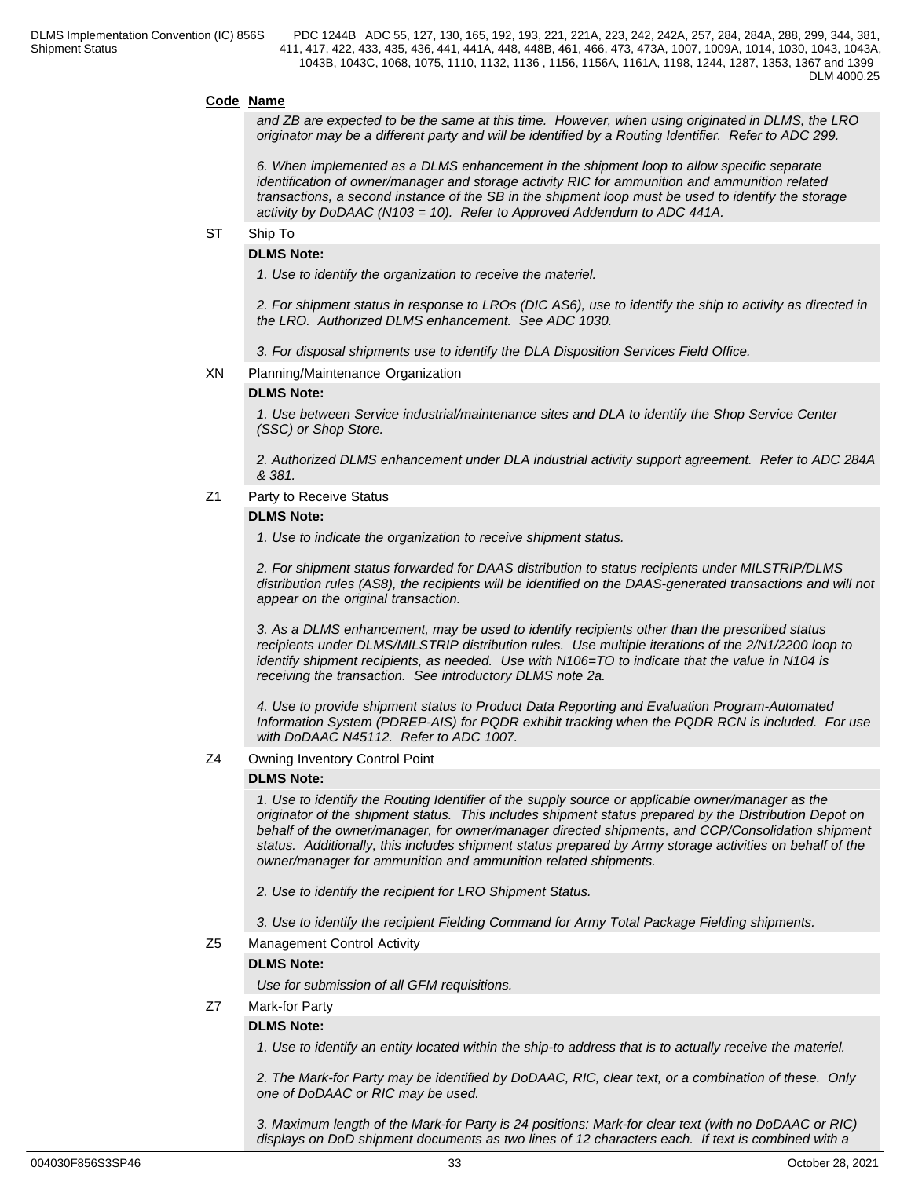**Code Name**

*and ZB are expected to be the same at this time. However, when using originated in DLMS, the LRO originator may be a different party and will be identified by a Routing Identifier. Refer to ADC 299.*

*6. When implemented as a DLMS enhancement in the shipment loop to allow specific separate identification of owner/manager and storage activity RIC for ammunition and ammunition related transactions, a second instance of the SB in the shipment loop must be used to identify the storage activity by DoDAAC (N103 = 10). Refer to Approved Addendum to ADC 441A.*

ST Ship To

**DLMS Note:**

*1. Use to identify the organization to receive the materiel.*

*2. For shipment status in response to LROs (DIC AS6), use to identify the ship to activity as directed in the LRO. Authorized DLMS enhancement. See ADC 1030.*

*3. For disposal shipments use to identify the DLA Disposition Services Field Office.*

XN Planning/Maintenance Organization

**DLMS Note:**

*1. Use between Service industrial/maintenance sites and DLA to identify the Shop Service Center (SSC) or Shop Store.*

*2. Authorized DLMS enhancement under DLA industrial activity support agreement. Refer to ADC 284A & 381.*

Z1 Party to Receive Status

**DLMS Note:**

*1. Use to indicate the organization to receive shipment status.*

*2. For shipment status forwarded for DAAS distribution to status recipients under MILSTRIP/DLMS distribution rules (AS8), the recipients will be identified on the DAAS-generated transactions and will not appear on the original transaction.*

*3. As a DLMS enhancement, may be used to identify recipients other than the prescribed status recipients under DLMS/MILSTRIP distribution rules. Use multiple iterations of the 2/N1/2200 loop to identify shipment recipients, as needed. Use with N106=TO to indicate that the value in N104 is receiving the transaction. See introductory DLMS note 2a.*

*4. Use to provide shipment status to Product Data Reporting and Evaluation Program-Automated Information System (PDREP-AIS) for PQDR exhibit tracking when the PQDR RCN is included. For use with DoDAAC N45112. Refer to ADC 1007.*

Z4 Owning Inventory Control Point

**DLMS Note:**

*1. Use to identify the Routing Identifier of the supply source or applicable owner/manager as the originator of the shipment status. This includes shipment status prepared by the Distribution Depot on behalf of the owner/manager, for owner/manager directed shipments, and CCP/Consolidation shipment status. Additionally, this includes shipment status prepared by Army storage activities on behalf of the owner/manager for ammunition and ammunition related shipments.*

*2. Use to identify the recipient for LRO Shipment Status.*

*3. Use to identify the recipient Fielding Command for Army Total Package Fielding shipments.*

Z5 Management Control Activity

**DLMS Note:**

*Use for submission of all GFM requisitions.*

Z7 Mark-for Party

**DLMS Note:**

*1. Use to identify an entity located within the ship-to address that is to actually receive the materiel.*

*2. The Mark-for Party may be identified by DoDAAC, RIC, clear text, or a combination of these. Only one of DoDAAC or RIC may be used.*

*3. Maximum length of the Mark-for Party is 24 positions: Mark-for clear text (with no DoDAAC or RIC) displays on DoD shipment documents as two lines of 12 characters each. If text is combined with a*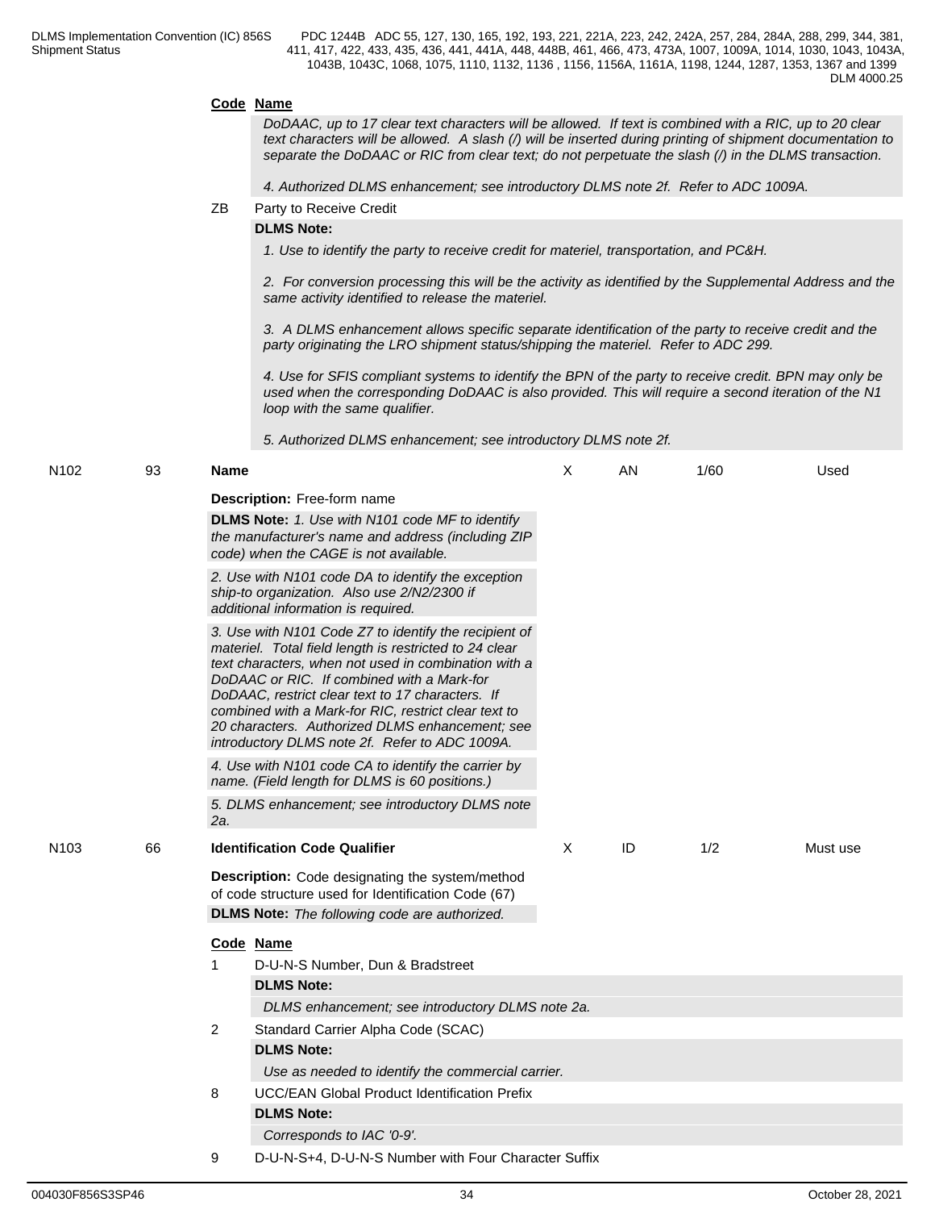**Code** **Name**

*DoDAAC, up to 17 clear text characters will be allowed. If text is combined with a RIC, up to 20 clear text characters will be allowed. A slash (/) will be inserted during printing of shipment documentation to separate the DoDAAC or RIC from clear text; do not perpetuate the slash (/) in the DLMS transaction.*

*4. Authorized DLMS enhancement; see introductory DLMS note 2f. Refer to ADC 1009A.*

ZB Party to Receive Credit

**DLMS Note:**

*1. Use to identify the party to receive credit for materiel, transportation, and PC&H.*

*2. For conversion processing this will be the activity as identified by the Supplemental Address and the same activity identified to release the materiel.*

*3. A DLMS enhancement allows specific separate identification of the party to receive credit and the party originating the LRO shipment status/shipping the materiel. Refer to ADC 299.*

*4. Use for SFIS compliant systems to identify the BPN of the party to receive credit. BPN may only be used when the corresponding DoDAAC is also provided. This will require a second iteration of the N1 loop with the same qualifier.*

*5. Authorized DLMS enhancement; see introductory DLMS note 2f.*

| N102 | 93 | **Name** | X | AN | 1/60 | Used |
|---|---|---|---|---|---|---|

**Description:** Free-form name

**DLMS Note:** *1. Use with N101 code MF to identify the manufacturer's name and address (including ZIP code) when the CAGE is not available.*

*2. Use with N101 code DA to identify the exception ship-to organization. Also use 2/N2/2300 if additional information is required.*

*3. Use with N101 Code Z7 to identify the recipient of materiel. Total field length is restricted to 24 clear text characters, when not used in combination with a DoDAAC or RIC. If combined with a Mark-for DoDAAC, restrict clear text to 17 characters. If combined with a Mark-for RIC, restrict clear text to 20 characters. Authorized DLMS enhancement; see introductory DLMS note 2f. Refer to ADC 1009A.*

*4. Use with N101 code CA to identify the carrier by name. (Field length for DLMS is 60 positions.)*

*5. DLMS enhancement; see introductory DLMS note 2a.*

| N103 | 66 | **Identification Code Qualifier** | X | ID | 1/2 | Must use |
|---|---|---|---|---|---|---|

**Description:** Code designating the system/method of code structure used for Identification Code (67)

**DLMS Note:** *The following code are authorized.*

**Code** **Name**

1 D-U-N-S Number, Dun & Bradstreet

**DLMS Note:**

*DLMS enhancement; see introductory DLMS note 2a.*

2 Standard Carrier Alpha Code (SCAC)

**DLMS Note:**

*Use as needed to identify the commercial carrier.*

8 UCC/EAN Global Product Identification Prefix

**DLMS Note:**

*Corresponds to IAC '0-9'.*

9 D-U-N-S+4, D-U-N-S Number with Four Character Suffix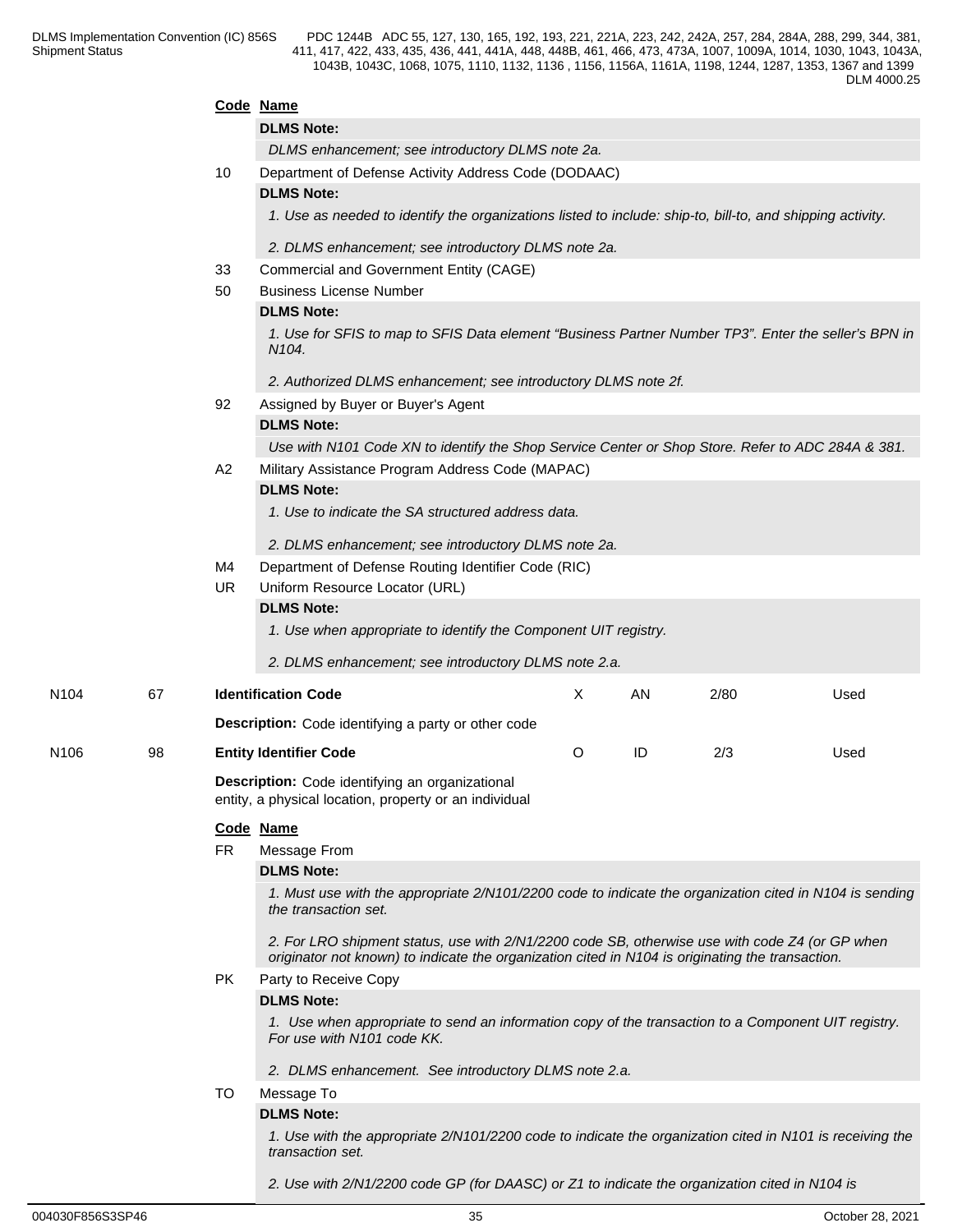**Code Name**

**DLMS Note:**

*DLMS enhancement; see introductory DLMS note 2a.*

10 Department of Defense Activity Address Code (DODAAC)

**DLMS Note:**

*1. Use as needed to identify the organizations listed to include: ship-to, bill-to, and shipping activity.*

*2. DLMS enhancement; see introductory DLMS note 2a.*

33 Commercial and Government Entity (CAGE)

50 Business License Number

**DLMS Note:**

*1. Use for SFIS to map to SFIS Data element "Business Partner Number TP3". Enter the seller's BPN in N104.*

*2. Authorized DLMS enhancement; see introductory DLMS note 2f.*

92 Assigned by Buyer or Buyer's Agent

**DLMS Note:**

*Use with N101 Code XN to identify the Shop Service Center or Shop Store. Refer to ADC 284A & 381.*

A2 Military Assistance Program Address Code (MAPAC)

**DLMS Note:**

*1. Use to indicate the SA structured address data.*

*2. DLMS enhancement; see introductory DLMS note 2a.*

M4 Department of Defense Routing Identifier Code (RIC)

UR Uniform Resource Locator (URL)

**DLMS Note:**

*1. Use when appropriate to identify the Component UIT registry.*

*2. DLMS enhancement; see introductory DLMS note 2.a.*

| | | | | | | |
|---|---|---|---|---|---|---|
| N104 | 67 | **Identification Code** | X | AN | 2/80 | Used |

**Description:** Code identifying a party or other code

| | | | | | | |
|---|---|---|---|---|---|---|
| N106 | 98 | **Entity Identifier Code** | O | ID | 2/3 | Used |

**Description:** Code identifying an organizational entity, a physical location, property or an individual

**Code Name**

FR Message From

**DLMS Note:**

*1. Must use with the appropriate 2/N101/2200 code to indicate the organization cited in N104 is sending the transaction set.*

*2. For LRO shipment status, use with 2/N1/2200 code SB, otherwise use with code Z4 (or GP when originator not known) to indicate the organization cited in N104 is originating the transaction.*

PK Party to Receive Copy

**DLMS Note:**

*1. Use when appropriate to send an information copy of the transaction to a Component UIT registry. For use with N101 code KK.*

*2. DLMS enhancement. See introductory DLMS note 2.a.*

TO Message To

**DLMS Note:**

*1. Use with the appropriate 2/N101/2200 code to indicate the organization cited in N101 is receiving the transaction set.*

*2. Use with 2/N1/2200 code GP (for DAASC) or Z1 to indicate the organization cited in N104 is*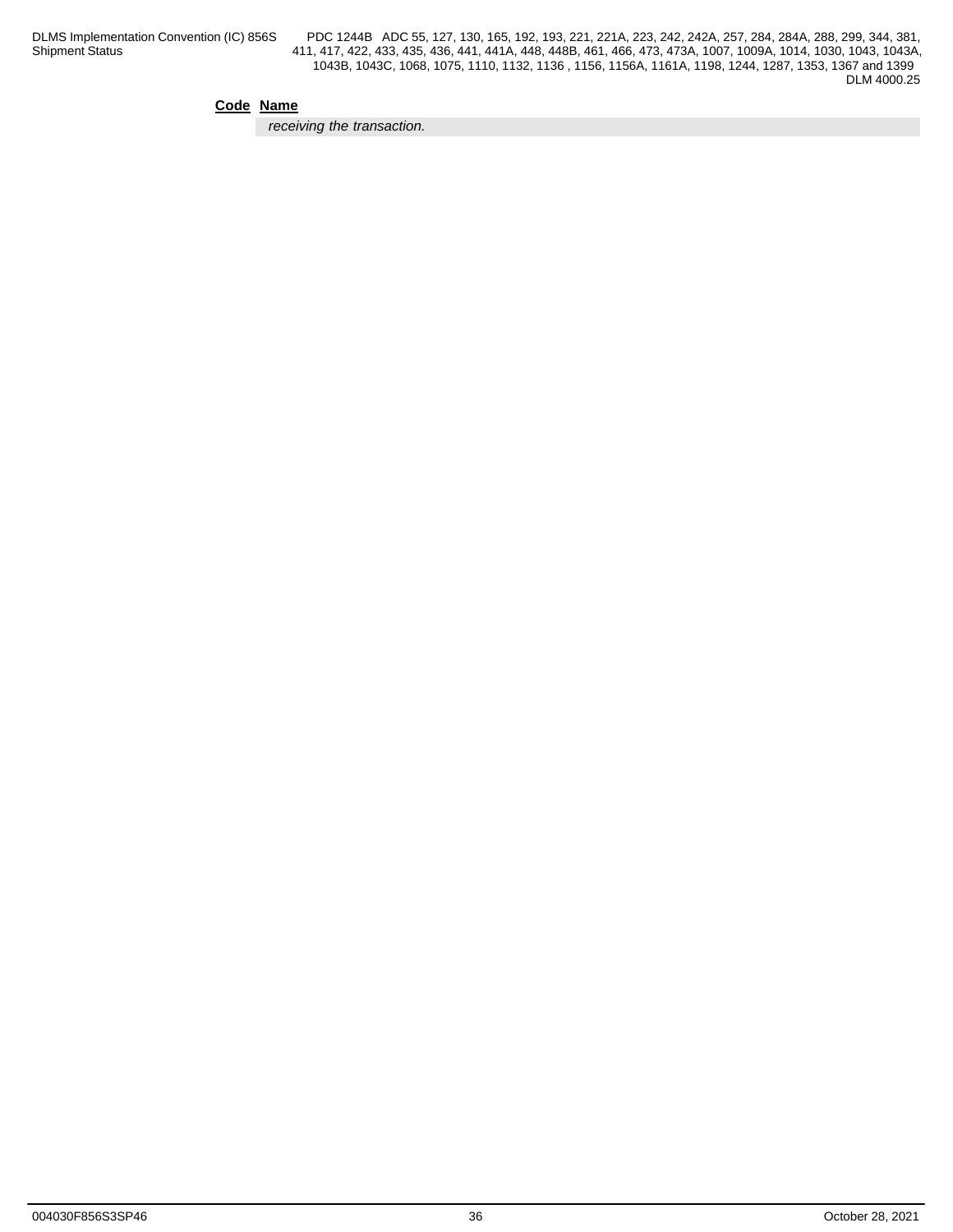| Code | Name |
|---|---|
| | *receiving the transaction.* |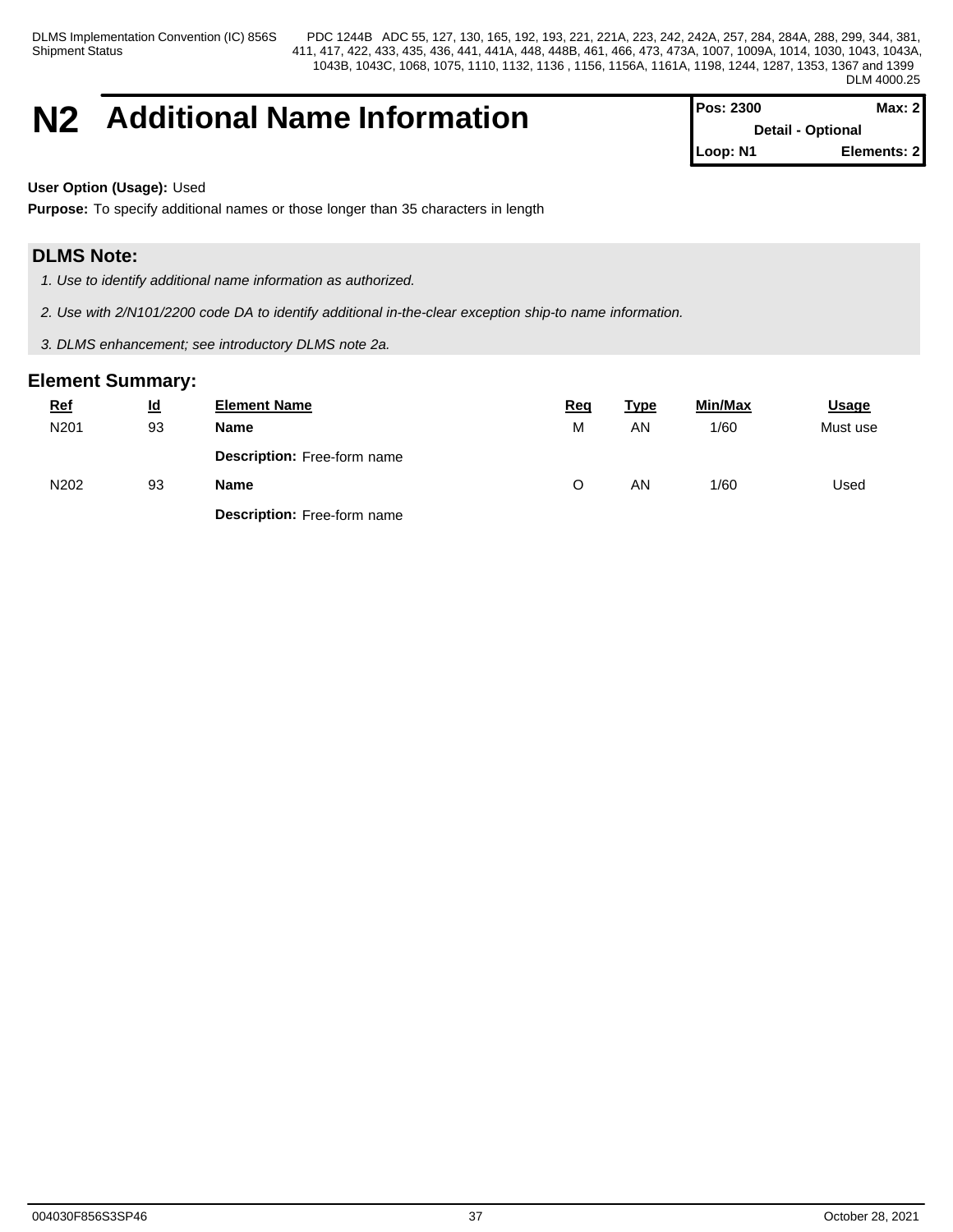# N2 Additional Name Information

| Pos: 2300 | Max: 2 |
|---|---|
| Detail - Optional | |
| Loop: N1 | Elements: 2 |

**User Option (Usage):** Used

**Purpose:** To specify additional names or those longer than 35 characters in length

## DLMS Note:

1. *Use to identify additional name information as authorized.*
2. *Use with 2/N101/2200 code DA to identify additional in-the-clear exception ship-to name information.*
3. *DLMS enhancement; see introductory DLMS note 2a.*

## Element Summary:

| Ref | Id | Element Name | Req | Type | Min/Max | Usage |
|---|---|---|---|---|---|---|
| N201 | 93 | **Name** | M | AN | 1/60 | Must use |
| | | **Description:** Free-form name | | | | |
| N202 | 93 | **Name** | O | AN | 1/60 | Used |
| | | **Description:** Free-form name | | | | |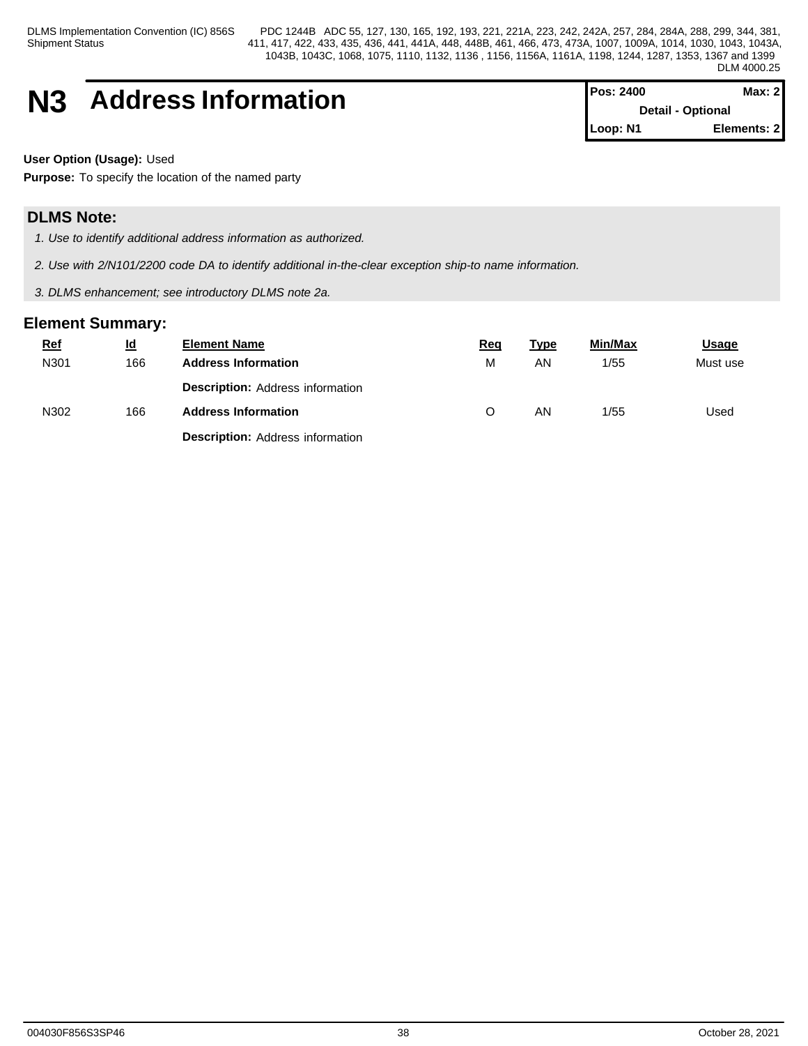# N3 Address Information

| Pos: 2400 | Max: 2 |
|---|---|
| Detail - Optional | |
| Loop: N1 | Elements: 2 |

**User Option (Usage):** Used

**Purpose:** To specify the location of the named party

## DLMS Note:

1. *Use to identify additional address information as authorized.*
2. *Use with 2/N101/2200 code DA to identify additional in-the-clear exception ship-to name information.*
3. *DLMS enhancement; see introductory DLMS note 2a.*

## Element Summary:

| Ref | Id | Element Name | Req | Type | Min/Max | Usage |
|---|---|---|---|---|---|---|
| N301 | 166 | **Address Information** | M | AN | 1/55 | Must use |
| | | **Description:** Address information | | | | |
| N302 | 166 | **Address Information** | O | AN | 1/55 | Used |
| | | **Description:** Address information | | | | |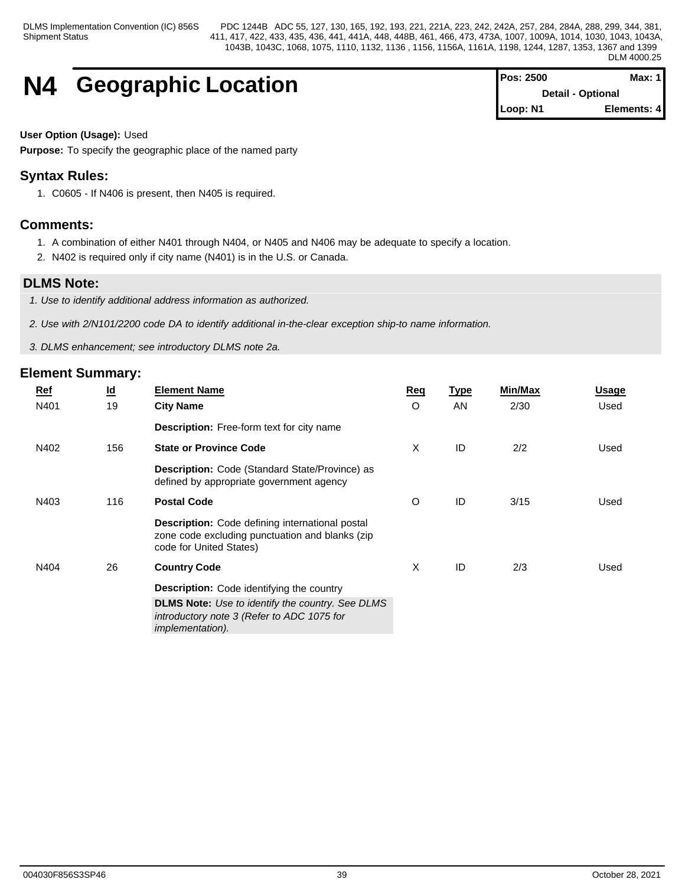# N4 Geographic Location

| Pos: 2500 | Max: 1 |
|---|---|
| Detail - Optional | |
| Loop: N1 | Elements: 4 |

**User Option (Usage):** Used

**Purpose:** To specify the geographic place of the named party

## Syntax Rules:

1. C0605 - If N406 is present, then N405 is required.

## Comments:

1. A combination of either N401 through N404, or N405 and N406 may be adequate to specify a location.
2. N402 is required only if city name (N401) is in the U.S. or Canada.

## DLMS Note:

*1. Use to identify additional address information as authorized.*

*2. Use with 2/N101/2200 code DA to identify additional in-the-clear exception ship-to name information.*

*3. DLMS enhancement; see introductory DLMS note 2a.*

## Element Summary:

| Ref | Id | Element Name | Req | Type | Min/Max | Usage |
|---|---|---|---|---|---|---|
| N401 | 19 | **City Name**<br>**Description:** Free-form text for city name | O | AN | 2/30 | Used |
| N402 | 156 | **State or Province Code**<br>**Description:** Code (Standard State/Province) as defined by appropriate government agency | X | ID | 2/2 | Used |
| N403 | 116 | **Postal Code**<br>**Description:** Code defining international postal zone code excluding punctuation and blanks (zip code for United States) | O | ID | 3/15 | Used |
| N404 | 26 | **Country Code**<br>**Description:** Code identifying the country<br>**DLMS Note:** *Use to identify the country. See DLMS introductory note 3 (Refer to ADC 1075 for implementation).* | X | ID | 2/3 | Used |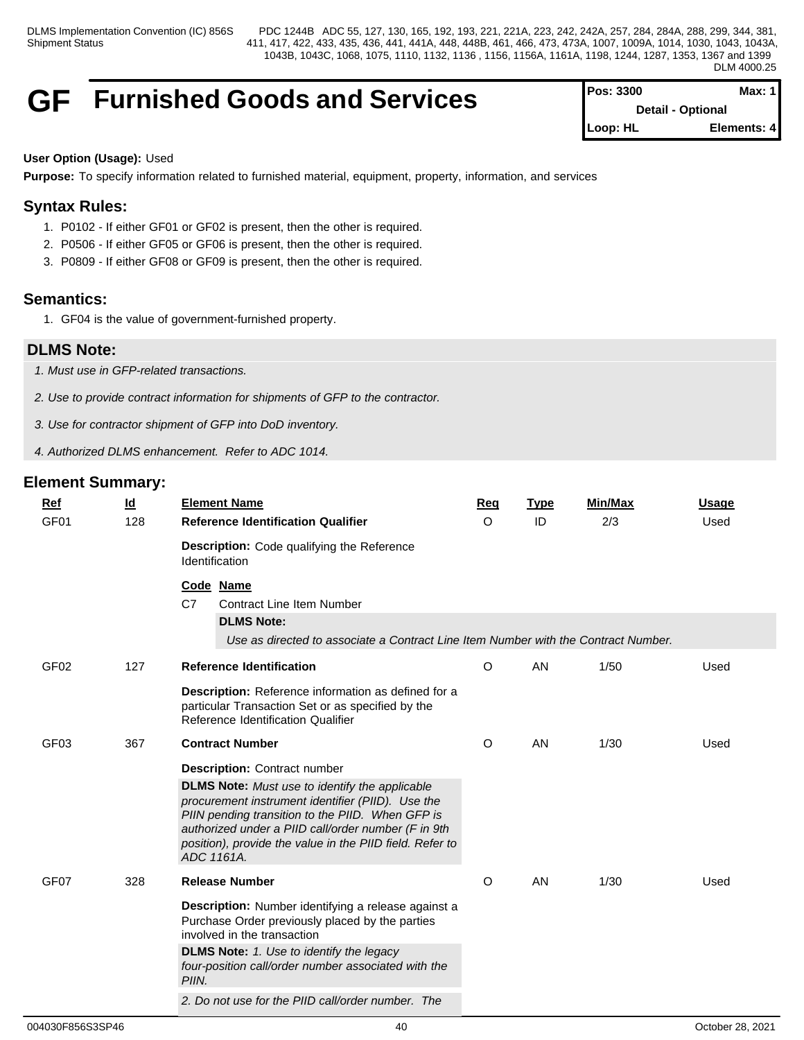# GF Furnished Goods and Services

| Pos: 3300 | Max: 1 |
|---|---|
| Detail - Optional | |
| Loop: HL | Elements: 4 |

**User Option (Usage):** Used

**Purpose:** To specify information related to furnished material, equipment, property, information, and services

## Syntax Rules:

1. P0102 - If either GF01 or GF02 is present, then the other is required.
2. P0506 - If either GF05 or GF06 is present, then the other is required.
3. P0809 - If either GF08 or GF09 is present, then the other is required.

## Semantics:

1. GF04 is the value of government-furnished property.

## DLMS Note:

*1. Must use in GFP-related transactions.*

*2. Use to provide contract information for shipments of GFP to the contractor.*

*3. Use for contractor shipment of GFP into DoD inventory.*

*4. Authorized DLMS enhancement. Refer to ADC 1014.*

## Element Summary:

| Ref | Id | Element Name | Req | Type | Min/Max | Usage |
|---|---|---|---|---|---|---|
| GF01 | 128 | **Reference Identification Qualifier**<br>**Description:** Code qualifying the Reference Identification<br>**Code Name**<br>C7 Contract Line Item Number<br>**DLMS Note:** *Use as directed to associate a Contract Line Item Number with the Contract Number.* | O | ID | 2/3 | Used |
| GF02 | 127 | **Reference Identification**<br>**Description:** Reference information as defined for a particular Transaction Set or as specified by the Reference Identification Qualifier | O | AN | 1/50 | Used |
| GF03 | 367 | **Contract Number**<br>**Description:** Contract number<br>**DLMS Note:** *Must use to identify the applicable procurement instrument identifier (PIID). Use the PIIN pending transition to the PIID. When GFP is authorized under a PIID call/order number (F in 9th position), provide the value in the PIID field. Refer to ADC 1161A.* | O | AN | 1/30 | Used |
| GF07 | 328 | **Release Number**<br>**Description:** Number identifying a release against a Purchase Order previously placed by the parties involved in the transaction<br>**DLMS Note:** *1. Use to identify the legacy four-position call/order number associated with the PIIN.*<br>*2. Do not use for the PIID call/order number. The* | O | AN | 1/30 | Used |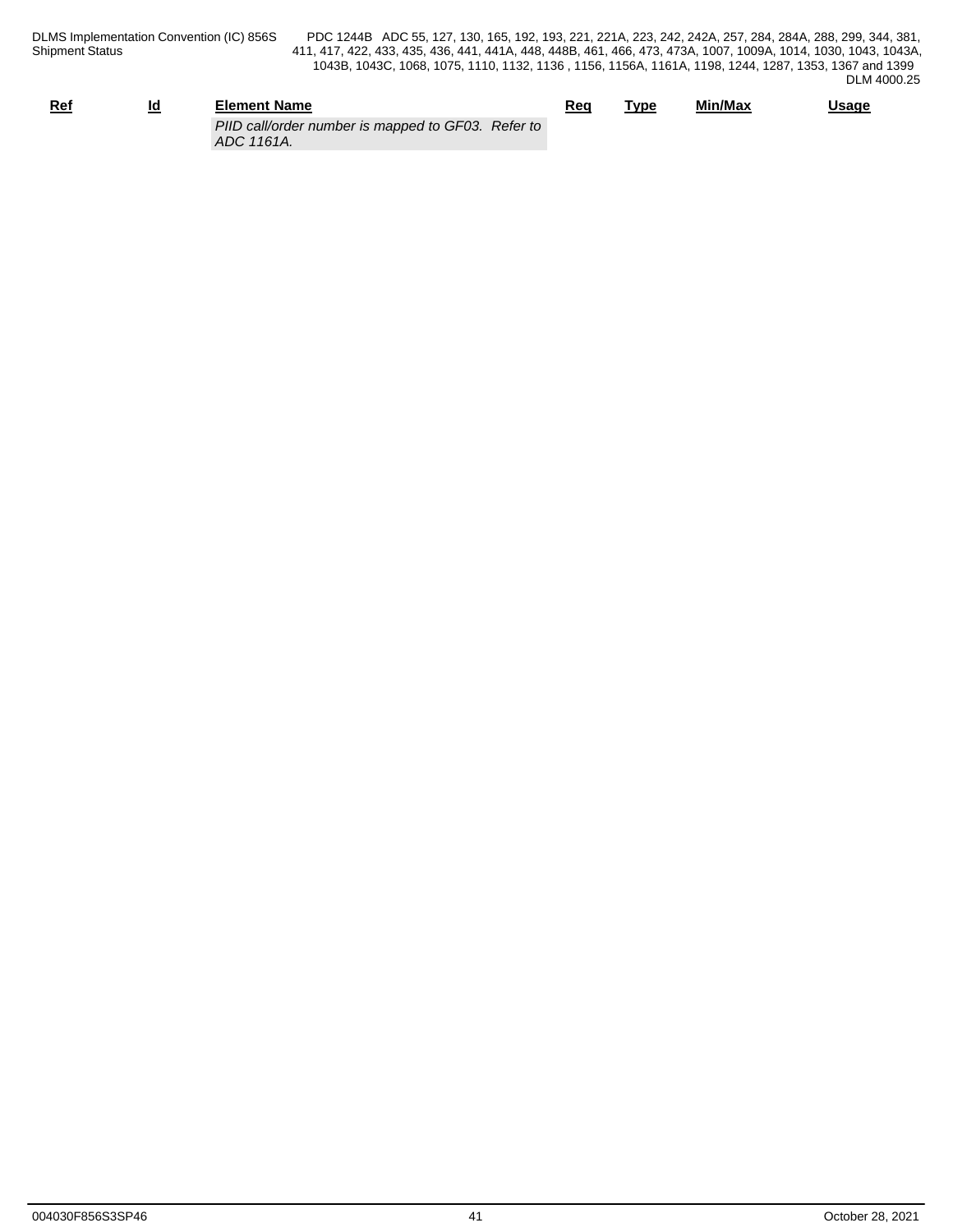| Ref | Id | Element Name | Req | Type | Min/Max | Usage |
|---|---|---|---|---|---|---|
| | | *PIID call/order number is mapped to GF03. Refer to ADC 1161A.* | | | | |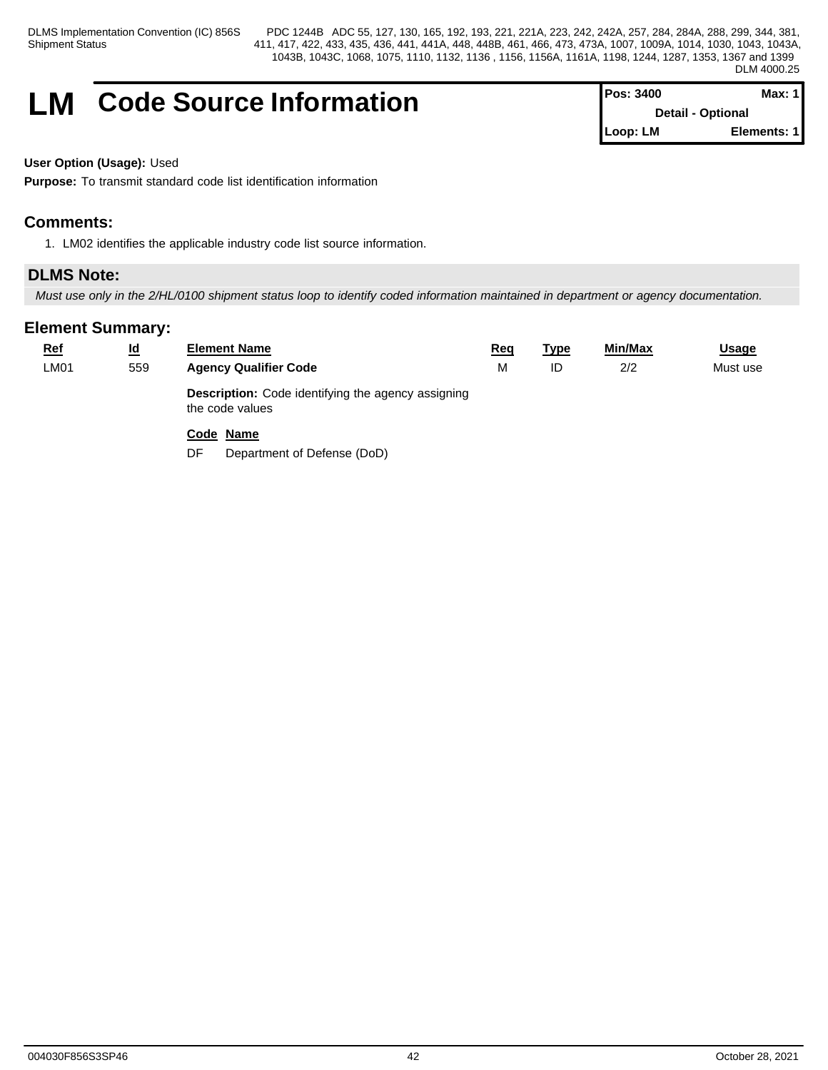# LM Code Source Information

| Pos: 3400 | Max: 1 |
|---|---|
| Detail - Optional | |
| Loop: LM | Elements: 1 |

**User Option (Usage):** Used

**Purpose:** To transmit standard code list identification information

## Comments:

1. LM02 identifies the applicable industry code list source information.

## DLMS Note:

*Must use only in the 2/HL/0100 shipment status loop to identify coded information maintained in department or agency documentation.*

## Element Summary:

| Ref | Id | Element Name | Req | Type | Min/Max | Usage |
|---|---|---|---|---|---|---|
| LM01 | 559 | **Agency Qualifier Code** | M | ID | 2/2 | Must use |
| | | **Description:** Code identifying the agency assigning the code values | | | | |
| | | **Code** **Name** | | | | |
| | | DF Department of Defense (DoD) | | | | |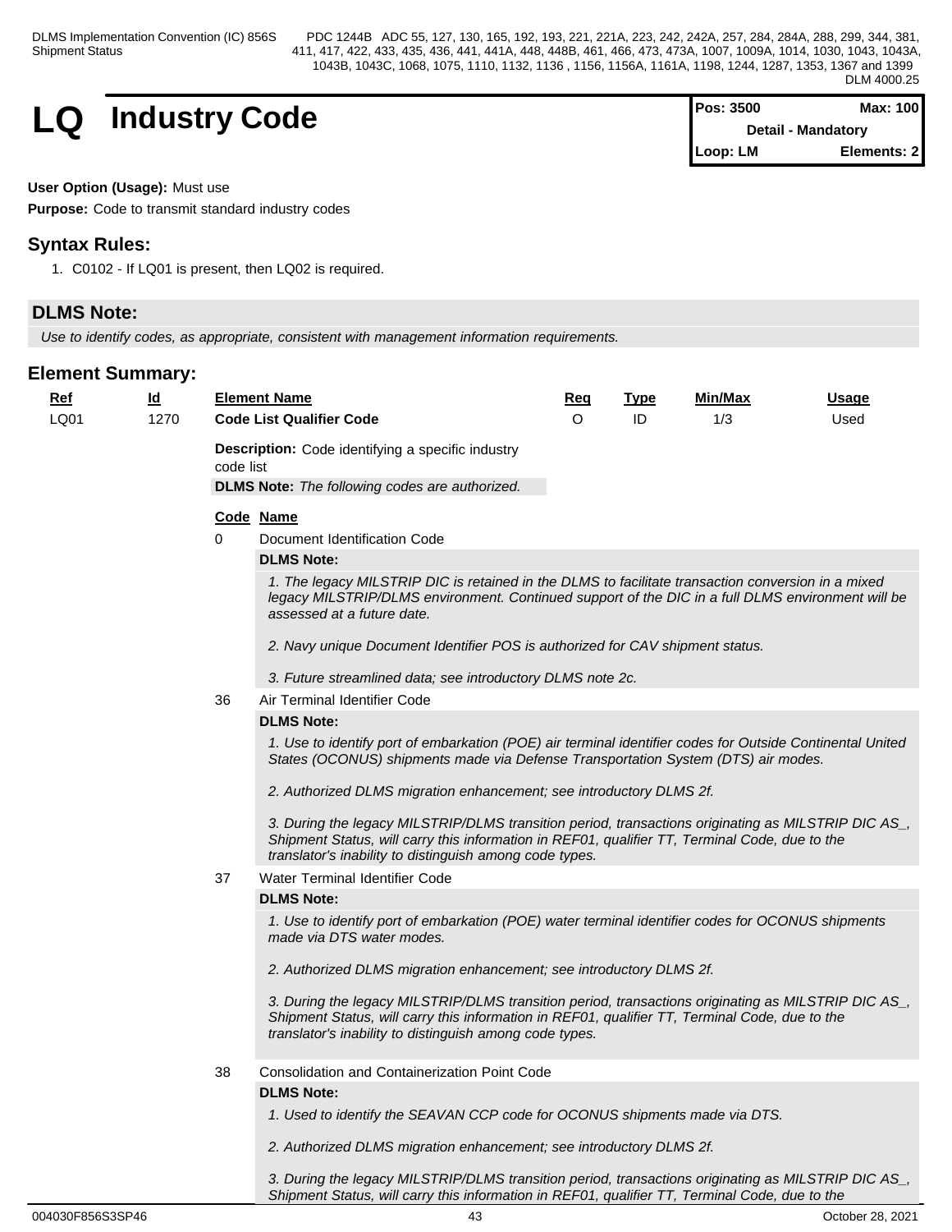# LQ Industry Code

| Pos: 3500 | Max: 100 |
|---|---|
| Detail - Mandatory | |
| Loop: LM | Elements: 2 |

**User Option (Usage):** Must use

**Purpose:** Code to transmit standard industry codes

## Syntax Rules:

1. C0102 - If LQ01 is present, then LQ02 is required.

## DLMS Note:

*Use to identify codes, as appropriate, consistent with management information requirements.*

## Element Summary:

| Ref | Id | Element Name | Req | Type | Min/Max | Usage |
|---|---|---|---|---|---|---|
| LQ01 | 1270 | **Code List Qualifier Code** | O | ID | 1/3 | Used |

**Description:** Code identifying a specific industry code list

**DLMS Note:** *The following codes are authorized.*

| Code | Name |
|---|---|
| 0 | Document Identification Code |

**DLMS Note:**

*1. The legacy MILSTRIP DIC is retained in the DLMS to facilitate transaction conversion in a mixed legacy MILSTRIP/DLMS environment. Continued support of the DIC in a full DLMS environment will be assessed at a future date.*

*2. Navy unique Document Identifier POS is authorized for CAV shipment status.*

*3. Future streamlined data; see introductory DLMS note 2c.*

| Code | Name |
|---|---|
| 36 | Air Terminal Identifier Code |

**DLMS Note:**

*1. Use to identify port of embarkation (POE) air terminal identifier codes for Outside Continental United States (OCONUS) shipments made via Defense Transportation System (DTS) air modes.*

*2. Authorized DLMS migration enhancement; see introductory DLMS 2f.*

*3. During the legacy MILSTRIP/DLMS transition period, transactions originating as MILSTRIP DIC AS_, Shipment Status, will carry this information in REF01, qualifier TT, Terminal Code, due to the translator's inability to distinguish among code types.*

| Code | Name |
|---|---|
| 37 | Water Terminal Identifier Code |

**DLMS Note:**

*1. Use to identify port of embarkation (POE) water terminal identifier codes for OCONUS shipments made via DTS water modes.*

*2. Authorized DLMS migration enhancement; see introductory DLMS 2f.*

*3. During the legacy MILSTRIP/DLMS transition period, transactions originating as MILSTRIP DIC AS_, Shipment Status, will carry this information in REF01, qualifier TT, Terminal Code, due to the translator's inability to distinguish among code types.*

| Code | Name |
|---|---|
| 38 | Consolidation and Containerization Point Code |

**DLMS Note:**

*1. Used to identify the SEAVAN CCP code for OCONUS shipments made via DTS.*

*2. Authorized DLMS migration enhancement; see introductory DLMS 2f.*

*3. During the legacy MILSTRIP/DLMS transition period, transactions originating as MILSTRIP DIC AS_, Shipment Status, will carry this information in REF01, qualifier TT, Terminal Code, due to the*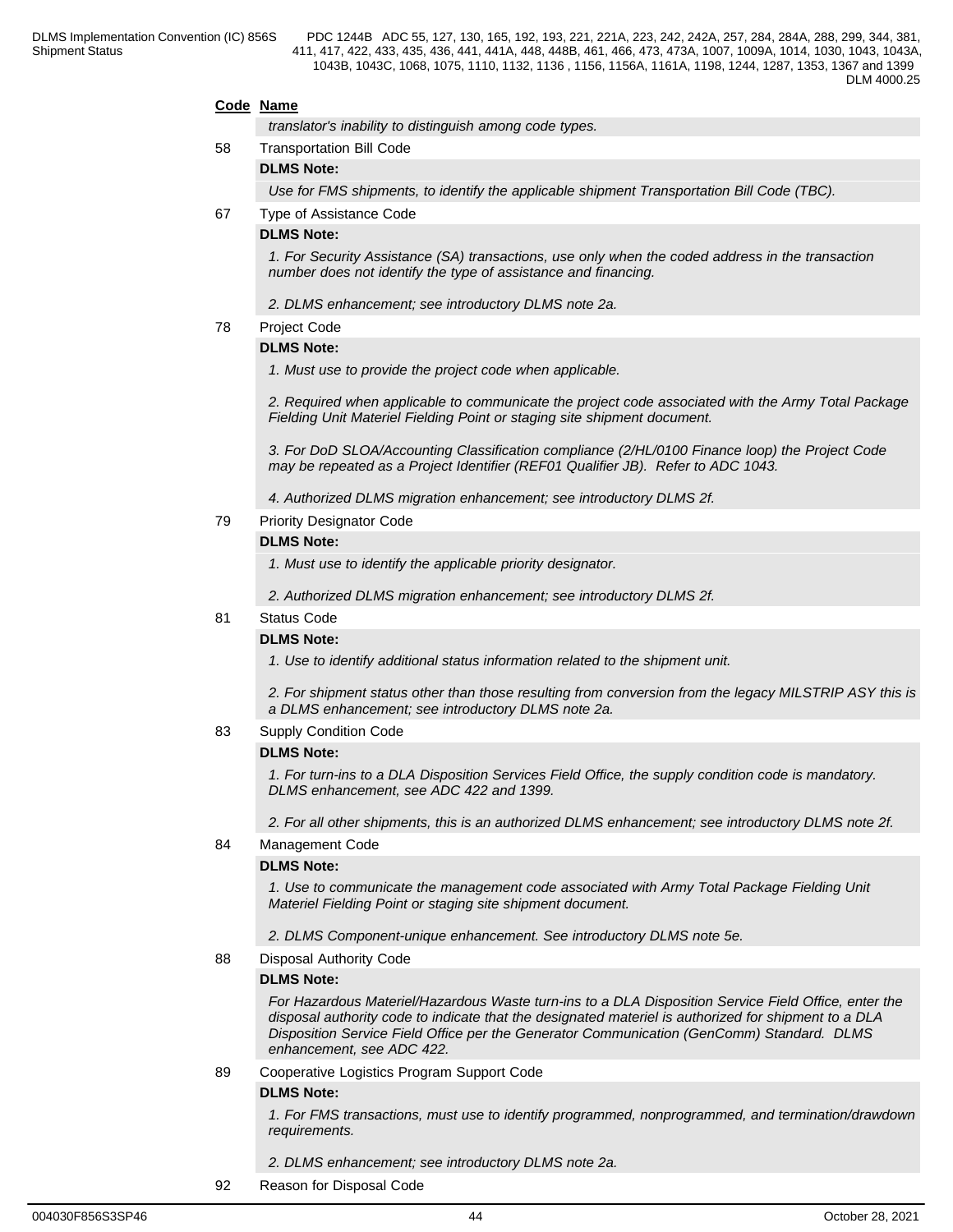**Code** **Name**

*translator's inability to distinguish among code types.*

58 Transportation Bill Code

**DLMS Note:**

*Use for FMS shipments, to identify the applicable shipment Transportation Bill Code (TBC).*

67 Type of Assistance Code

**DLMS Note:**

*1. For Security Assistance (SA) transactions, use only when the coded address in the transaction number does not identify the type of assistance and financing.*

*2. DLMS enhancement; see introductory DLMS note 2a.*

78 Project Code

**DLMS Note:**

*1. Must use to provide the project code when applicable.*

*2. Required when applicable to communicate the project code associated with the Army Total Package Fielding Unit Materiel Fielding Point or staging site shipment document.*

*3. For DoD SLOA/Accounting Classification compliance (2/HL/0100 Finance loop) the Project Code may be repeated as a Project Identifier (REF01 Qualifier JB). Refer to ADC 1043.*

*4. Authorized DLMS migration enhancement; see introductory DLMS 2f.*

79 Priority Designator Code

**DLMS Note:**

*1. Must use to identify the applicable priority designator.*

*2. Authorized DLMS migration enhancement; see introductory DLMS 2f.*

81 Status Code

**DLMS Note:**

*1. Use to identify additional status information related to the shipment unit.*

*2. For shipment status other than those resulting from conversion from the legacy MILSTRIP ASY this is a DLMS enhancement; see introductory DLMS note 2a.*

83 Supply Condition Code

**DLMS Note:**

*1. For turn-ins to a DLA Disposition Services Field Office, the supply condition code is mandatory. DLMS enhancement, see ADC 422 and 1399.*

*2. For all other shipments, this is an authorized DLMS enhancement; see introductory DLMS note 2f.*

84 Management Code

**DLMS Note:**

*1. Use to communicate the management code associated with Army Total Package Fielding Unit Materiel Fielding Point or staging site shipment document.*

*2. DLMS Component-unique enhancement. See introductory DLMS note 5e.*

88 Disposal Authority Code

**DLMS Note:**

*For Hazardous Materiel/Hazardous Waste turn-ins to a DLA Disposition Service Field Office, enter the disposal authority code to indicate that the designated materiel is authorized for shipment to a DLA Disposition Service Field Office per the Generator Communication (GenComm) Standard. DLMS enhancement, see ADC 422.*

89 Cooperative Logistics Program Support Code

**DLMS Note:**

*1. For FMS transactions, must use to identify programmed, nonprogrammed, and termination/drawdown requirements.*

*2. DLMS enhancement; see introductory DLMS note 2a.*

92 Reason for Disposal Code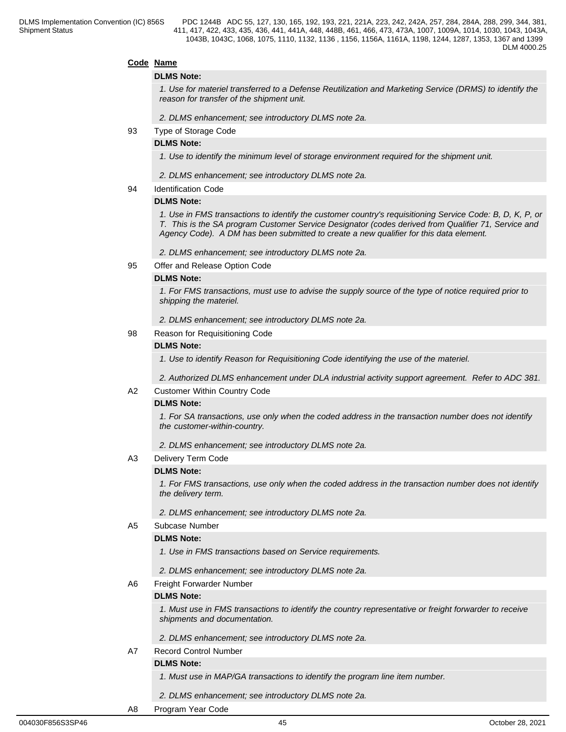**Code Name**

**DLMS Note:**

*1. Use for materiel transferred to a Defense Reutilization and Marketing Service (DRMS) to identify the reason for transfer of the shipment unit.*

*2. DLMS enhancement; see introductory DLMS note 2a.*

93 Type of Storage Code

**DLMS Note:**

*1. Use to identify the minimum level of storage environment required for the shipment unit.*

*2. DLMS enhancement; see introductory DLMS note 2a.*

94 Identification Code

**DLMS Note:**

*1. Use in FMS transactions to identify the customer country's requisitioning Service Code: B, D, K, P, or T. This is the SA program Customer Service Designator (codes derived from Qualifier 71, Service and Agency Code). A DM has been submitted to create a new qualifier for this data element.*

*2. DLMS enhancement; see introductory DLMS note 2a.*

95 Offer and Release Option Code

**DLMS Note:**

*1. For FMS transactions, must use to advise the supply source of the type of notice required prior to shipping the materiel.*

*2. DLMS enhancement; see introductory DLMS note 2a.*

98 Reason for Requisitioning Code

**DLMS Note:**

*1. Use to identify Reason for Requisitioning Code identifying the use of the materiel.*

*2. Authorized DLMS enhancement under DLA industrial activity support agreement. Refer to ADC 381.*

A2 Customer Within Country Code

**DLMS Note:**

*1. For SA transactions, use only when the coded address in the transaction number does not identify the customer-within-country.*

*2. DLMS enhancement; see introductory DLMS note 2a.*

A3 Delivery Term Code

**DLMS Note:**

*1. For FMS transactions, use only when the coded address in the transaction number does not identify the delivery term.*

*2. DLMS enhancement; see introductory DLMS note 2a.*

A5 Subcase Number

**DLMS Note:**

*1. Use in FMS transactions based on Service requirements.*

*2. DLMS enhancement; see introductory DLMS note 2a.*

A6 Freight Forwarder Number

**DLMS Note:**

*1. Must use in FMS transactions to identify the country representative or freight forwarder to receive shipments and documentation.*

*2. DLMS enhancement; see introductory DLMS note 2a.*

A7 Record Control Number

**DLMS Note:**

*1. Must use in MAP/GA transactions to identify the program line item number.*

*2. DLMS enhancement; see introductory DLMS note 2a.*

A8 Program Year Code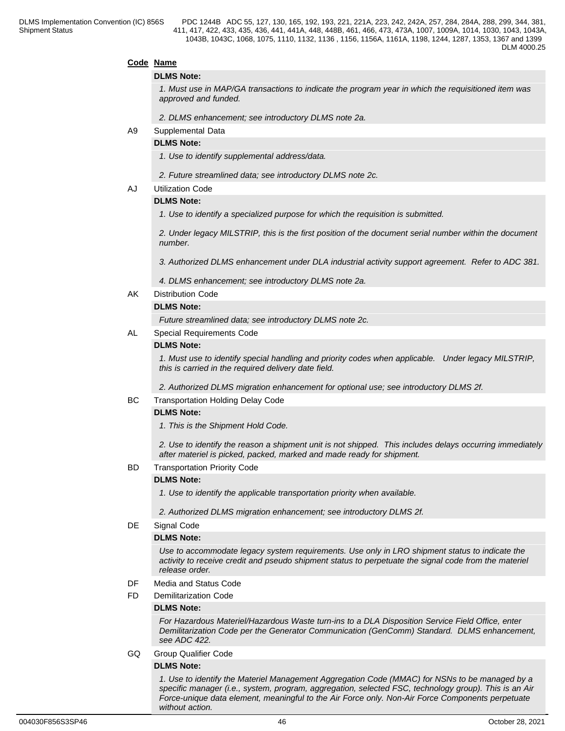**Code Name**

**DLMS Note:**

*1. Must use in MAP/GA transactions to indicate the program year in which the requisitioned item was approved and funded.*

*2. DLMS enhancement; see introductory DLMS note 2a.*

A9 Supplemental Data

**DLMS Note:**

*1. Use to identify supplemental address/data.*

*2. Future streamlined data; see introductory DLMS note 2c.*

AJ Utilization Code

**DLMS Note:**

*1. Use to identify a specialized purpose for which the requisition is submitted.*

*2. Under legacy MILSTRIP, this is the first position of the document serial number within the document number.*

*3. Authorized DLMS enhancement under DLA industrial activity support agreement. Refer to ADC 381.*

*4. DLMS enhancement; see introductory DLMS note 2a.*

AK Distribution Code

**DLMS Note:**

*Future streamlined data; see introductory DLMS note 2c.*

AL Special Requirements Code

**DLMS Note:**

*1. Must use to identify special handling and priority codes when applicable. Under legacy MILSTRIP, this is carried in the required delivery date field.*

*2. Authorized DLMS migration enhancement for optional use; see introductory DLMS 2f.*

BC Transportation Holding Delay Code

**DLMS Note:**

*1. This is the Shipment Hold Code.*

*2. Use to identify the reason a shipment unit is not shipped. This includes delays occurring immediately after materiel is picked, packed, marked and made ready for shipment.*

BD Transportation Priority Code

**DLMS Note:**

*1. Use to identify the applicable transportation priority when available.*

*2. Authorized DLMS migration enhancement; see introductory DLMS 2f.*

DE Signal Code

**DLMS Note:**

*Use to accommodate legacy system requirements. Use only in LRO shipment status to indicate the activity to receive credit and pseudo shipment status to perpetuate the signal code from the materiel release order.*

DF Media and Status Code

FD Demilitarization Code

**DLMS Note:**

*For Hazardous Materiel/Hazardous Waste turn-ins to a DLA Disposition Service Field Office, enter Demilitarization Code per the Generator Communication (GenComm) Standard. DLMS enhancement, see ADC 422.*

GQ Group Qualifier Code

**DLMS Note:**

*1. Use to identify the Materiel Management Aggregation Code (MMAC) for NSNs to be managed by a specific manager (i.e., system, program, aggregation, selected FSC, technology group). This is an Air Force-unique data element, meaningful to the Air Force only. Non-Air Force Components perpetuate without action.*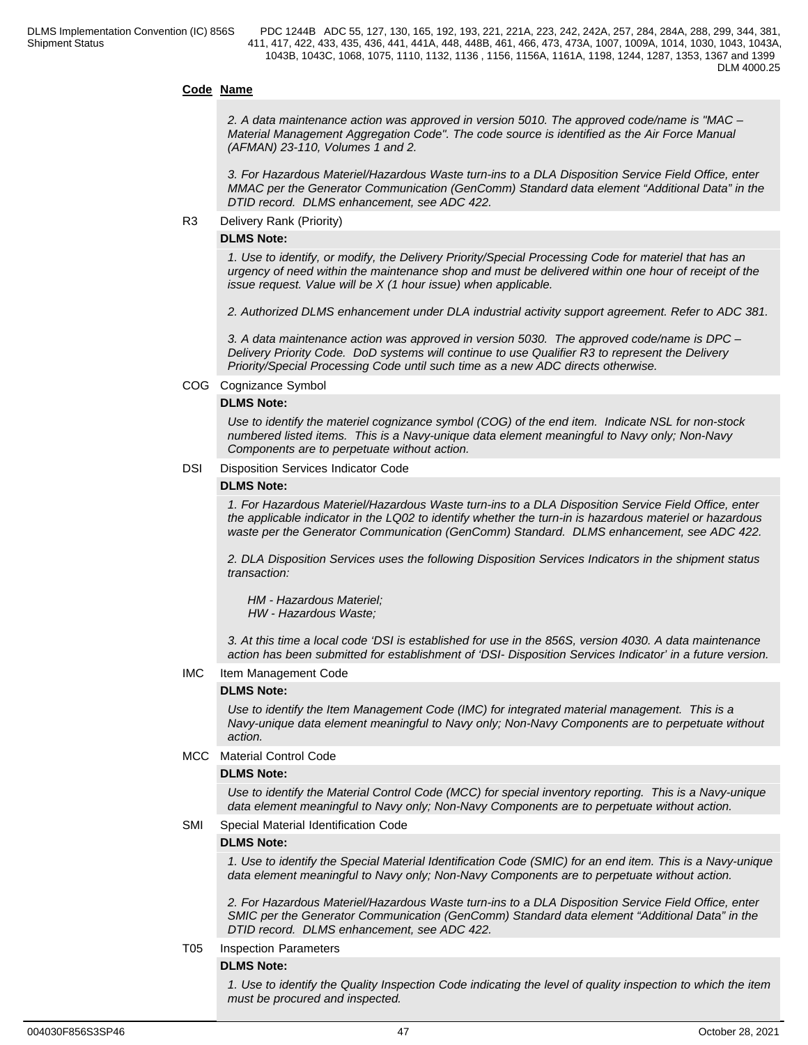**Code Name**

*2. A data maintenance action was approved in version 5010. The approved code/name is "MAC – Material Management Aggregation Code". The code source is identified as the Air Force Manual (AFMAN) 23-110, Volumes 1 and 2.*

*3. For Hazardous Materiel/Hazardous Waste turn-ins to a DLA Disposition Service Field Office, enter MMAC per the Generator Communication (GenComm) Standard data element "Additional Data" in the DTID record. DLMS enhancement, see ADC 422.*

R3 Delivery Rank (Priority)

**DLMS Note:**

*1. Use to identify, or modify, the Delivery Priority/Special Processing Code for materiel that has an urgency of need within the maintenance shop and must be delivered within one hour of receipt of the issue request. Value will be X (1 hour issue) when applicable.*

*2. Authorized DLMS enhancement under DLA industrial activity support agreement. Refer to ADC 381.*

*3. A data maintenance action was approved in version 5030. The approved code/name is DPC – Delivery Priority Code. DoD systems will continue to use Qualifier R3 to represent the Delivery Priority/Special Processing Code until such time as a new ADC directs otherwise.*

COG Cognizance Symbol

**DLMS Note:**

*Use to identify the materiel cognizance symbol (COG) of the end item. Indicate NSL for non-stock numbered listed items. This is a Navy-unique data element meaningful to Navy only; Non-Navy Components are to perpetuate without action.*

DSI Disposition Services Indicator Code

**DLMS Note:**

*1. For Hazardous Materiel/Hazardous Waste turn-ins to a DLA Disposition Service Field Office, enter the applicable indicator in the LQ02 to identify whether the turn-in is hazardous materiel or hazardous waste per the Generator Communication (GenComm) Standard. DLMS enhancement, see ADC 422.*

*2. DLA Disposition Services uses the following Disposition Services Indicators in the shipment status transaction:*

*HM - Hazardous Materiel;*
*HW - Hazardous Waste;*

*3. At this time a local code 'DSI is established for use in the 856S, version 4030. A data maintenance action has been submitted for establishment of 'DSI- Disposition Services Indicator' in a future version.*

IMC Item Management Code

**DLMS Note:**

*Use to identify the Item Management Code (IMC) for integrated material management. This is a Navy-unique data element meaningful to Navy only; Non-Navy Components are to perpetuate without action.*

MCC Material Control Code

**DLMS Note:**

*Use to identify the Material Control Code (MCC) for special inventory reporting. This is a Navy-unique data element meaningful to Navy only; Non-Navy Components are to perpetuate without action.*

SMI Special Material Identification Code

**DLMS Note:**

*1. Use to identify the Special Material Identification Code (SMIC) for an end item. This is a Navy-unique data element meaningful to Navy only; Non-Navy Components are to perpetuate without action.*

*2. For Hazardous Materiel/Hazardous Waste turn-ins to a DLA Disposition Service Field Office, enter SMIC per the Generator Communication (GenComm) Standard data element "Additional Data" in the DTID record. DLMS enhancement, see ADC 422.*

T05 Inspection Parameters

**DLMS Note:**

*1. Use to identify the Quality Inspection Code indicating the level of quality inspection to which the item must be procured and inspected.*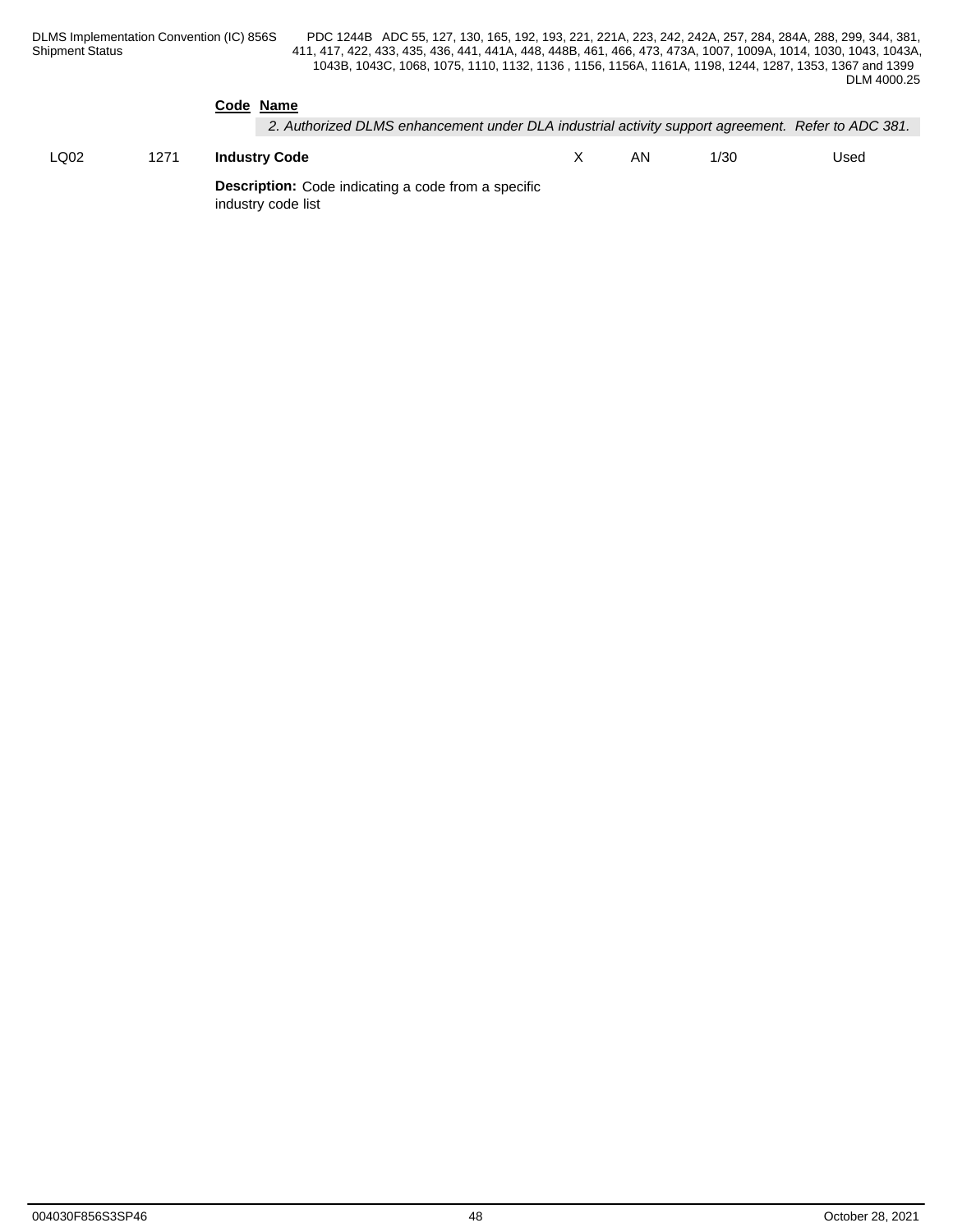**Code** **Name**

*2. Authorized DLMS enhancement under DLA industrial activity support agreement. Refer to ADC 381.*

| LQ02 | 1271 | **Industry Code** | X | AN | 1/30 | Used |
|---|---|---|---|---|---|---|

**Description:** Code indicating a code from a specific industry code list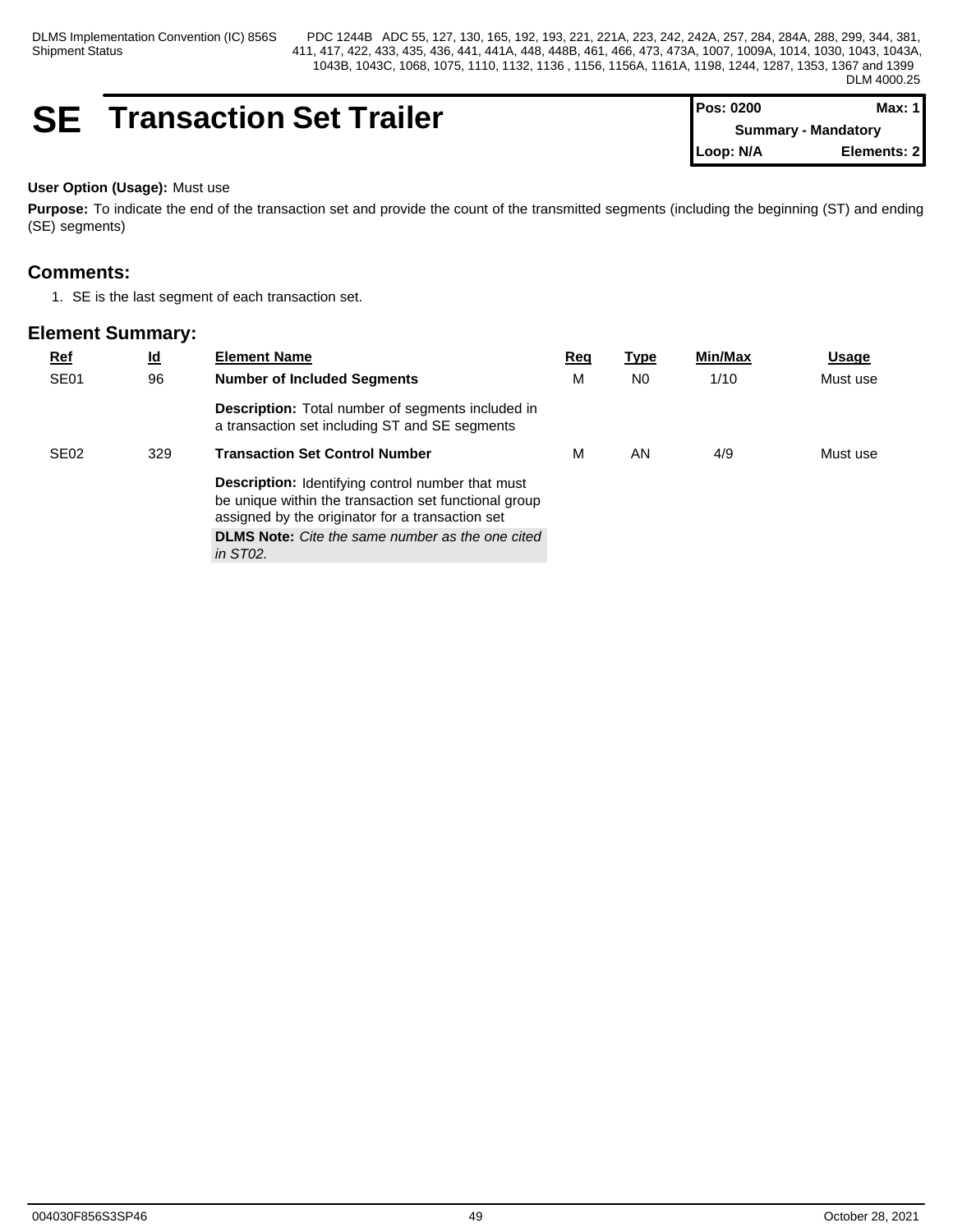# SE Transaction Set Trailer

| Pos: 0200 | Max: 1 |
|---|---|
| Summary - Mandatory | |
| Loop: N/A | Elements: 2 |

**User Option (Usage):** Must use

**Purpose:** To indicate the end of the transaction set and provide the count of the transmitted segments (including the beginning (ST) and ending (SE) segments)

## Comments:

1. SE is the last segment of each transaction set.

## Element Summary:

| Ref | Id | Element Name | Req | Type | Min/Max | Usage |
|---|---|---|---|---|---|---|
| SE01 | 96 | **Number of Included Segments**<br><br>**Description:** Total number of segments included in a transaction set including ST and SE segments | M | N0 | 1/10 | Must use |
| SE02 | 329 | **Transaction Set Control Number**<br><br>**Description:** Identifying control number that must be unique within the transaction set functional group assigned by the originator for a transaction set<br>**DLMS Note:** *Cite the same number as the one cited in ST02.* | M | AN | 4/9 | Must use |